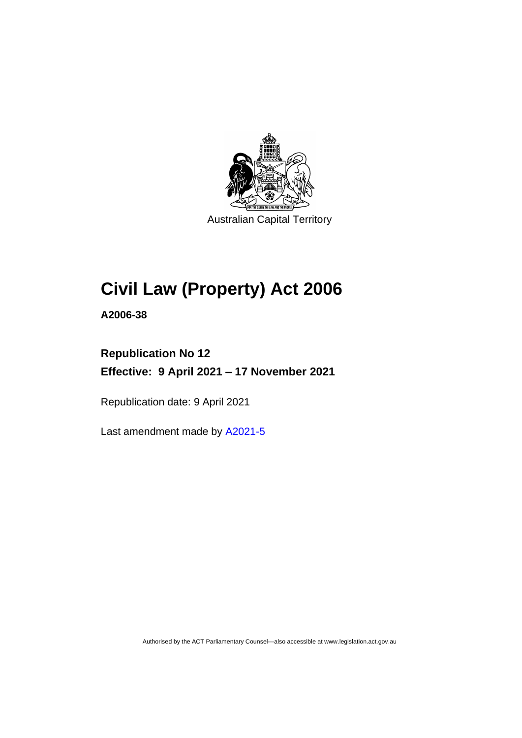Australian Capital Territory

# Civil Law (Property) Act 2006

**A2006-38**

## Republication No 12

## Effective: 9 April 2021 – 17 November 2021

Republication date: 9 April 2021

Last amendment made by A2021-5

Authorised by the ACT Parliamentary Counsel—also accessible at www.legislation.act.gov.au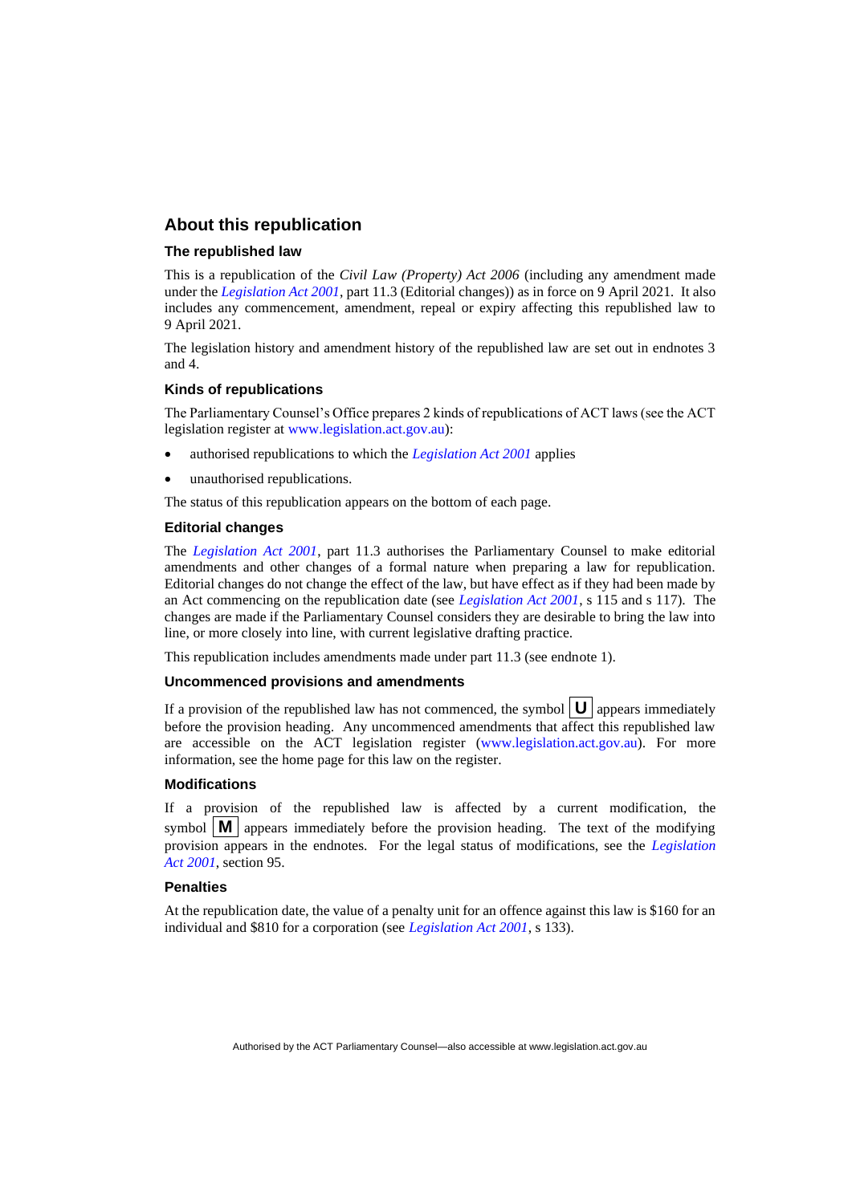## About this republication

### The republished law

This is a republication of the *Civil Law (Property) Act 2006* (including any amendment made under the *Legislation Act 2001*, part 11.3 (Editorial changes)) as in force on 9 April 2021. It also includes any commencement, amendment, repeal or expiry affecting this republished law to 9 April 2021.

The legislation history and amendment history of the republished law are set out in endnotes 3 and 4.

### Kinds of republications

The Parliamentary Counsel's Office prepares 2 kinds of republications of ACT laws (see the ACT legislation register at www.legislation.act.gov.au):

- authorised republications to which the *Legislation Act 2001* applies
- unauthorised republications.

The status of this republication appears on the bottom of each page.

### Editorial changes

The *Legislation Act 2001*, part 11.3 authorises the Parliamentary Counsel to make editorial amendments and other changes of a formal nature when preparing a law for republication. Editorial changes do not change the effect of the law, but have effect as if they had been made by an Act commencing on the republication date (see *Legislation Act 2001*, s 115 and s 117). The changes are made if the Parliamentary Counsel considers they are desirable to bring the law into line, or more closely into line, with current legislative drafting practice.

This republication includes amendments made under part 11.3 (see endnote 1).

### Uncommenced provisions and amendments

If a provision of the republished law has not commenced, the symbol **U** appears immediately before the provision heading. Any uncommenced amendments that affect this republished law are accessible on the ACT legislation register (www.legislation.act.gov.au). For more information, see the home page for this law on the register.

### Modifications

If a provision of the republished law is affected by a current modification, the symbol **M** appears immediately before the provision heading. The text of the modifying provision appears in the endnotes. For the legal status of modifications, see the *Legislation Act 2001*, section 95.

### Penalties

At the republication date, the value of a penalty unit for an offence against this law is $160 for an individual and $810 for a corporation (see *Legislation Act 2001*, s 133).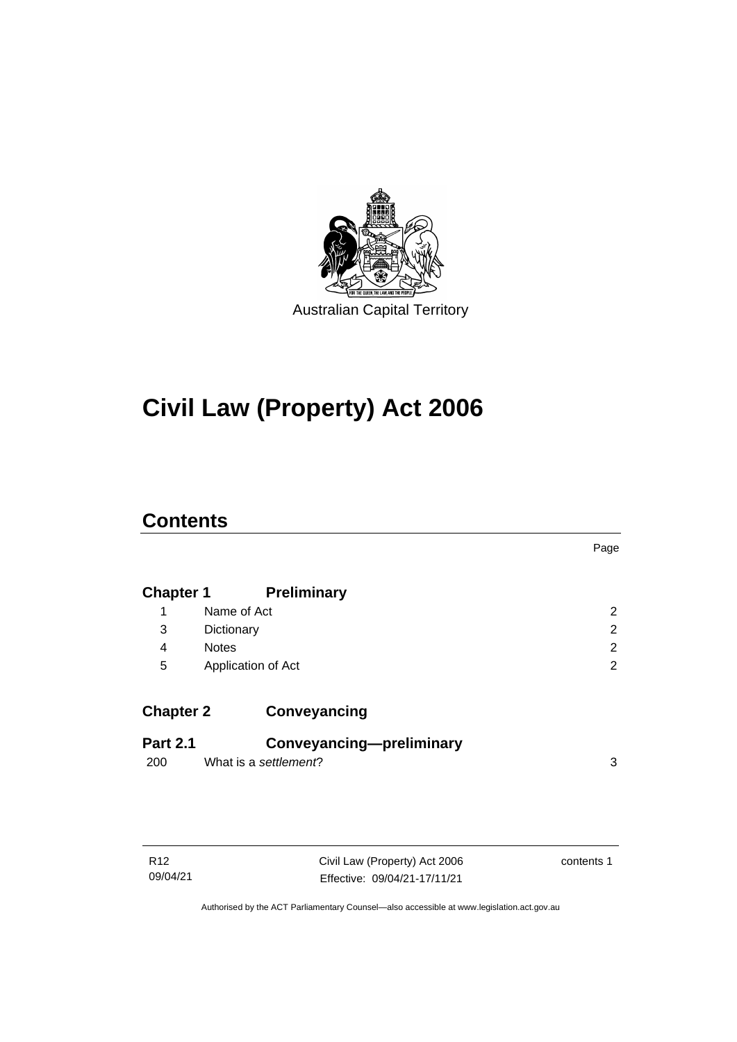Australian Capital Territory

# Civil Law (Property) Act 2006

## Contents

| | | Page |
|---|---|---|
| **Chapter 1** | **Preliminary** | |
| 1 | Name of Act | 2 |
| 3 | Dictionary | 2 |
| 4 | Notes | 2 |
| 5 | Application of Act | 2 |
| **Chapter 2** | **Conveyancing** | |
| **Part 2.1** | **Conveyancing—preliminary** | |
| 200 | What is a *settlement*? | 3 |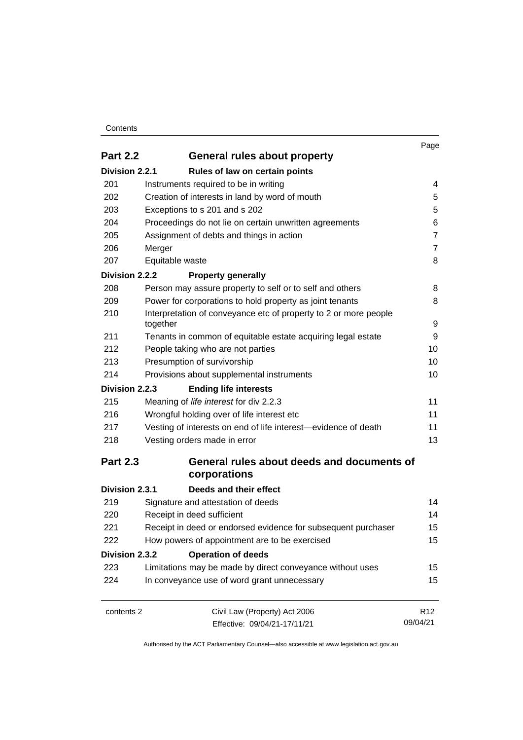| | | Page |
|---|---|---|
| **Part 2.2** | **General rules about property** | |
| **Division 2.2.1** | **Rules of law on certain points** | |
| 201 | Instruments required to be in writing | 4 |
| 202 | Creation of interests in land by word of mouth | 5 |
| 203 | Exceptions to s 201 and s 202 | 5 |
| 204 | Proceedings do not lie on certain unwritten agreements | 6 |
| 205 | Assignment of debts and things in action | 7 |
| 206 | Merger | 7 |
| 207 | Equitable waste | 8 |
| **Division 2.2.2** | **Property generally** | |
| 208 | Person may assure property to self or to self and others | 8 |
| 209 | Power for corporations to hold property as joint tenants | 8 |
| 210 | Interpretation of conveyance etc of property to 2 or more people together | 9 |
| 211 | Tenants in common of equitable estate acquiring legal estate | 9 |
| 212 | People taking who are not parties | 10 |
| 213 | Presumption of survivorship | 10 |
| 214 | Provisions about supplemental instruments | 10 |
| **Division 2.2.3** | **Ending life interests** | |
| 215 | Meaning of *life interest* for div 2.2.3 | 11 |
| 216 | Wrongful holding over of life interest etc | 11 |
| 217 | Vesting of interests on end of life interest—evidence of death | 11 |
| 218 | Vesting orders made in error | 13 |
| **Part 2.3** | **General rules about deeds and documents of corporations** | |
| **Division 2.3.1** | **Deeds and their effect** | |
| 219 | Signature and attestation of deeds | 14 |
| 220 | Receipt in deed sufficient | 14 |
| 221 | Receipt in deed or endorsed evidence for subsequent purchaser | 15 |
| 222 | How powers of appointment are to be exercised | 15 |
| **Division 2.3.2** | **Operation of deeds** | |
| 223 | Limitations may be made by direct conveyance without uses | 15 |
| 224 | In conveyance use of word grant unnecessary | 15 |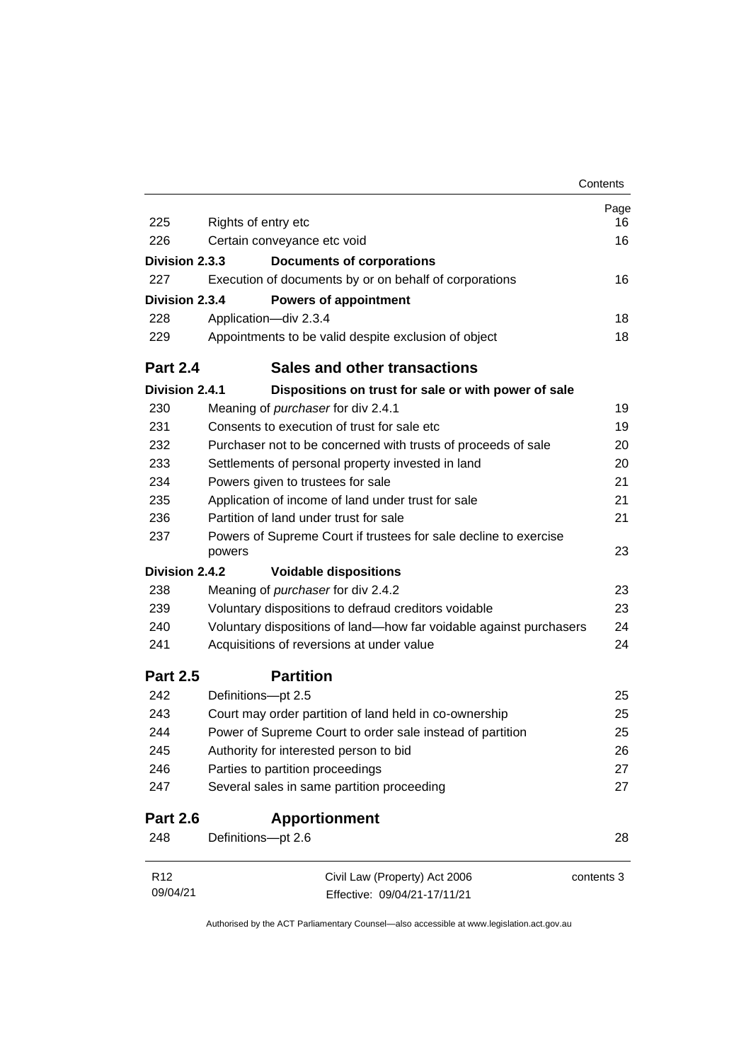| | | Page |
|---|---|---|
| 225 | Rights of entry etc | 16 |
| 226 | Certain conveyance etc void | 16 |
| **Division 2.3.3** | **Documents of corporations** | |
| 227 | Execution of documents by or on behalf of corporations | 16 |
| **Division 2.3.4** | **Powers of appointment** | |
| 228 | Application—div 2.3.4 | 18 |
| 229 | Appointments to be valid despite exclusion of object | 18 |
| **Part 2.4** | **Sales and other transactions** | |
| **Division 2.4.1** | **Dispositions on trust for sale or with power of sale** | |
| 230 | Meaning of *purchaser* for div 2.4.1 | 19 |
| 231 | Consents to execution of trust for sale etc | 19 |
| 232 | Purchaser not to be concerned with trusts of proceeds of sale | 20 |
| 233 | Settlements of personal property invested in land | 20 |
| 234 | Powers given to trustees for sale | 21 |
| 235 | Application of income of land under trust for sale | 21 |
| 236 | Partition of land under trust for sale | 21 |
| 237 | Powers of Supreme Court if trustees for sale decline to exercise powers | 23 |
| **Division 2.4.2** | **Voidable dispositions** | |
| 238 | Meaning of *purchaser* for div 2.4.2 | 23 |
| 239 | Voluntary dispositions to defraud creditors voidable | 23 |
| 240 | Voluntary dispositions of land—how far voidable against purchasers | 24 |
| 241 | Acquisitions of reversions at under value | 24 |
| **Part 2.5** | **Partition** | |
| 242 | Definitions—pt 2.5 | 25 |
| 243 | Court may order partition of land held in co-ownership | 25 |
| 244 | Power of Supreme Court to order sale instead of partition | 25 |
| 245 | Authority for interested person to bid | 26 |
| 246 | Parties to partition proceedings | 27 |
| 247 | Several sales in same partition proceeding | 27 |
| **Part 2.6** | **Apportionment** | |
| 248 | Definitions—pt 2.6 | 28 |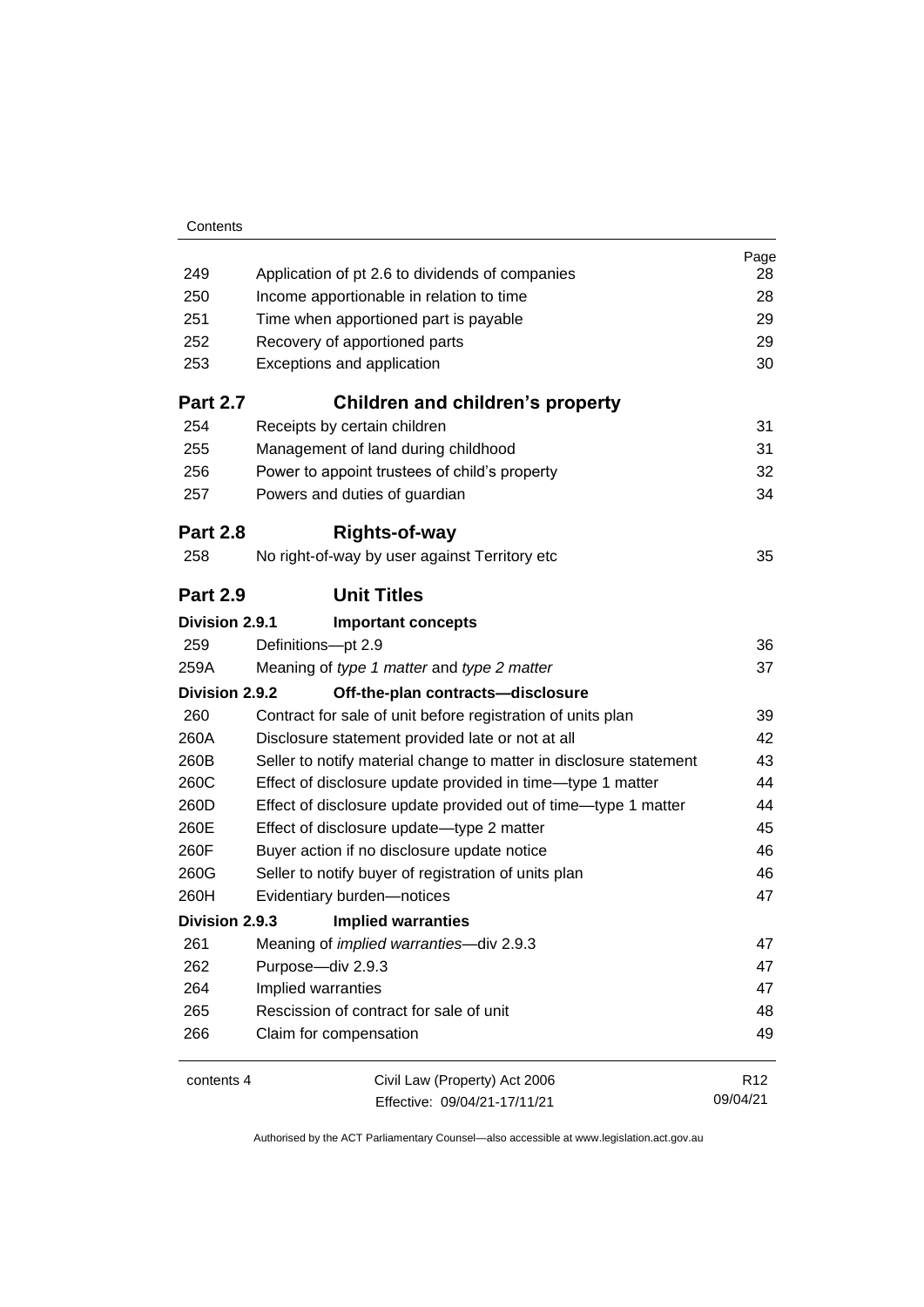| | | Page |
|---|---|---|
| 249 | Application of pt 2.6 to dividends of companies | 28 |
| 250 | Income apportionable in relation to time | 28 |
| 251 | Time when apportioned part is payable | 29 |
| 252 | Recovery of apportioned parts | 29 |
| 253 | Exceptions and application | 30 |
| **Part 2.7** | **Children and children's property** | |
| 254 | Receipts by certain children | 31 |
| 255 | Management of land during childhood | 31 |
| 256 | Power to appoint trustees of child's property | 32 |
| 257 | Powers and duties of guardian | 34 |
| **Part 2.8** | **Rights-of-way** | |
| 258 | No right-of-way by user against Territory etc | 35 |
| **Part 2.9** | **Unit Titles** | |
| **Division 2.9.1** | **Important concepts** | |
| 259 | Definitions—pt 2.9 | 36 |
| 259A | Meaning of *type 1 matter* and *type 2 matter* | 37 |
| **Division 2.9.2** | **Off-the-plan contracts—disclosure** | |
| 260 | Contract for sale of unit before registration of units plan | 39 |
| 260A | Disclosure statement provided late or not at all | 42 |
| 260B | Seller to notify material change to matter in disclosure statement | 43 |
| 260C | Effect of disclosure update provided in time—type 1 matter | 44 |
| 260D | Effect of disclosure update provided out of time—type 1 matter | 44 |
| 260E | Effect of disclosure update—type 2 matter | 45 |
| 260F | Buyer action if no disclosure update notice | 46 |
| 260G | Seller to notify buyer of registration of units plan | 46 |
| 260H | Evidentiary burden—notices | 47 |
| **Division 2.9.3** | **Implied warranties** | |
| 261 | Meaning of *implied warranties*—div 2.9.3 | 47 |
| 262 | Purpose—div 2.9.3 | 47 |
| 264 | Implied warranties | 47 |
| 265 | Rescission of contract for sale of unit | 48 |
| 266 | Claim for compensation | 49 |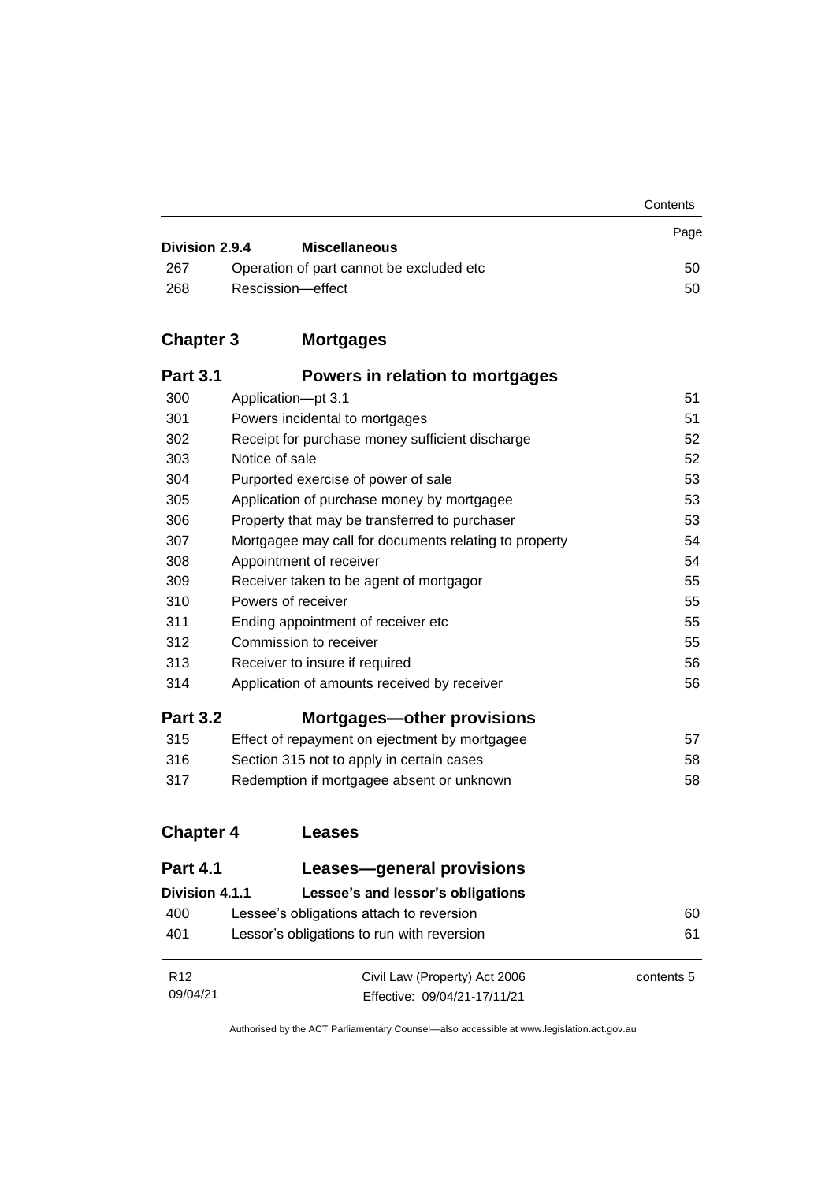| | | Page |
|---|---|---|
| **Division 2.9.4** | **Miscellaneous** | |
| 267 | Operation of part cannot be excluded etc | 50 |
| 268 | Rescission—effect | 50 |

## Chapter 3 Mortgages

### Part 3.1 Powers in relation to mortgages

| | | |
|---|---|---|
| 300 | Application—pt 3.1 | 51 |
| 301 | Powers incidental to mortgages | 51 |
| 302 | Receipt for purchase money sufficient discharge | 52 |
| 303 | Notice of sale | 52 |
| 304 | Purported exercise of power of sale | 53 |
| 305 | Application of purchase money by mortgagee | 53 |
| 306 | Property that may be transferred to purchaser | 53 |
| 307 | Mortgagee may call for documents relating to property | 54 |
| 308 | Appointment of receiver | 54 |
| 309 | Receiver taken to be agent of mortgagor | 55 |
| 310 | Powers of receiver | 55 |
| 311 | Ending appointment of receiver etc | 55 |
| 312 | Commission to receiver | 55 |
| 313 | Receiver to insure if required | 56 |
| 314 | Application of amounts received by receiver | 56 |

### Part 3.2 Mortgages—other provisions

| | | |
|---|---|---|
| 315 | Effect of repayment on ejectment by mortgagee | 57 |
| 316 | Section 315 not to apply in certain cases | 58 |
| 317 | Redemption if mortgagee absent or unknown | 58 |

## Chapter 4 Leases

### Part 4.1 Leases—general provisions

| | | |
|---|---|---|
| **Division 4.1.1** | **Lessee's and lessor's obligations** | |
| 400 | Lessee's obligations attach to reversion | 60 |
| 401 | Lessor's obligations to run with reversion | 61 |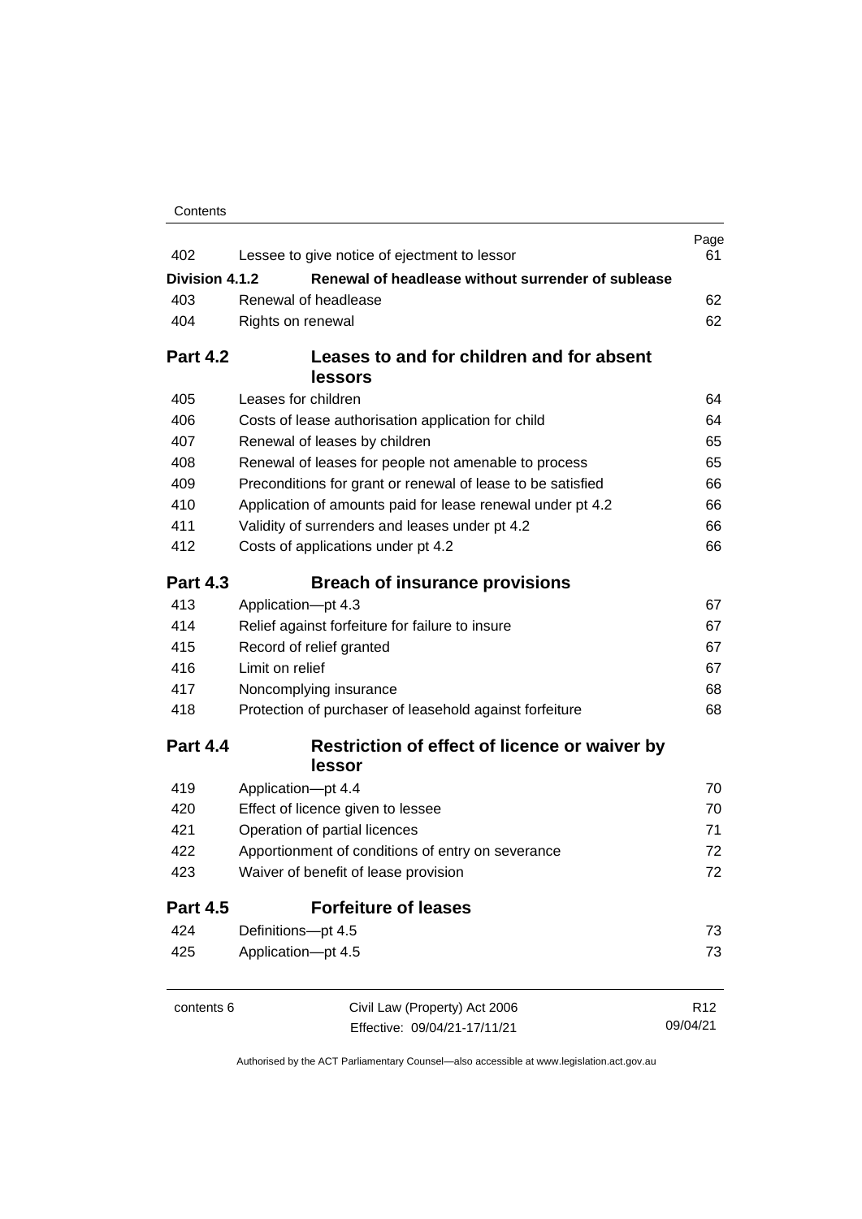| | | Page |
|---|---|---|
| 402 | Lessee to give notice of ejectment to lessor | 61 |
| **Division 4.1.2** | **Renewal of headlease without surrender of sublease** | |
| 403 | Renewal of headlease | 62 |
| 404 | Rights on renewal | 62 |
| **Part 4.2** | **Leases to and for children and for absent lessors** | |
| 405 | Leases for children | 64 |
| 406 | Costs of lease authorisation application for child | 64 |
| 407 | Renewal of leases by children | 65 |
| 408 | Renewal of leases for people not amenable to process | 65 |
| 409 | Preconditions for grant or renewal of lease to be satisfied | 66 |
| 410 | Application of amounts paid for lease renewal under pt 4.2 | 66 |
| 411 | Validity of surrenders and leases under pt 4.2 | 66 |
| 412 | Costs of applications under pt 4.2 | 66 |
| **Part 4.3** | **Breach of insurance provisions** | |
| 413 | Application—pt 4.3 | 67 |
| 414 | Relief against forfeiture for failure to insure | 67 |
| 415 | Record of relief granted | 67 |
| 416 | Limit on relief | 67 |
| 417 | Noncomplying insurance | 68 |
| 418 | Protection of purchaser of leasehold against forfeiture | 68 |
| **Part 4.4** | **Restriction of effect of licence or waiver by lessor** | |
| 419 | Application—pt 4.4 | 70 |
| 420 | Effect of licence given to lessee | 70 |
| 421 | Operation of partial licences | 71 |
| 422 | Apportionment of conditions of entry on severance | 72 |
| 423 | Waiver of benefit of lease provision | 72 |
| **Part 4.5** | **Forfeiture of leases** | |
| 424 | Definitions—pt 4.5 | 73 |
| 425 | Application—pt 4.5 | 73 |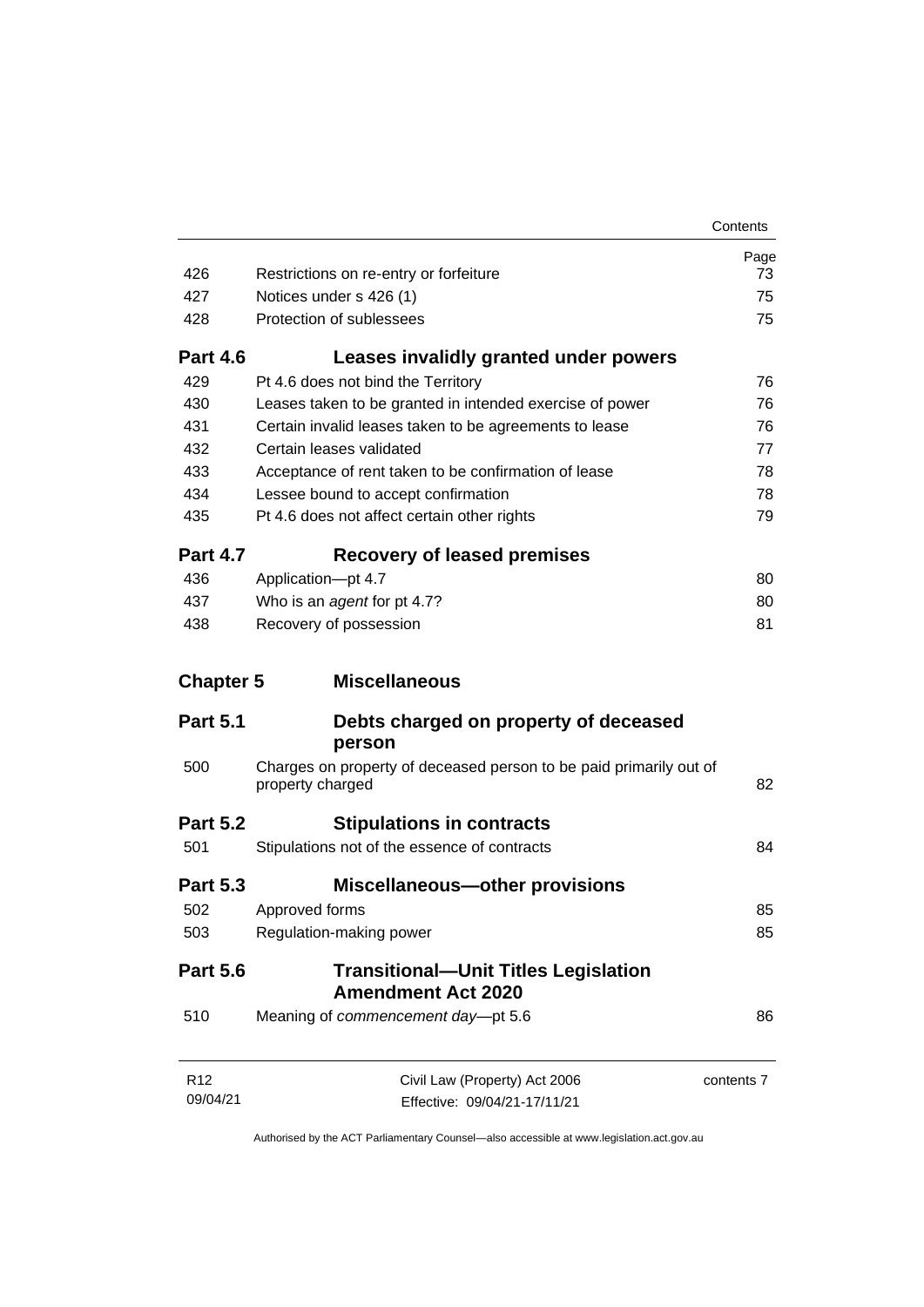| | | Page |
|---|---|---|
| 426 | Restrictions on re-entry or forfeiture | 73 |
| 427 | Notices under s 426 (1) | 75 |
| 428 | Protection of sublessees | 75 |
| **Part 4.6** | **Leases invalidly granted under powers** | |
| 429 | Pt 4.6 does not bind the Territory | 76 |
| 430 | Leases taken to be granted in intended exercise of power | 76 |
| 431 | Certain invalid leases taken to be agreements to lease | 76 |
| 432 | Certain leases validated | 77 |
| 433 | Acceptance of rent taken to be confirmation of lease | 78 |
| 434 | Lessee bound to accept confirmation | 78 |
| 435 | Pt 4.6 does not affect certain other rights | 79 |
| **Part 4.7** | **Recovery of leased premises** | |
| 436 | Application—pt 4.7 | 80 |
| 437 | Who is an *agent* for pt 4.7? | 80 |
| 438 | Recovery of possession | 81 |
| **Chapter 5** | **Miscellaneous** | |
| **Part 5.1** | **Debts charged on property of deceased person** | |
| 500 | Charges on property of deceased person to be paid primarily out of property charged | 82 |
| **Part 5.2** | **Stipulations in contracts** | |
| 501 | Stipulations not of the essence of contracts | 84 |
| **Part 5.3** | **Miscellaneous—other provisions** | |
| 502 | Approved forms | 85 |
| 503 | Regulation-making power | 85 |
| **Part 5.6** | **Transitional—Unit Titles Legislation Amendment Act 2020** | |
| 510 | Meaning of *commencement day*—pt 5.6 | 86 |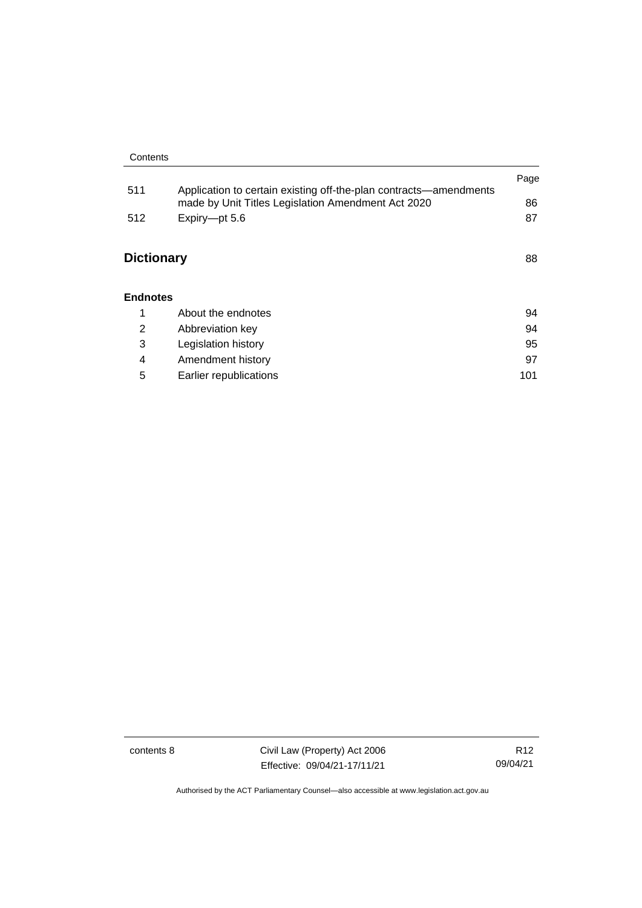| | | Page |
|---|---|---|
| 511 | Application to certain existing off-the-plan contracts—amendments made by Unit Titles Legislation Amendment Act 2020 | 86 |
| 512 | Expiry—pt 5.6 | 87 |

**Dictionary** 88

**Endnotes**

| | | |
|---|---|---|
| 1 | About the endnotes | 94 |
| 2 | Abbreviation key | 94 |
| 3 | Legislation history | 95 |
| 4 | Amendment history | 97 |
| 5 | Earlier republications | 101 |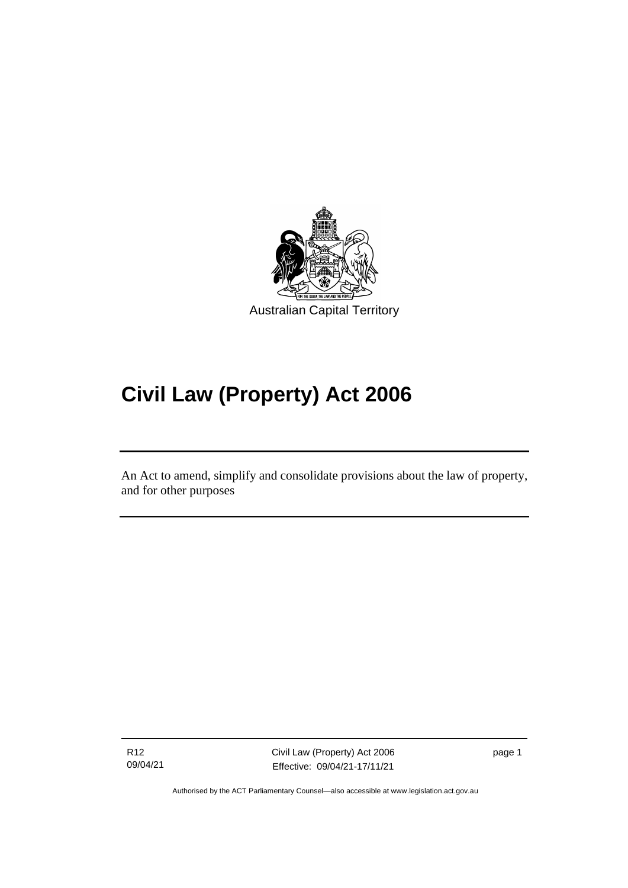Australian Capital Territory

# Civil Law (Property) Act 2006

An Act to amend, simplify and consolidate provisions about the law of property, and for other purposes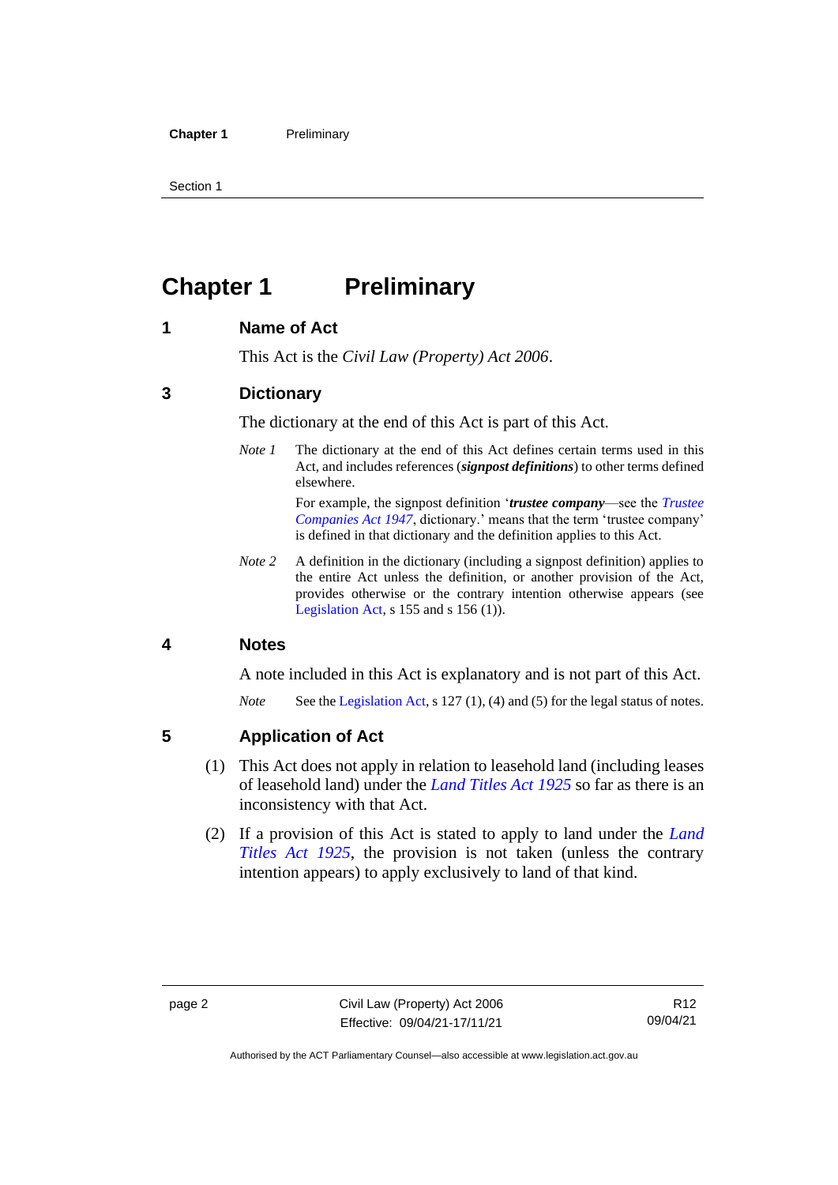# Chapter 1 Preliminary

## 1 Name of Act

This Act is the *Civil Law (Property) Act 2006*.

## 3 Dictionary

The dictionary at the end of this Act is part of this Act.

*Note 1* The dictionary at the end of this Act defines certain terms used in this Act, and includes references (***signpost definitions***) to other terms defined elsewhere.

For example, the signpost definition '***trustee company***—see the *Trustee Companies Act 1947*, dictionary.' means that the term 'trustee company' is defined in that dictionary and the definition applies to this Act.

*Note 2* A definition in the dictionary (including a signpost definition) applies to the entire Act unless the definition, or another provision of the Act, provides otherwise or the contrary intention otherwise appears (see Legislation Act, s 155 and s 156 (1)).

## 4 Notes

A note included in this Act is explanatory and is not part of this Act.

*Note* See the Legislation Act, s 127 (1), (4) and (5) for the legal status of notes.

## 5 Application of Act

(1) This Act does not apply in relation to leasehold land (including leases of leasehold land) under the *Land Titles Act 1925* so far as there is an inconsistency with that Act.

(2) If a provision of this Act is stated to apply to land under the *Land Titles Act 1925*, the provision is not taken (unless the contrary intention appears) to apply exclusively to land of that kind.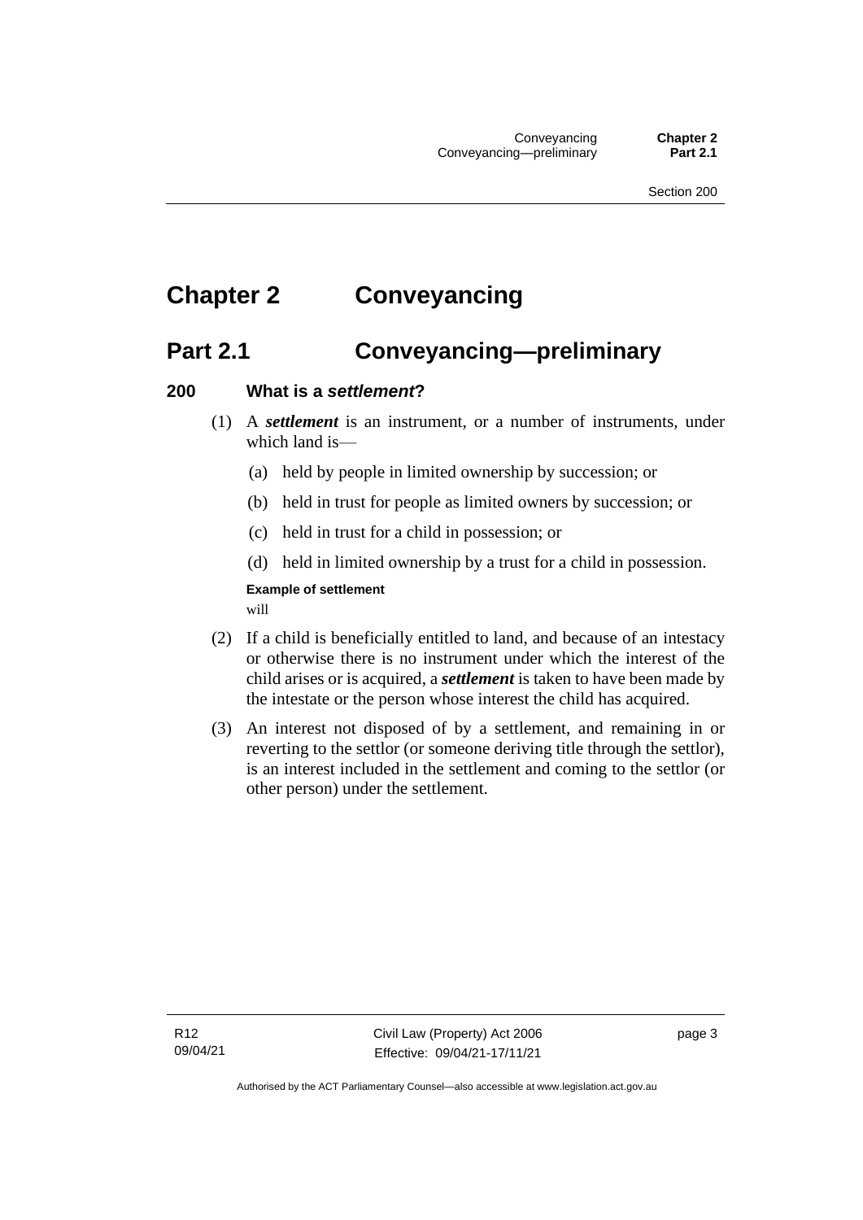# Chapter 2 Conveyancing

## Part 2.1 Conveyancing—preliminary

### 200 What is a *settlement*?

(1) A ***settlement*** is an instrument, or a number of instruments, under which land is—

(a) held by people in limited ownership by succession; or

(b) held in trust for people as limited owners by succession; or

(c) held in trust for a child in possession; or

(d) held in limited ownership by a trust for a child in possession.

**Example of settlement**

will

(2) If a child is beneficially entitled to land, and because of an intestacy or otherwise there is no instrument under which the interest of the child arises or is acquired, a ***settlement*** is taken to have been made by the intestate or the person whose interest the child has acquired.

(3) An interest not disposed of by a settlement, and remaining in or reverting to the settlor (or someone deriving title through the settlor), is an interest included in the settlement and coming to the settlor (or other person) under the settlement.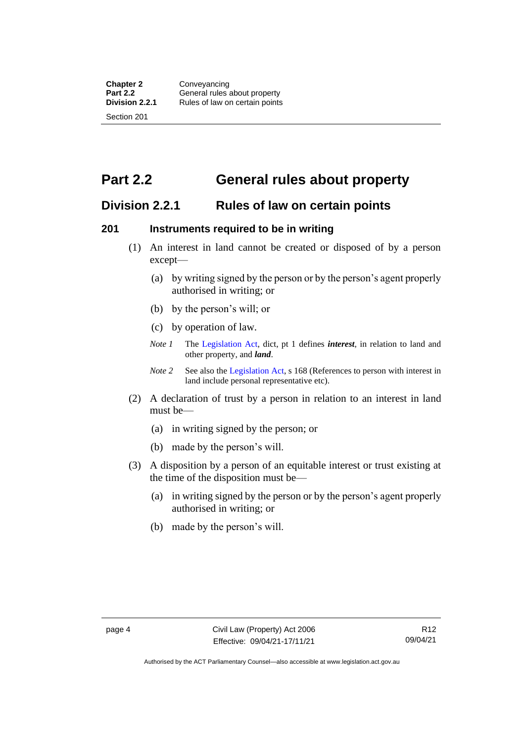# Part 2.2 General rules about property

## Division 2.2.1 Rules of law on certain points

### 201 Instruments required to be in writing

(1) An interest in land cannot be created or disposed of by a person except—

(a) by writing signed by the person or by the person's agent properly authorised in writing; or

(b) by the person's will; or

(c) by operation of law.

*Note 1* The Legislation Act, dict, pt 1 defines ***interest***, in relation to land and other property, and ***land***.

*Note 2* See also the Legislation Act, s 168 (References to person with interest in land include personal representative etc).

(2) A declaration of trust by a person in relation to an interest in land must be—

(a) in writing signed by the person; or

(b) made by the person's will.

(3) A disposition by a person of an equitable interest or trust existing at the time of the disposition must be—

(a) in writing signed by the person or by the person's agent properly authorised in writing; or

(b) made by the person's will.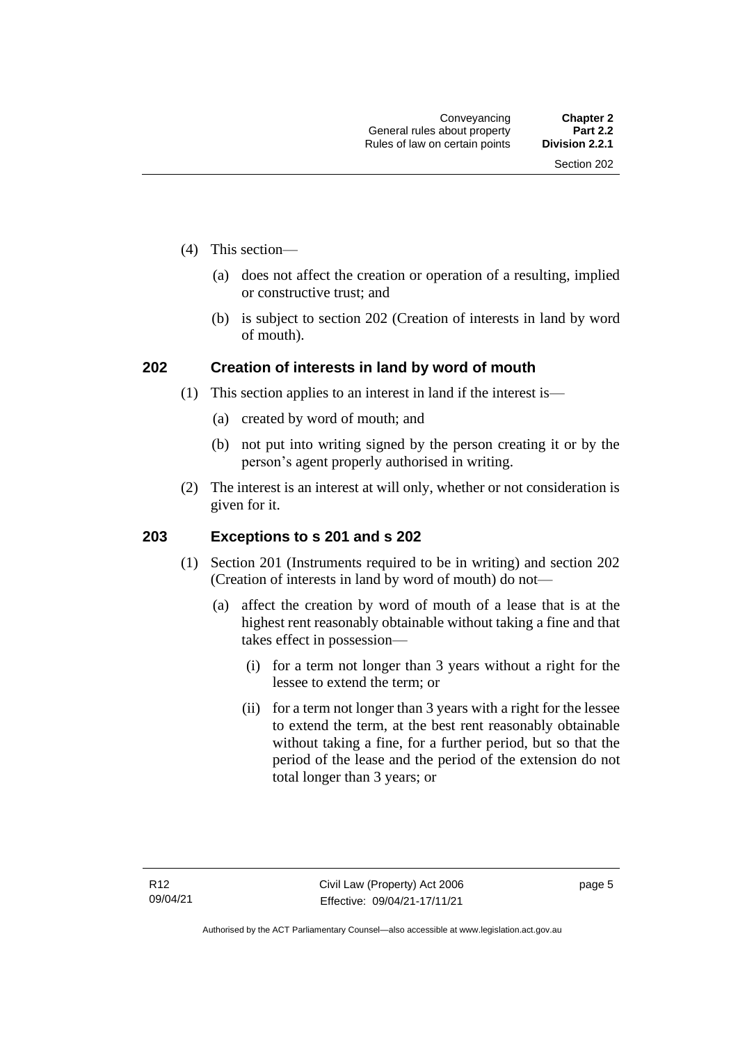(4) This section—

(a) does not affect the creation or operation of a resulting, implied or constructive trust; and

(b) is subject to section 202 (Creation of interests in land by word of mouth).

## 202 Creation of interests in land by word of mouth

(1) This section applies to an interest in land if the interest is—

(a) created by word of mouth; and

(b) not put into writing signed by the person creating it or by the person's agent properly authorised in writing.

(2) The interest is an interest at will only, whether or not consideration is given for it.

## 203 Exceptions to s 201 and s 202

(1) Section 201 (Instruments required to be in writing) and section 202 (Creation of interests in land by word of mouth) do not—

(a) affect the creation by word of mouth of a lease that is at the highest rent reasonably obtainable without taking a fine and that takes effect in possession—

(i) for a term not longer than 3 years without a right for the lessee to extend the term; or

(ii) for a term not longer than 3 years with a right for the lessee to extend the term, at the best rent reasonably obtainable without taking a fine, for a further period, but so that the period of the lease and the period of the extension do not total longer than 3 years; or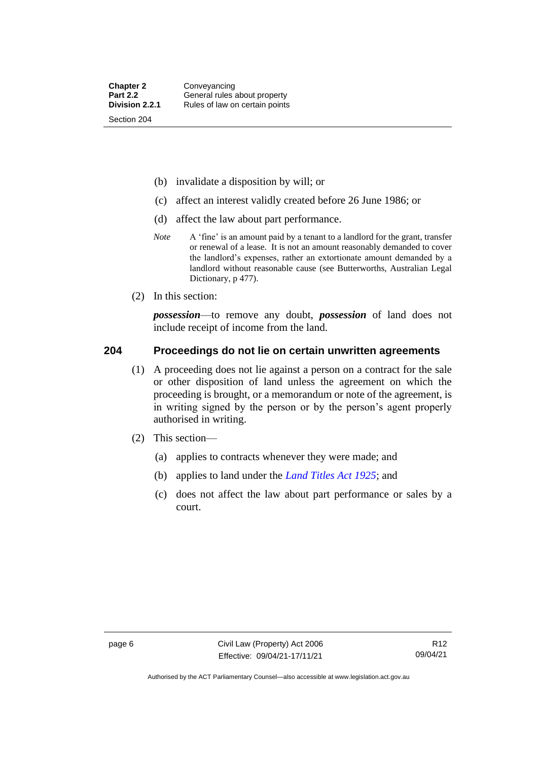(b) invalidate a disposition by will; or

(c) affect an interest validly created before 26 June 1986; or

(d) affect the law about part performance.

*Note* A 'fine' is an amount paid by a tenant to a landlord for the grant, transfer or renewal of a lease. It is not an amount reasonably demanded to cover the landlord's expenses, rather an extortionate amount demanded by a landlord without reasonable cause (see Butterworths, Australian Legal Dictionary, p 477).

(2) In this section:

***possession***—to remove any doubt, ***possession*** of land does not include receipt of income from the land.

## 204 Proceedings do not lie on certain unwritten agreements

(1) A proceeding does not lie against a person on a contract for the sale or other disposition of land unless the agreement on which the proceeding is brought, or a memorandum or note of the agreement, is in writing signed by the person or by the person's agent properly authorised in writing.

(2) This section—

(a) applies to contracts whenever they were made; and

(b) applies to land under the *Land Titles Act 1925*; and

(c) does not affect the law about part performance or sales by a court.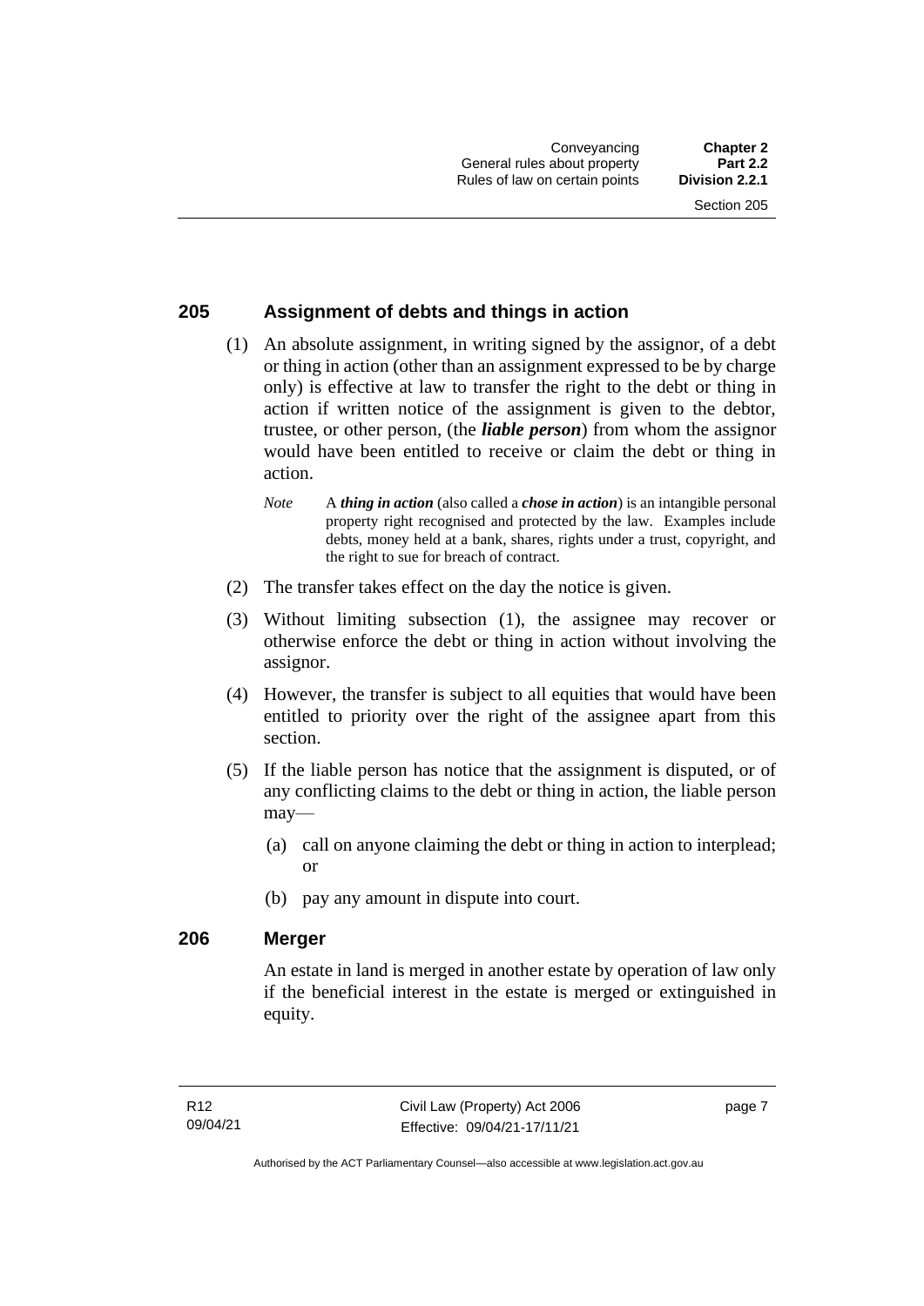## 205 Assignment of debts and things in action

(1) An absolute assignment, in writing signed by the assignor, of a debt or thing in action (other than an assignment expressed to be by charge only) is effective at law to transfer the right to the debt or thing in action if written notice of the assignment is given to the debtor, trustee, or other person, (the ***liable person***) from whom the assignor would have been entitled to receive or claim the debt or thing in action.

*Note* A ***thing in action*** (also called a ***chose in action***) is an intangible personal property right recognised and protected by the law. Examples include debts, money held at a bank, shares, rights under a trust, copyright, and the right to sue for breach of contract.

(2) The transfer takes effect on the day the notice is given.

(3) Without limiting subsection (1), the assignee may recover or otherwise enforce the debt or thing in action without involving the assignor.

(4) However, the transfer is subject to all equities that would have been entitled to priority over the right of the assignee apart from this section.

(5) If the liable person has notice that the assignment is disputed, or of any conflicting claims to the debt or thing in action, the liable person may—

- (a) call on anyone claiming the debt or thing in action to interplead; or
- (b) pay any amount in dispute into court.

## 206 Merger

An estate in land is merged in another estate by operation of law only if the beneficial interest in the estate is merged or extinguished in equity.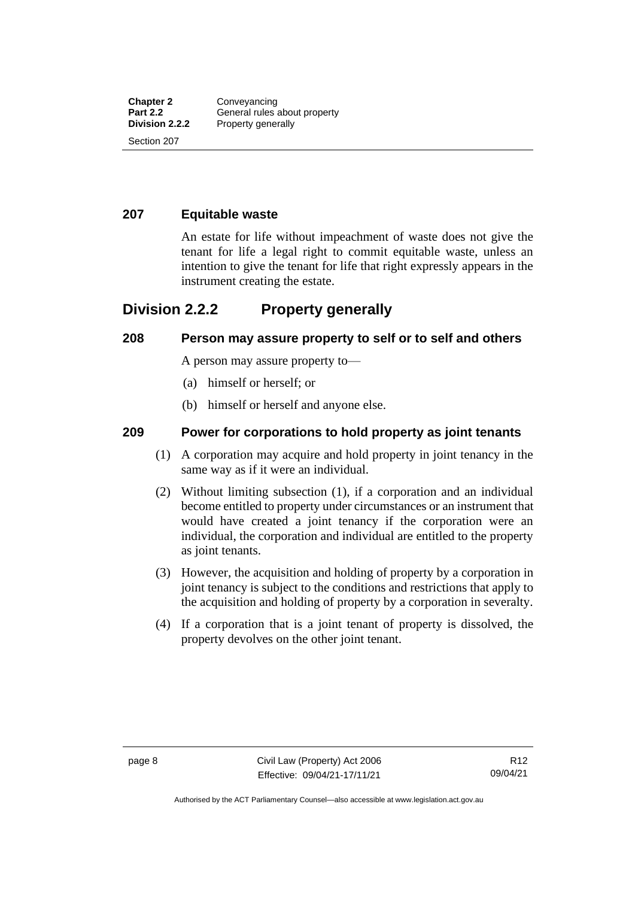### 207 Equitable waste

An estate for life without impeachment of waste does not give the tenant for life a legal right to commit equitable waste, unless an intention to give the tenant for life that right expressly appears in the instrument creating the estate.

## Division 2.2.2 Property generally

### 208 Person may assure property to self or to self and others

A person may assure property to—

(a) himself or herself; or

(b) himself or herself and anyone else.

### 209 Power for corporations to hold property as joint tenants

(1) A corporation may acquire and hold property in joint tenancy in the same way as if it were an individual.

(2) Without limiting subsection (1), if a corporation and an individual become entitled to property under circumstances or an instrument that would have created a joint tenancy if the corporation were an individual, the corporation and individual are entitled to the property as joint tenants.

(3) However, the acquisition and holding of property by a corporation in joint tenancy is subject to the conditions and restrictions that apply to the acquisition and holding of property by a corporation in severalty.

(4) If a corporation that is a joint tenant of property is dissolved, the property devolves on the other joint tenant.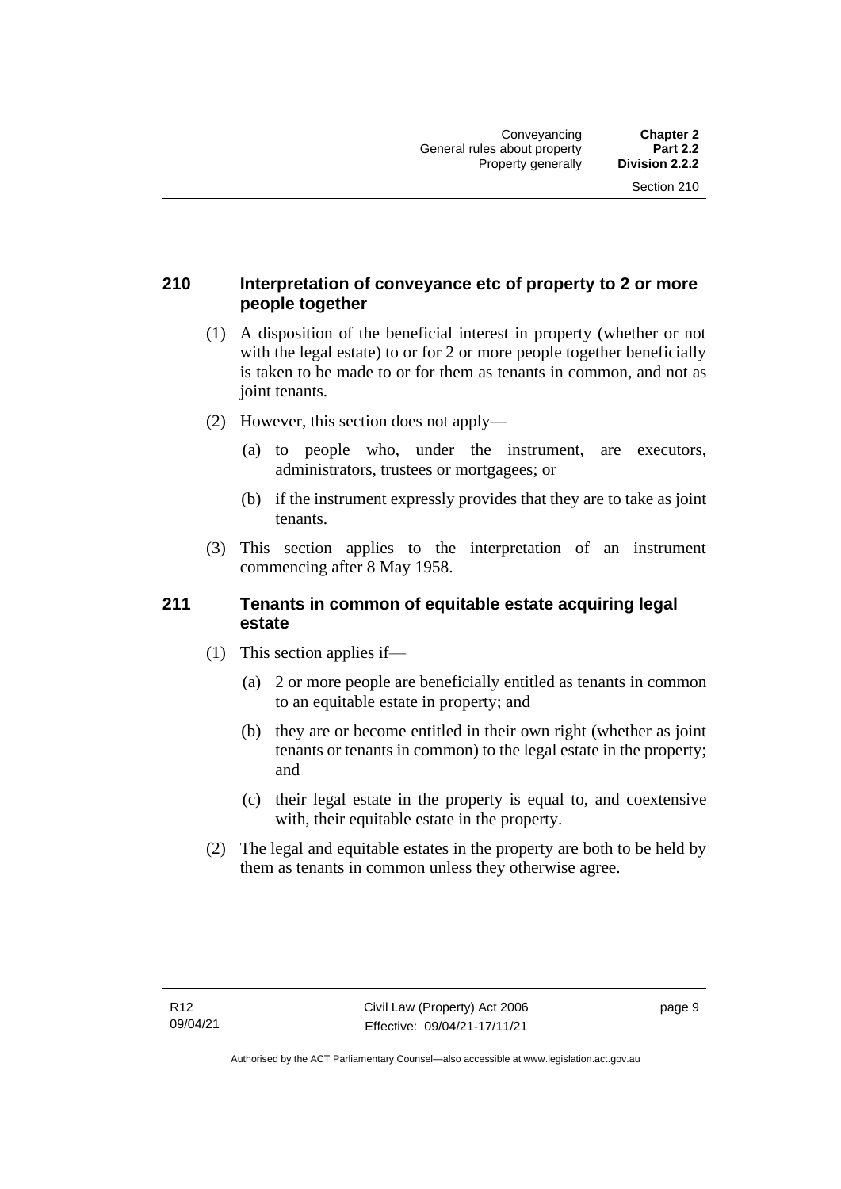## 210 Interpretation of conveyance etc of property to 2 or more people together

(1) A disposition of the beneficial interest in property (whether or not with the legal estate) to or for 2 or more people together beneficially is taken to be made to or for them as tenants in common, and not as joint tenants.

(2) However, this section does not apply—

(a) to people who, under the instrument, are executors, administrators, trustees or mortgagees; or

(b) if the instrument expressly provides that they are to take as joint tenants.

(3) This section applies to the interpretation of an instrument commencing after 8 May 1958.

## 211 Tenants in common of equitable estate acquiring legal estate

(1) This section applies if—

(a) 2 or more people are beneficially entitled as tenants in common to an equitable estate in property; and

(b) they are or become entitled in their own right (whether as joint tenants or tenants in common) to the legal estate in the property; and

(c) their legal estate in the property is equal to, and coextensive with, their equitable estate in the property.

(2) The legal and equitable estates in the property are both to be held by them as tenants in common unless they otherwise agree.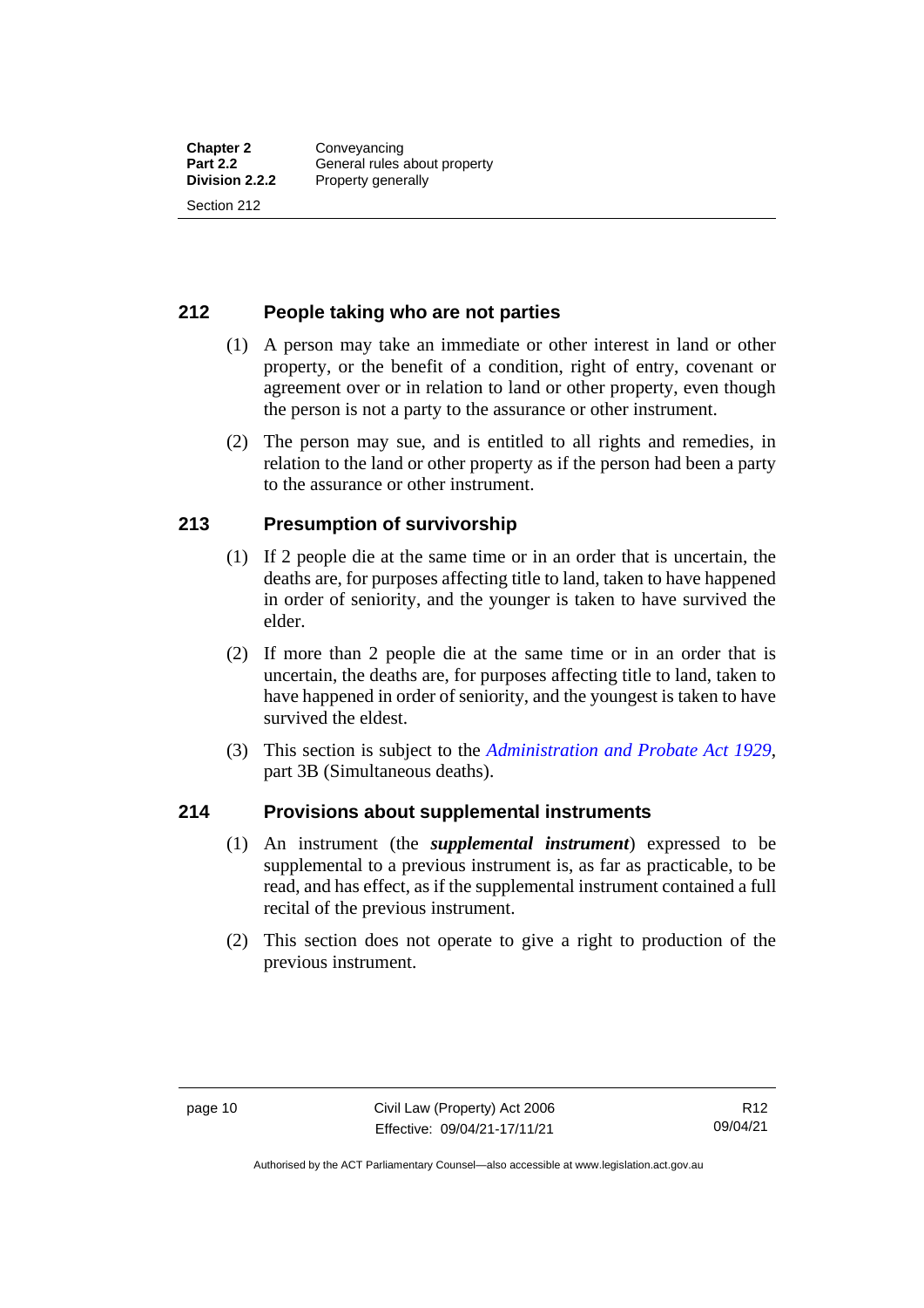## 212 People taking who are not parties

(1) A person may take an immediate or other interest in land or other property, or the benefit of a condition, right of entry, covenant or agreement over or in relation to land or other property, even though the person is not a party to the assurance or other instrument.

(2) The person may sue, and is entitled to all rights and remedies, in relation to the land or other property as if the person had been a party to the assurance or other instrument.

## 213 Presumption of survivorship

(1) If 2 people die at the same time or in an order that is uncertain, the deaths are, for purposes affecting title to land, taken to have happened in order of seniority, and the younger is taken to have survived the elder.

(2) If more than 2 people die at the same time or in an order that is uncertain, the deaths are, for purposes affecting title to land, taken to have happened in order of seniority, and the youngest is taken to have survived the eldest.

(3) This section is subject to the *Administration and Probate Act 1929*, part 3B (Simultaneous deaths).

## 214 Provisions about supplemental instruments

(1) An instrument (the ***supplemental instrument***) expressed to be supplemental to a previous instrument is, as far as practicable, to be read, and has effect, as if the supplemental instrument contained a full recital of the previous instrument.

(2) This section does not operate to give a right to production of the previous instrument.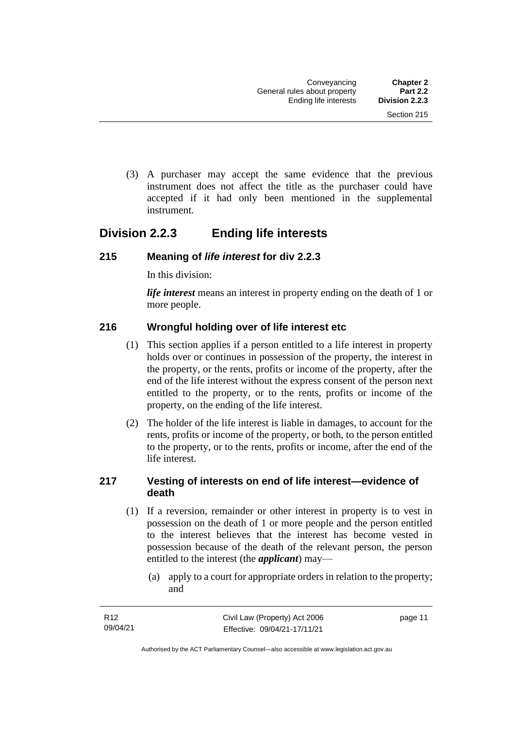(3) A purchaser may accept the same evidence that the previous instrument does not affect the title as the purchaser could have accepted if it had only been mentioned in the supplemental instrument.

## Division 2.2.3 Ending life interests

### 215 Meaning of *life interest* for div 2.2.3

In this division:

***life interest*** means an interest in property ending on the death of 1 or more people.

### 216 Wrongful holding over of life interest etc

(1) This section applies if a person entitled to a life interest in property holds over or continues in possession of the property, the interest in the property, or the rents, profits or income of the property, after the end of the life interest without the express consent of the person next entitled to the property, or to the rents, profits or income of the property, on the ending of the life interest.

(2) The holder of the life interest is liable in damages, to account for the rents, profits or income of the property, or both, to the person entitled to the property, or to the rents, profits or income, after the end of the life interest.

### 217 Vesting of interests on end of life interest—evidence of death

(1) If a reversion, remainder or other interest in property is to vest in possession on the death of 1 or more people and the person entitled to the interest believes that the interest has become vested in possession because of the death of the relevant person, the person entitled to the interest (the ***applicant***) may—

(a) apply to a court for appropriate orders in relation to the property; and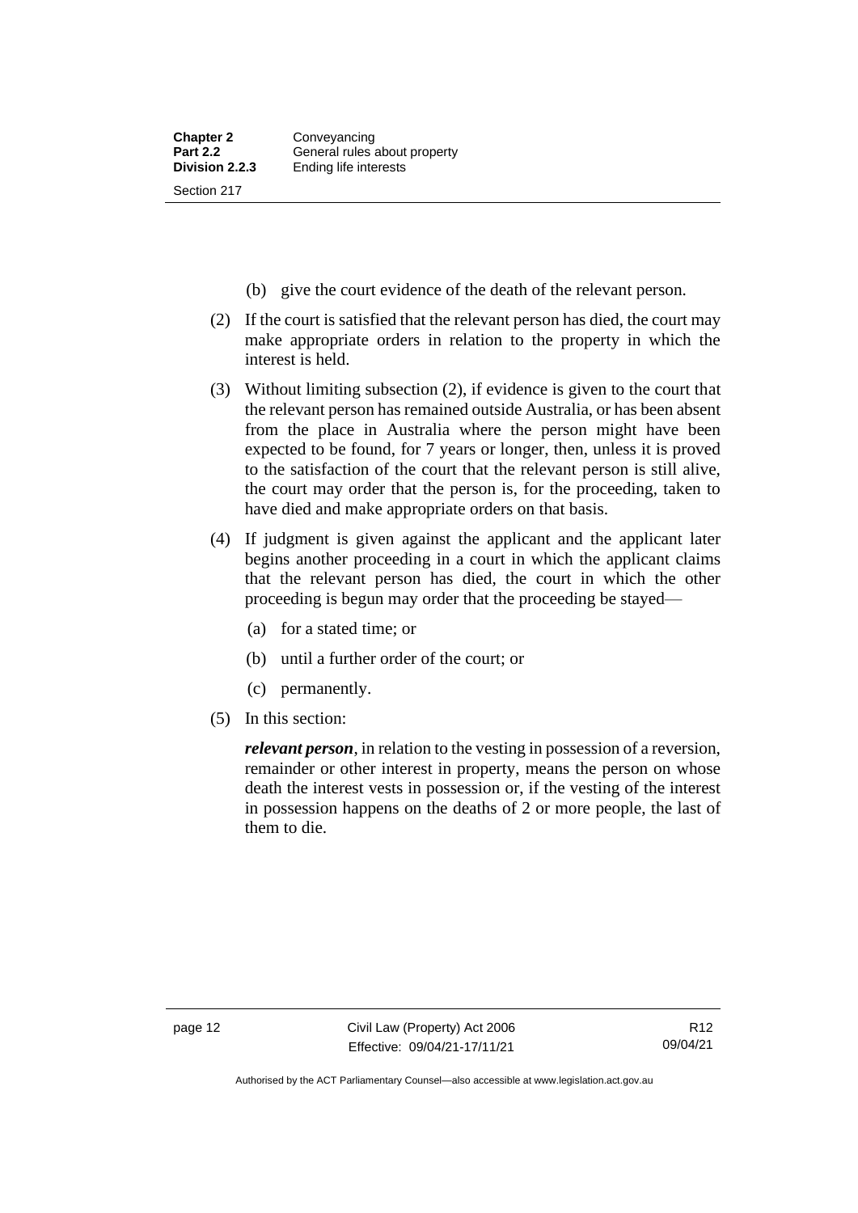(b) give the court evidence of the death of the relevant person.

(2) If the court is satisfied that the relevant person has died, the court may make appropriate orders in relation to the property in which the interest is held.

(3) Without limiting subsection (2), if evidence is given to the court that the relevant person has remained outside Australia, or has been absent from the place in Australia where the person might have been expected to be found, for 7 years or longer, then, unless it is proved to the satisfaction of the court that the relevant person is still alive, the court may order that the person is, for the proceeding, taken to have died and make appropriate orders on that basis.

(4) If judgment is given against the applicant and the applicant later begins another proceeding in a court in which the applicant claims that the relevant person has died, the court in which the other proceeding is begun may order that the proceeding be stayed—

(a) for a stated time; or

(b) until a further order of the court; or

(c) permanently.

(5) In this section:

***relevant person***, in relation to the vesting in possession of a reversion, remainder or other interest in property, means the person on whose death the interest vests in possession or, if the vesting of the interest in possession happens on the deaths of 2 or more people, the last of them to die.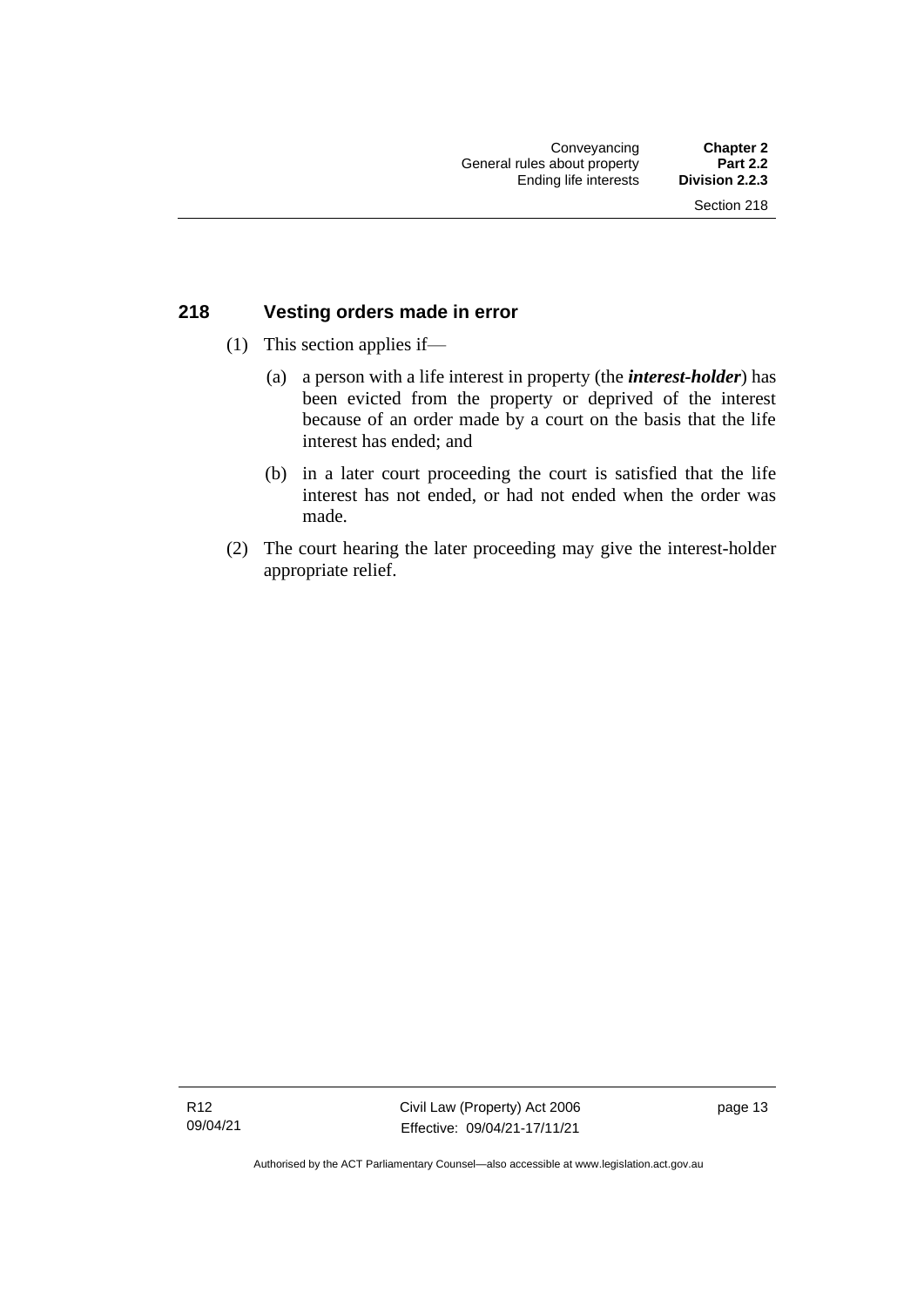## 218 Vesting orders made in error

(1) This section applies if—

(a) a person with a life interest in property (the ***interest-holder***) has been evicted from the property or deprived of the interest because of an order made by a court on the basis that the life interest has ended; and

(b) in a later court proceeding the court is satisfied that the life interest has not ended, or had not ended when the order was made.

(2) The court hearing the later proceeding may give the interest-holder appropriate relief.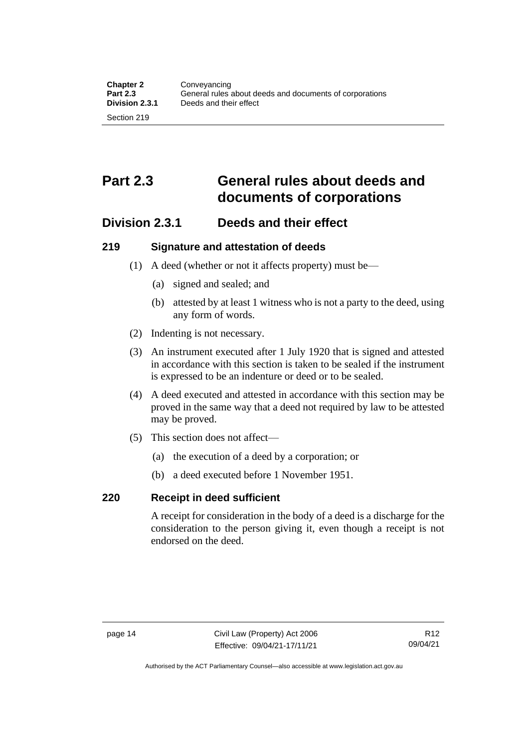# Part 2.3 General rules about deeds and documents of corporations

## Division 2.3.1 Deeds and their effect

### 219 Signature and attestation of deeds

(1) A deed (whether or not it affects property) must be—

(a) signed and sealed; and

(b) attested by at least 1 witness who is not a party to the deed, using any form of words.

(2) Indenting is not necessary.

(3) An instrument executed after 1 July 1920 that is signed and attested in accordance with this section is taken to be sealed if the instrument is expressed to be an indenture or deed or to be sealed.

(4) A deed executed and attested in accordance with this section may be proved in the same way that a deed not required by law to be attested may be proved.

(5) This section does not affect—

(a) the execution of a deed by a corporation; or

(b) a deed executed before 1 November 1951.

### 220 Receipt in deed sufficient

A receipt for consideration in the body of a deed is a discharge for the consideration to the person giving it, even though a receipt is not endorsed on the deed.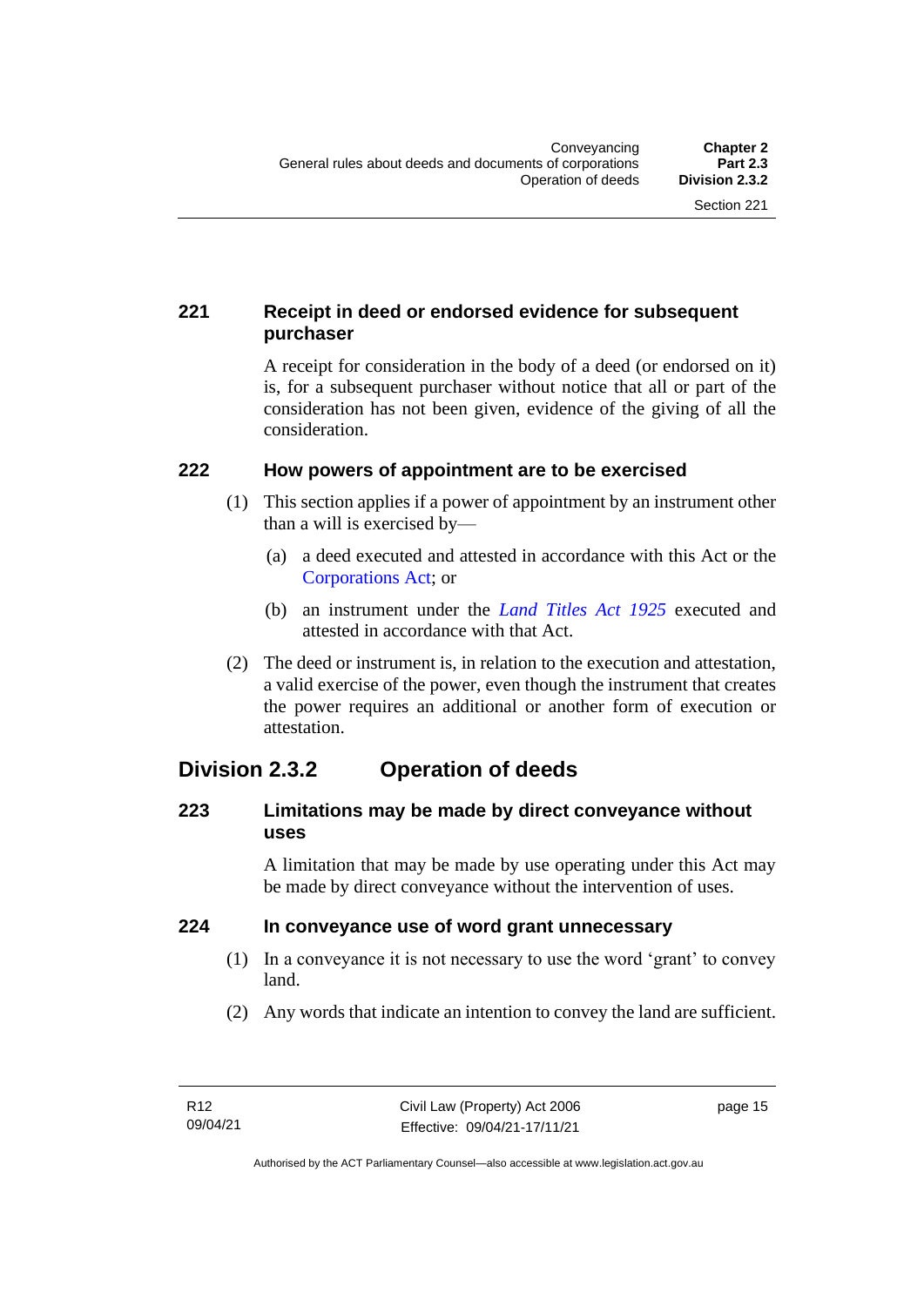### 221 Receipt in deed or endorsed evidence for subsequent purchaser

A receipt for consideration in the body of a deed (or endorsed on it) is, for a subsequent purchaser without notice that all or part of the consideration has not been given, evidence of the giving of all the consideration.

### 222 How powers of appointment are to be exercised

(1) This section applies if a power of appointment by an instrument other than a will is exercised by—

(a) a deed executed and attested in accordance with this Act or the Corporations Act; or

(b) an instrument under the *Land Titles Act 1925* executed and attested in accordance with that Act.

(2) The deed or instrument is, in relation to the execution and attestation, a valid exercise of the power, even though the instrument that creates the power requires an additional or another form of execution or attestation.

## Division 2.3.2 Operation of deeds

### 223 Limitations may be made by direct conveyance without uses

A limitation that may be made by use operating under this Act may be made by direct conveyance without the intervention of uses.

### 224 In conveyance use of word grant unnecessary

(1) In a conveyance it is not necessary to use the word 'grant' to convey land.

(2) Any words that indicate an intention to convey the land are sufficient.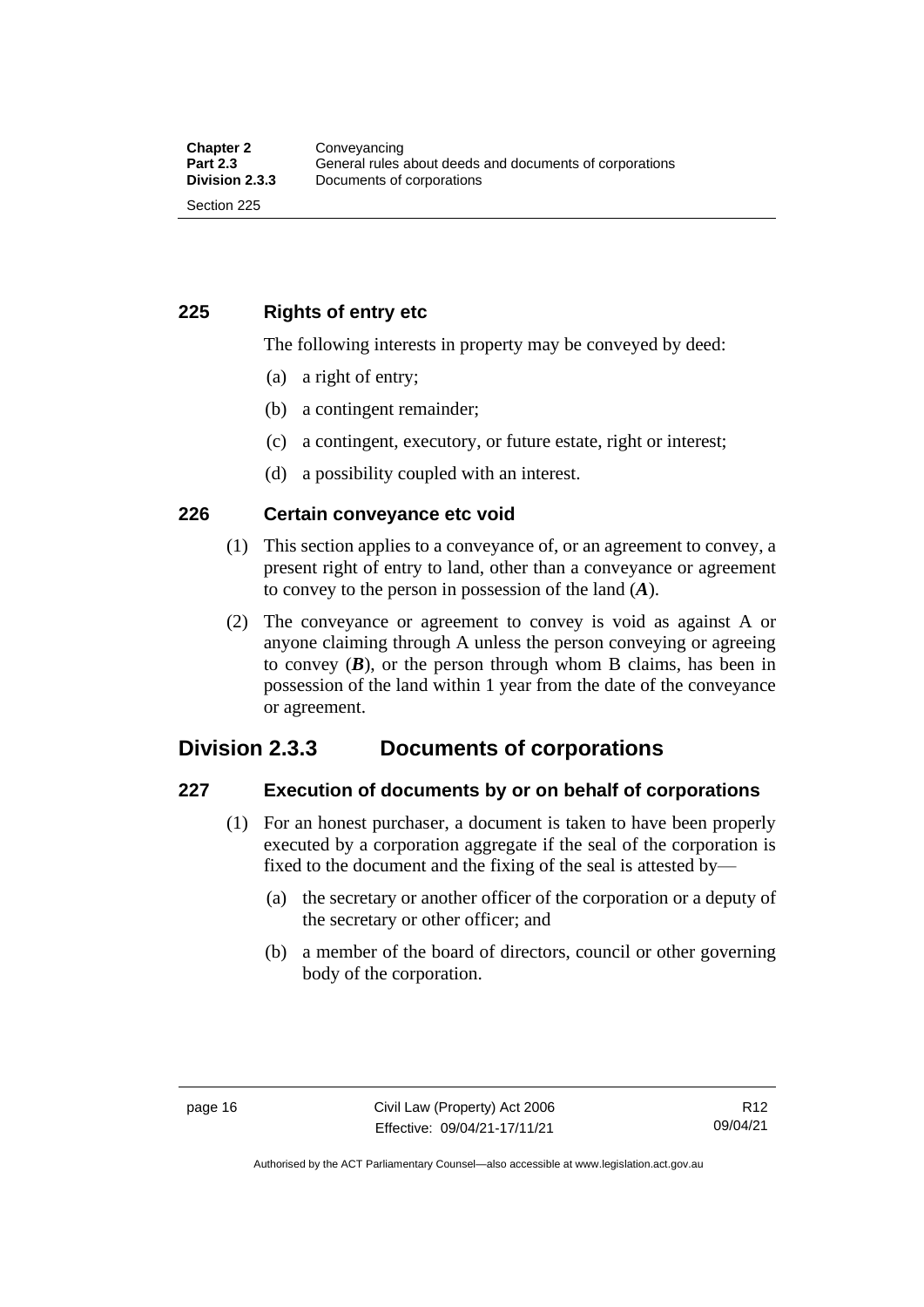### 225 Rights of entry etc

The following interests in property may be conveyed by deed:

(a) a right of entry;

(b) a contingent remainder;

(c) a contingent, executory, or future estate, right or interest;

(d) a possibility coupled with an interest.

### 226 Certain conveyance etc void

(1) This section applies to a conveyance of, or an agreement to convey, a present right of entry to land, other than a conveyance or agreement to convey to the person in possession of the land (***A***).

(2) The conveyance or agreement to convey is void as against A or anyone claiming through A unless the person conveying or agreeing to convey (***B***), or the person through whom B claims, has been in possession of the land within 1 year from the date of the conveyance or agreement.

## Division 2.3.3 Documents of corporations

### 227 Execution of documents by or on behalf of corporations

(1) For an honest purchaser, a document is taken to have been properly executed by a corporation aggregate if the seal of the corporation is fixed to the document and the fixing of the seal is attested by—

(a) the secretary or another officer of the corporation or a deputy of the secretary or other officer; and

(b) a member of the board of directors, council or other governing body of the corporation.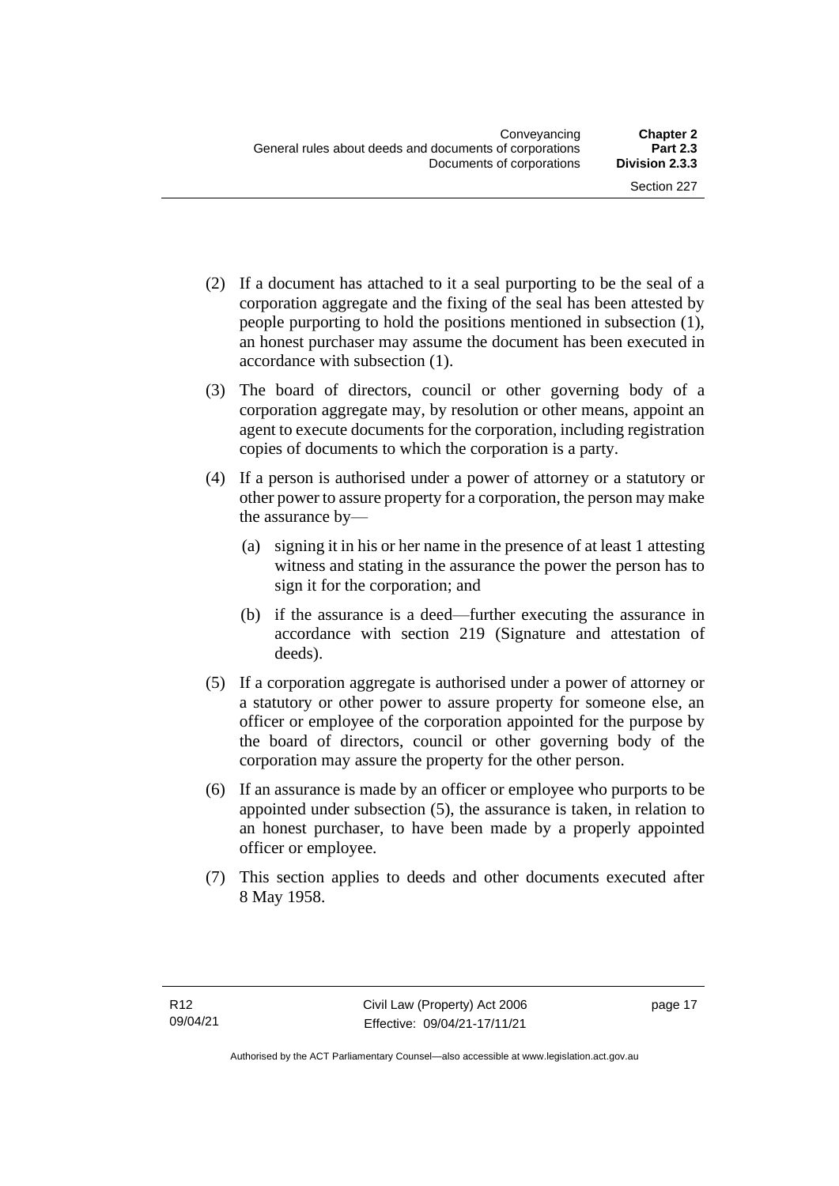(2) If a document has attached to it a seal purporting to be the seal of a corporation aggregate and the fixing of the seal has been attested by people purporting to hold the positions mentioned in subsection (1), an honest purchaser may assume the document has been executed in accordance with subsection (1).

(3) The board of directors, council or other governing body of a corporation aggregate may, by resolution or other means, appoint an agent to execute documents for the corporation, including registration copies of documents to which the corporation is a party.

(4) If a person is authorised under a power of attorney or a statutory or other power to assure property for a corporation, the person may make the assurance by—

(a) signing it in his or her name in the presence of at least 1 attesting witness and stating in the assurance the power the person has to sign it for the corporation; and

(b) if the assurance is a deed—further executing the assurance in accordance with section 219 (Signature and attestation of deeds).

(5) If a corporation aggregate is authorised under a power of attorney or a statutory or other power to assure property for someone else, an officer or employee of the corporation appointed for the purpose by the board of directors, council or other governing body of the corporation may assure the property for the other person.

(6) If an assurance is made by an officer or employee who purports to be appointed under subsection (5), the assurance is taken, in relation to an honest purchaser, to have been made by a properly appointed officer or employee.

(7) This section applies to deeds and other documents executed after 8 May 1958.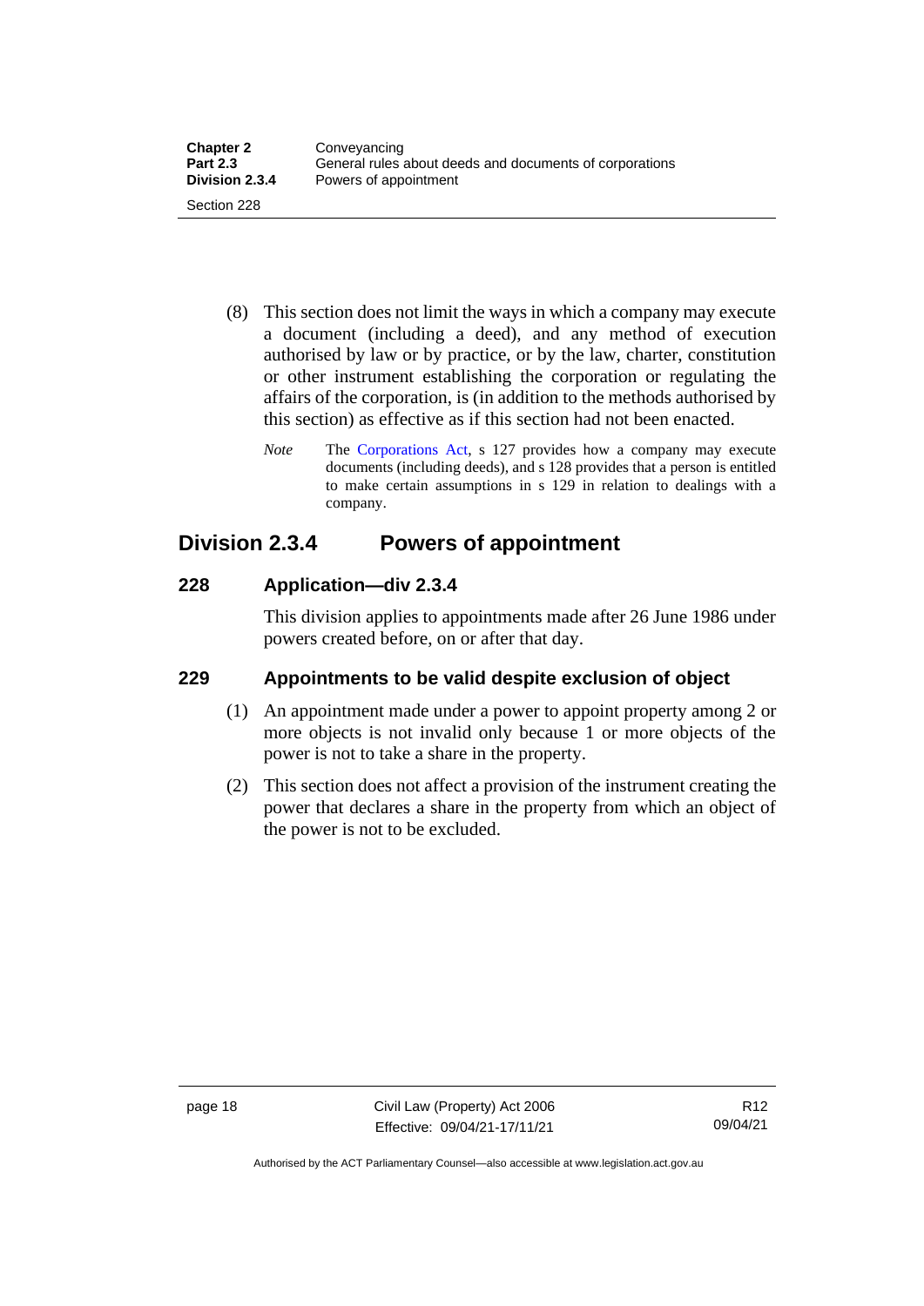(8) This section does not limit the ways in which a company may execute a document (including a deed), and any method of execution authorised by law or by practice, or by the law, charter, constitution or other instrument establishing the corporation or regulating the affairs of the corporation, is (in addition to the methods authorised by this section) as effective as if this section had not been enacted.

*Note* The Corporations Act, s 127 provides how a company may execute documents (including deeds), and s 128 provides that a person is entitled to make certain assumptions in s 129 in relation to dealings with a company.

## Division 2.3.4 Powers of appointment

### 228 Application—div 2.3.4

This division applies to appointments made after 26 June 1986 under powers created before, on or after that day.

### 229 Appointments to be valid despite exclusion of object

(1) An appointment made under a power to appoint property among 2 or more objects is not invalid only because 1 or more objects of the power is not to take a share in the property.

(2) This section does not affect a provision of the instrument creating the power that declares a share in the property from which an object of the power is not to be excluded.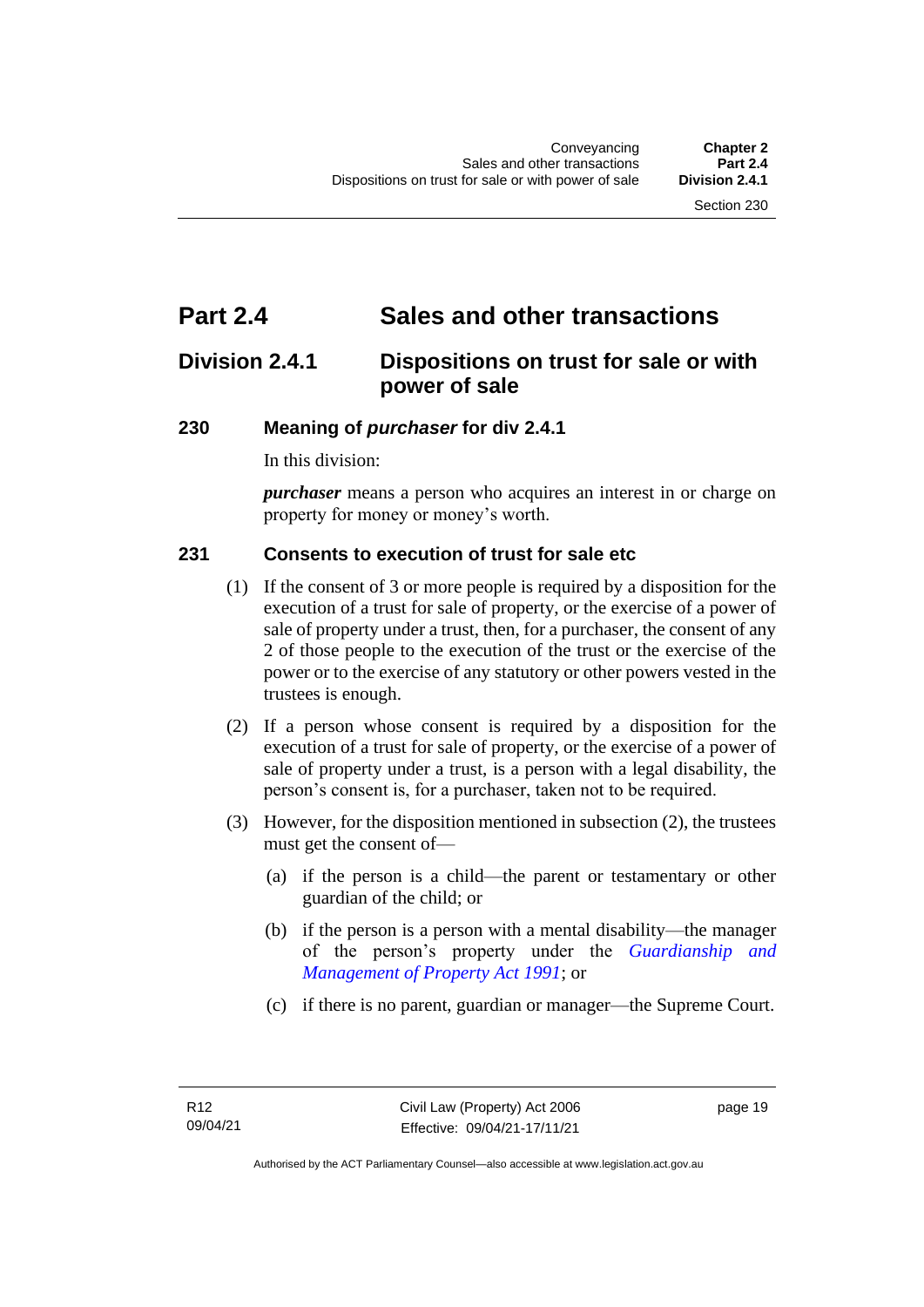# Part 2.4 Sales and other transactions

## Division 2.4.1 Dispositions on trust for sale or with power of sale

### 230 Meaning of *purchaser* for div 2.4.1

In this division:

***purchaser*** means a person who acquires an interest in or charge on property for money or money's worth.

### 231 Consents to execution of trust for sale etc

(1) If the consent of 3 or more people is required by a disposition for the execution of a trust for sale of property, or the exercise of a power of sale of property under a trust, then, for a purchaser, the consent of any 2 of those people to the execution of the trust or the exercise of the power or to the exercise of any statutory or other powers vested in the trustees is enough.

(2) If a person whose consent is required by a disposition for the execution of a trust for sale of property, or the exercise of a power of sale of property under a trust, is a person with a legal disability, the person's consent is, for a purchaser, taken not to be required.

(3) However, for the disposition mentioned in subsection (2), the trustees must get the consent of—

(a) if the person is a child—the parent or testamentary or other guardian of the child; or

(b) if the person is a person with a mental disability—the manager of the person's property under the *Guardianship and Management of Property Act 1991*; or

(c) if there is no parent, guardian or manager—the Supreme Court.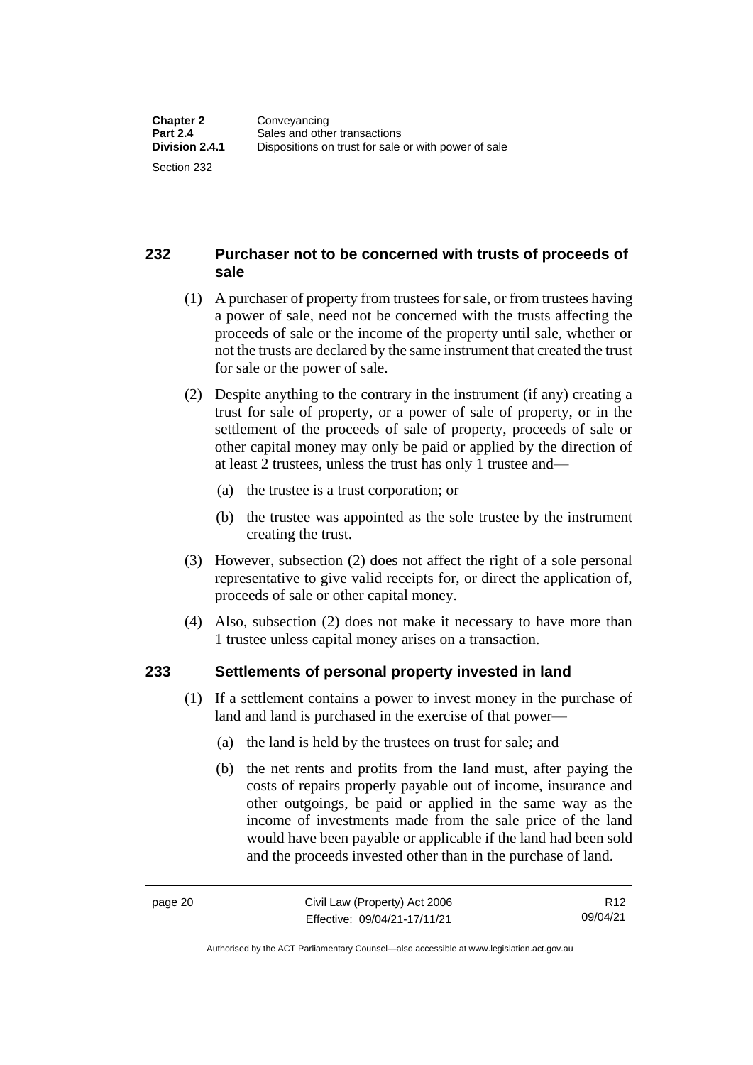## 232 Purchaser not to be concerned with trusts of proceeds of sale

(1) A purchaser of property from trustees for sale, or from trustees having a power of sale, need not be concerned with the trusts affecting the proceeds of sale or the income of the property until sale, whether or not the trusts are declared by the same instrument that created the trust for sale or the power of sale.

(2) Despite anything to the contrary in the instrument (if any) creating a trust for sale of property, or a power of sale of property, or in the settlement of the proceeds of sale of property, proceeds of sale or other capital money may only be paid or applied by the direction of at least 2 trustees, unless the trust has only 1 trustee and—

(a) the trustee is a trust corporation; or

(b) the trustee was appointed as the sole trustee by the instrument creating the trust.

(3) However, subsection (2) does not affect the right of a sole personal representative to give valid receipts for, or direct the application of, proceeds of sale or other capital money.

(4) Also, subsection (2) does not make it necessary to have more than 1 trustee unless capital money arises on a transaction.

## 233 Settlements of personal property invested in land

(1) If a settlement contains a power to invest money in the purchase of land and land is purchased in the exercise of that power—

(a) the land is held by the trustees on trust for sale; and

(b) the net rents and profits from the land must, after paying the costs of repairs properly payable out of income, insurance and other outgoings, be paid or applied in the same way as the income of investments made from the sale price of the land would have been payable or applicable if the land had been sold and the proceeds invested other than in the purchase of land.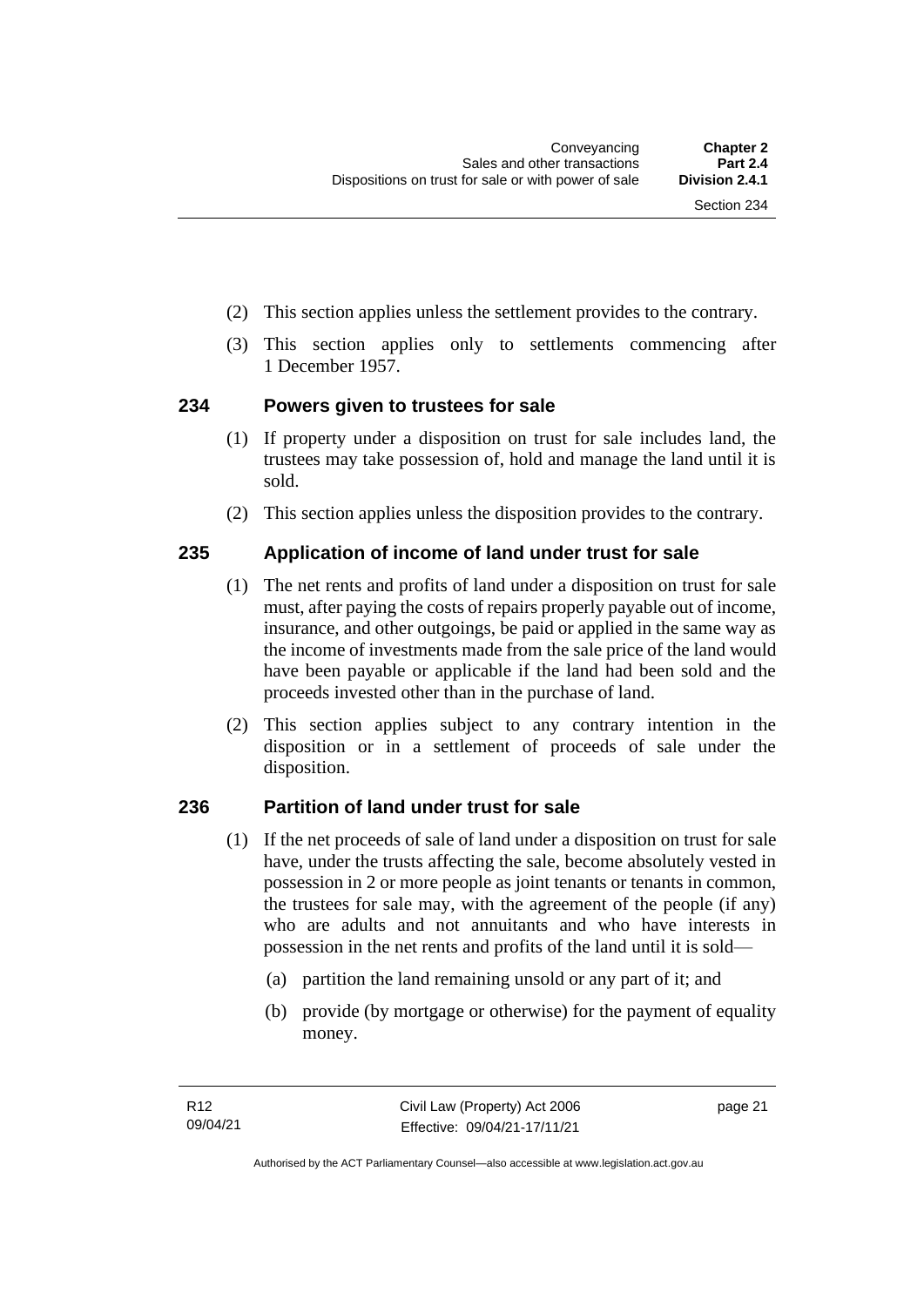(2) This section applies unless the settlement provides to the contrary.

(3) This section applies only to settlements commencing after 1 December 1957.

## 234 Powers given to trustees for sale

(1) If property under a disposition on trust for sale includes land, the trustees may take possession of, hold and manage the land until it is sold.

(2) This section applies unless the disposition provides to the contrary.

## 235 Application of income of land under trust for sale

(1) The net rents and profits of land under a disposition on trust for sale must, after paying the costs of repairs properly payable out of income, insurance, and other outgoings, be paid or applied in the same way as the income of investments made from the sale price of the land would have been payable or applicable if the land had been sold and the proceeds invested other than in the purchase of land.

(2) This section applies subject to any contrary intention in the disposition or in a settlement of proceeds of sale under the disposition.

## 236 Partition of land under trust for sale

(1) If the net proceeds of sale of land under a disposition on trust for sale have, under the trusts affecting the sale, become absolutely vested in possession in 2 or more people as joint tenants or tenants in common, the trustees for sale may, with the agreement of the people (if any) who are adults and not annuitants and who have interests in possession in the net rents and profits of the land until it is sold—

(a) partition the land remaining unsold or any part of it; and

(b) provide (by mortgage or otherwise) for the payment of equality money.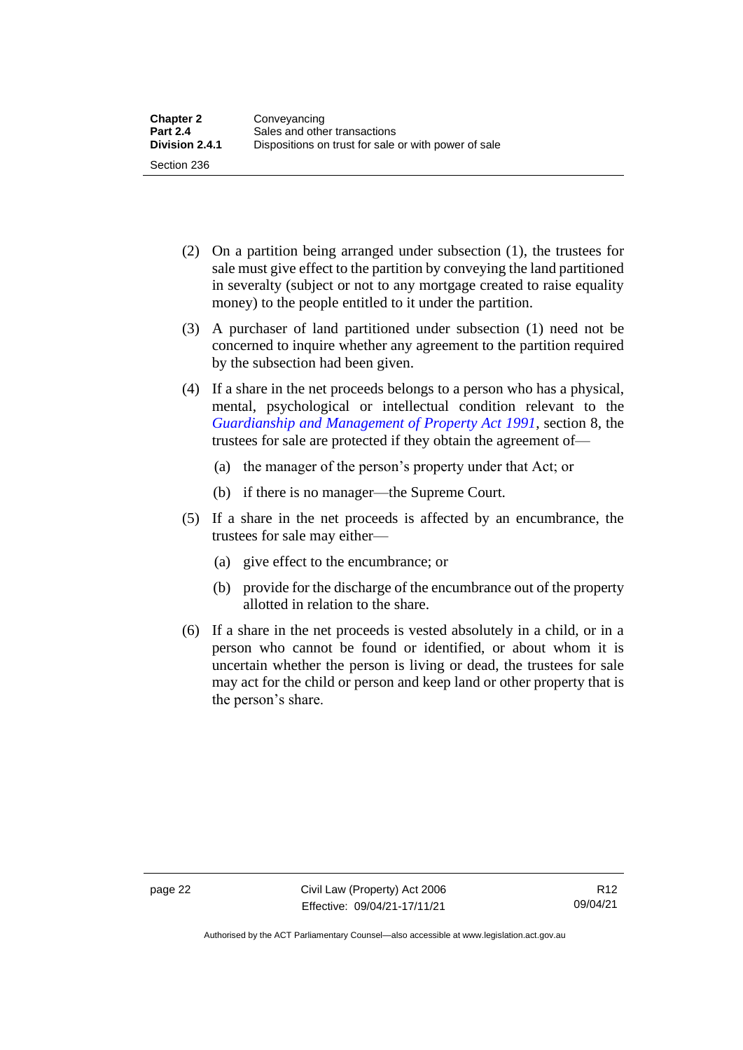(2) On a partition being arranged under subsection (1), the trustees for sale must give effect to the partition by conveying the land partitioned in severalty (subject or not to any mortgage created to raise equality money) to the people entitled to it under the partition.

(3) A purchaser of land partitioned under subsection (1) need not be concerned to inquire whether any agreement to the partition required by the subsection had been given.

(4) If a share in the net proceeds belongs to a person who has a physical, mental, psychological or intellectual condition relevant to the *Guardianship and Management of Property Act 1991*, section 8, the trustees for sale are protected if they obtain the agreement of—

 (a) the manager of the person's property under that Act; or

 (b) if there is no manager—the Supreme Court.

(5) If a share in the net proceeds is affected by an encumbrance, the trustees for sale may either—

 (a) give effect to the encumbrance; or

 (b) provide for the discharge of the encumbrance out of the property allotted in relation to the share.

(6) If a share in the net proceeds is vested absolutely in a child, or in a person who cannot be found or identified, or about whom it is uncertain whether the person is living or dead, the trustees for sale may act for the child or person and keep land or other property that is the person's share.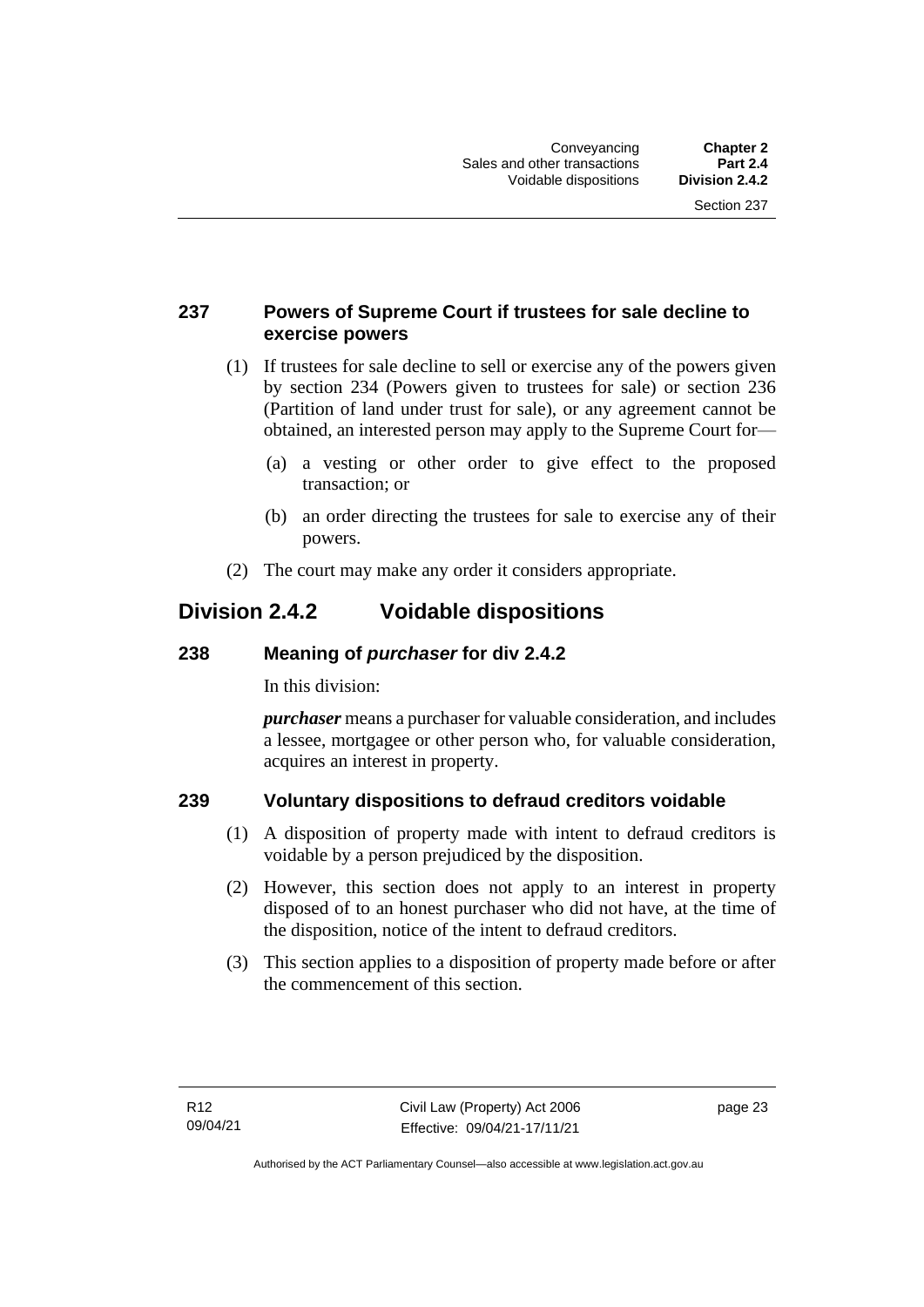### 237 Powers of Supreme Court if trustees for sale decline to exercise powers

(1) If trustees for sale decline to sell or exercise any of the powers given by section 234 (Powers given to trustees for sale) or section 236 (Partition of land under trust for sale), or any agreement cannot be obtained, an interested person may apply to the Supreme Court for—

(a) a vesting or other order to give effect to the proposed transaction; or

(b) an order directing the trustees for sale to exercise any of their powers.

(2) The court may make any order it considers appropriate.

## Division 2.4.2 Voidable dispositions

### 238 Meaning of *purchaser* for div 2.4.2

In this division:

***purchaser*** means a purchaser for valuable consideration, and includes a lessee, mortgagee or other person who, for valuable consideration, acquires an interest in property.

### 239 Voluntary dispositions to defraud creditors voidable

(1) A disposition of property made with intent to defraud creditors is voidable by a person prejudiced by the disposition.

(2) However, this section does not apply to an interest in property disposed of to an honest purchaser who did not have, at the time of the disposition, notice of the intent to defraud creditors.

(3) This section applies to a disposition of property made before or after the commencement of this section.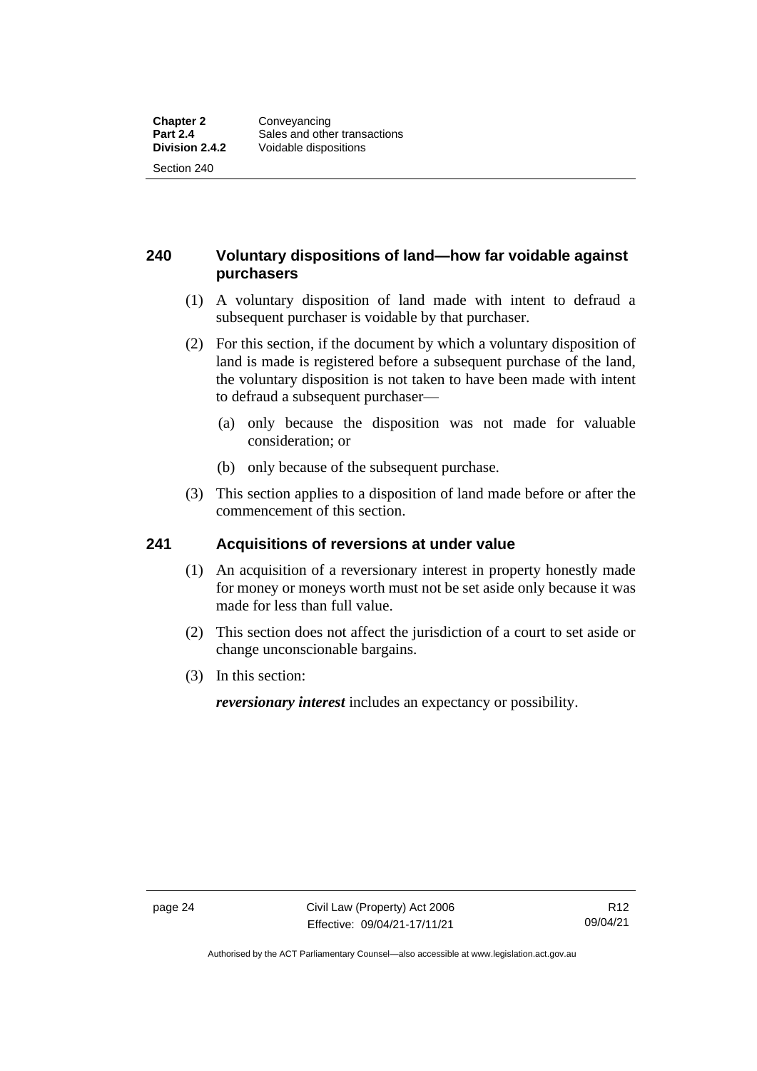## 240 Voluntary dispositions of land—how far voidable against purchasers

(1) A voluntary disposition of land made with intent to defraud a subsequent purchaser is voidable by that purchaser.

(2) For this section, if the document by which a voluntary disposition of land is made is registered before a subsequent purchase of the land, the voluntary disposition is not taken to have been made with intent to defraud a subsequent purchaser—

(a) only because the disposition was not made for valuable consideration; or

(b) only because of the subsequent purchase.

(3) This section applies to a disposition of land made before or after the commencement of this section.

## 241 Acquisitions of reversions at under value

(1) An acquisition of a reversionary interest in property honestly made for money or moneys worth must not be set aside only because it was made for less than full value.

(2) This section does not affect the jurisdiction of a court to set aside or change unconscionable bargains.

(3) In this section:

***reversionary interest*** includes an expectancy or possibility.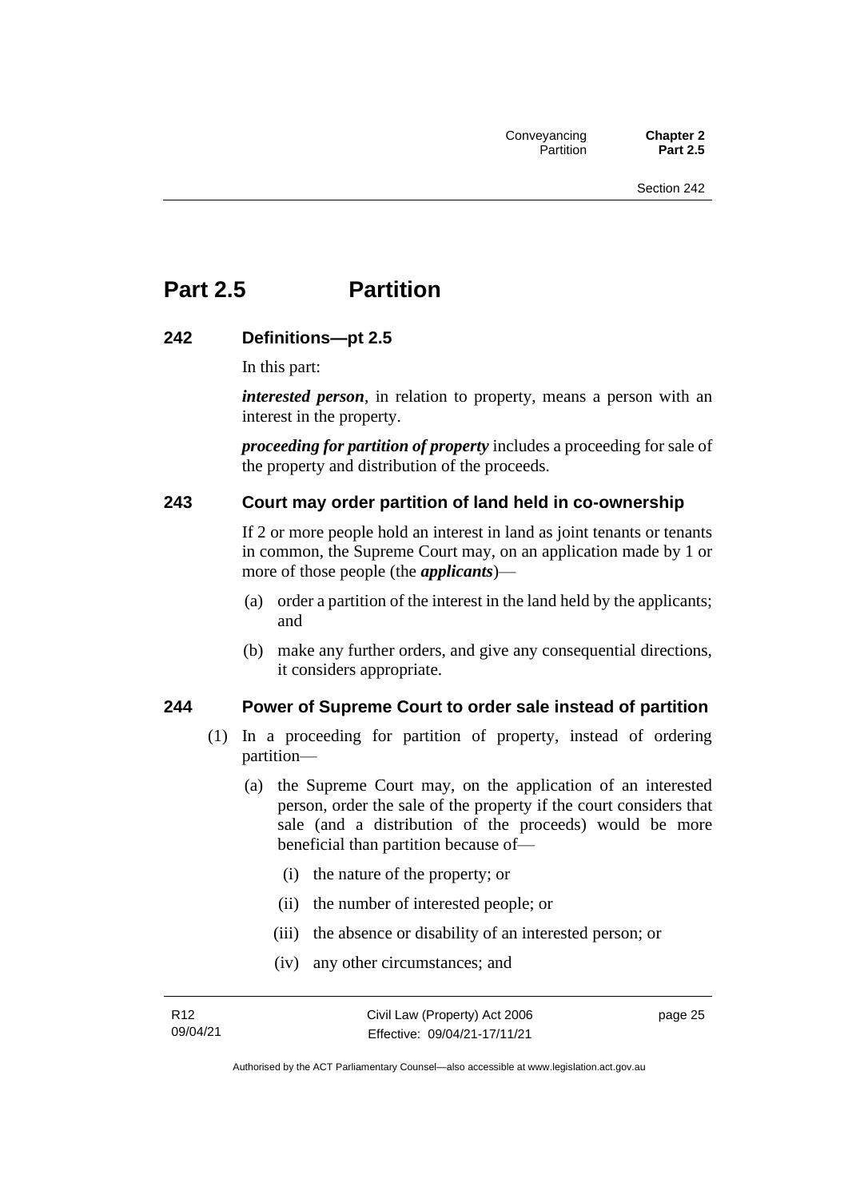# Part 2.5 Partition

## 242 Definitions—pt 2.5

In this part:

***interested person***, in relation to property, means a person with an interest in the property.

***proceeding for partition of property*** includes a proceeding for sale of the property and distribution of the proceeds.

## 243 Court may order partition of land held in co-ownership

If 2 or more people hold an interest in land as joint tenants or tenants in common, the Supreme Court may, on an application made by 1 or more of those people (the ***applicants***)—

(a) order a partition of the interest in the land held by the applicants; and

(b) make any further orders, and give any consequential directions, it considers appropriate.

## 244 Power of Supreme Court to order sale instead of partition

(1) In a proceeding for partition of property, instead of ordering partition—

(a) the Supreme Court may, on the application of an interested person, order the sale of the property if the court considers that sale (and a distribution of the proceeds) would be more beneficial than partition because of—

(i) the nature of the property; or

(ii) the number of interested people; or

(iii) the absence or disability of an interested person; or

(iv) any other circumstances; and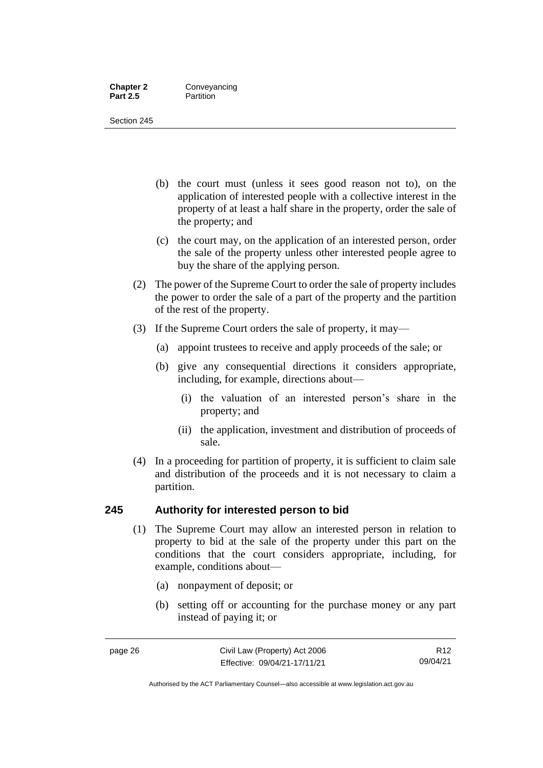(b) the court must (unless it sees good reason not to), on the application of interested people with a collective interest in the property of at least a half share in the property, order the sale of the property; and

(c) the court may, on the application of an interested person, order the sale of the property unless other interested people agree to buy the share of the applying person.

(2) The power of the Supreme Court to order the sale of property includes the power to order the sale of a part of the property and the partition of the rest of the property.

(3) If the Supreme Court orders the sale of property, it may—

(a) appoint trustees to receive and apply proceeds of the sale; or

(b) give any consequential directions it considers appropriate, including, for example, directions about—

(i) the valuation of an interested person's share in the property; and

(ii) the application, investment and distribution of proceeds of sale.

(4) In a proceeding for partition of property, it is sufficient to claim sale and distribution of the proceeds and it is not necessary to claim a partition.

## 245 Authority for interested person to bid

(1) The Supreme Court may allow an interested person in relation to property to bid at the sale of the property under this part on the conditions that the court considers appropriate, including, for example, conditions about—

(a) nonpayment of deposit; or

(b) setting off or accounting for the purchase money or any part instead of paying it; or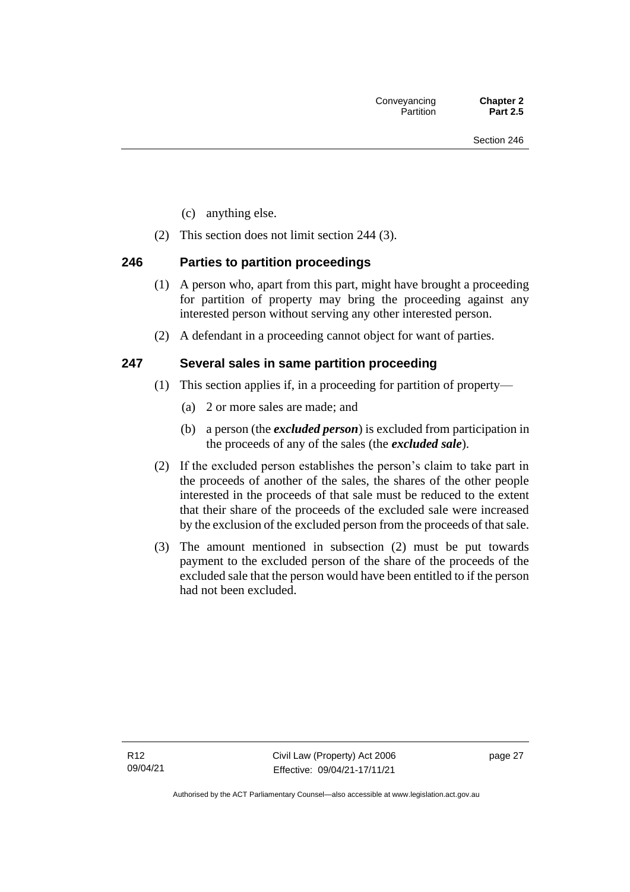(c) anything else.

(2) This section does not limit section 244 (3).

### 246 Parties to partition proceedings

(1) A person who, apart from this part, might have brought a proceeding for partition of property may bring the proceeding against any interested person without serving any other interested person.

(2) A defendant in a proceeding cannot object for want of parties.

### 247 Several sales in same partition proceeding

(1) This section applies if, in a proceeding for partition of property—

(a) 2 or more sales are made; and

(b) a person (the ***excluded person***) is excluded from participation in the proceeds of any of the sales (the ***excluded sale***).

(2) If the excluded person establishes the person's claim to take part in the proceeds of another of the sales, the shares of the other people interested in the proceeds of that sale must be reduced to the extent that their share of the proceeds of the excluded sale were increased by the exclusion of the excluded person from the proceeds of that sale.

(3) The amount mentioned in subsection (2) must be put towards payment to the excluded person of the share of the proceeds of the excluded sale that the person would have been entitled to if the person had not been excluded.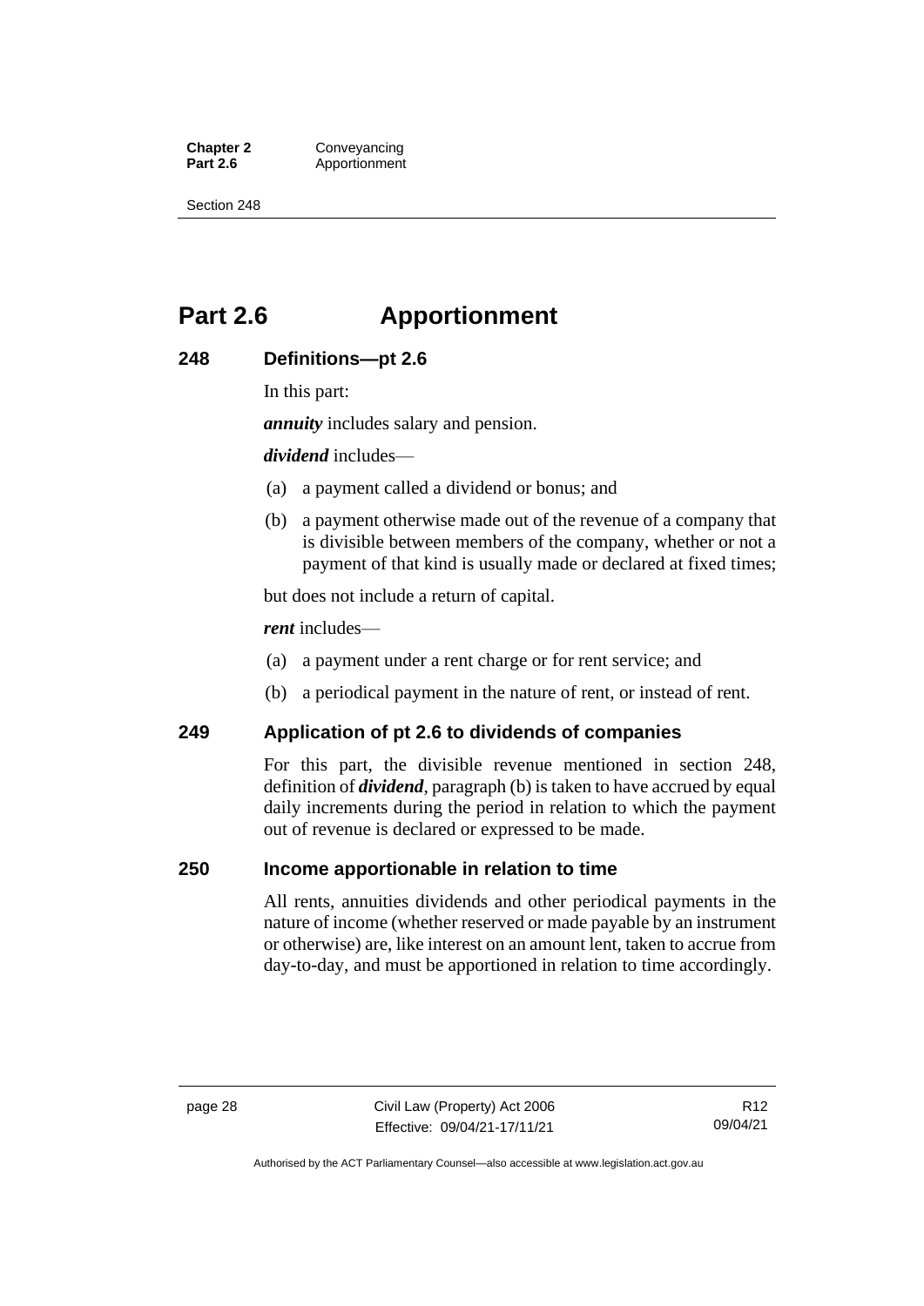# Part 2.6 Apportionment

## 248 Definitions—pt 2.6

In this part:

***annuity*** includes salary and pension.

***dividend*** includes—

(a) a payment called a dividend or bonus; and

(b) a payment otherwise made out of the revenue of a company that is divisible between members of the company, whether or not a payment of that kind is usually made or declared at fixed times;

but does not include a return of capital.

***rent*** includes—

(a) a payment under a rent charge or for rent service; and

(b) a periodical payment in the nature of rent, or instead of rent.

## 249 Application of pt 2.6 to dividends of companies

For this part, the divisible revenue mentioned in section 248, definition of ***dividend***, paragraph (b) is taken to have accrued by equal daily increments during the period in relation to which the payment out of revenue is declared or expressed to be made.

## 250 Income apportionable in relation to time

All rents, annuities dividends and other periodical payments in the nature of income (whether reserved or made payable by an instrument or otherwise) are, like interest on an amount lent, taken to accrue from day-to-day, and must be apportioned in relation to time accordingly.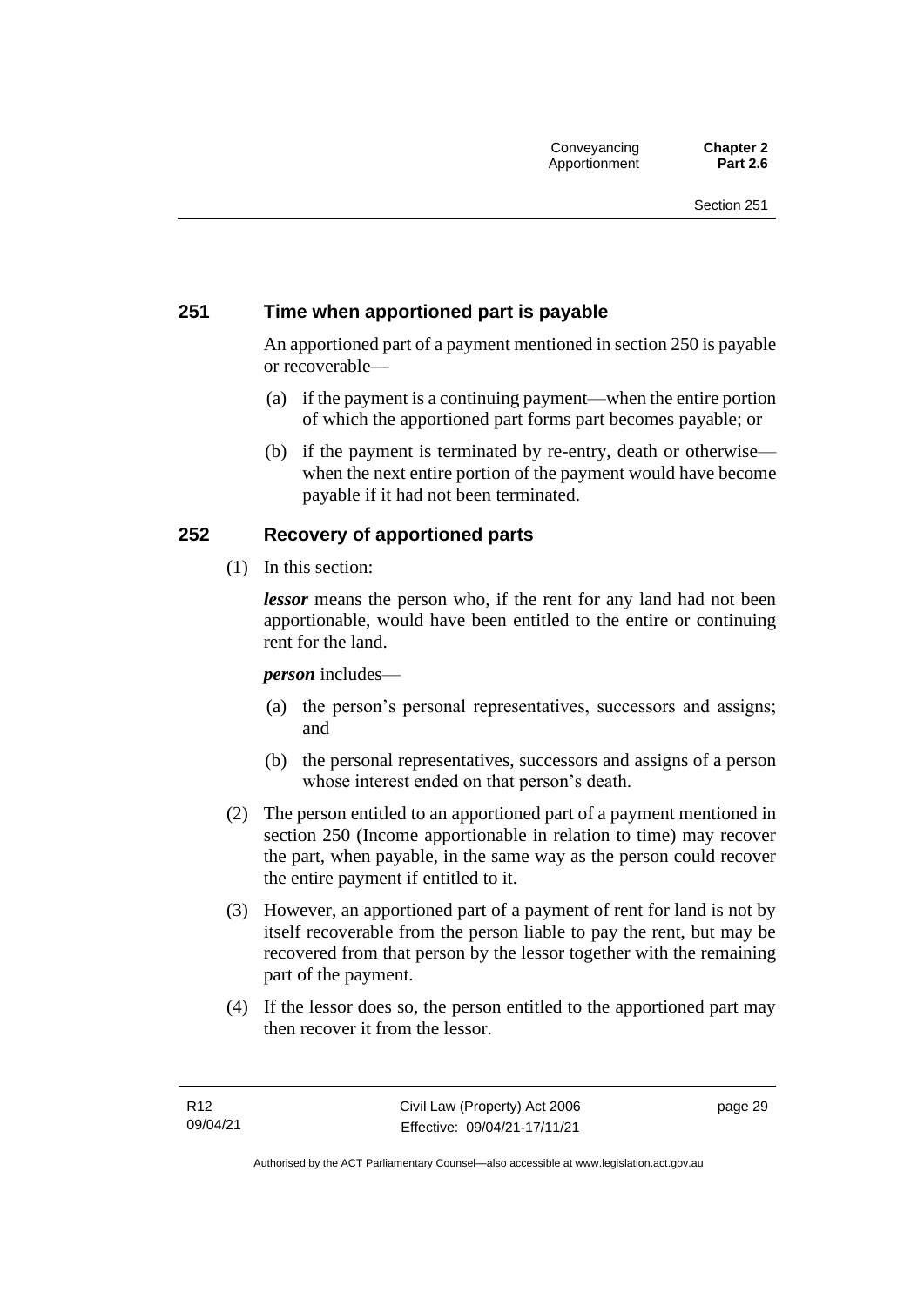## 251 Time when apportioned part is payable

An apportioned part of a payment mentioned in section 250 is payable or recoverable—

(a) if the payment is a continuing payment—when the entire portion of which the apportioned part forms part becomes payable; or

(b) if the payment is terminated by re-entry, death or otherwise—when the next entire portion of the payment would have become payable if it had not been terminated.

## 252 Recovery of apportioned parts

(1) In this section:

***lessor*** means the person who, if the rent for any land had not been apportionable, would have been entitled to the entire or continuing rent for the land.

***person*** includes—

(a) the person's personal representatives, successors and assigns; and

(b) the personal representatives, successors and assigns of a person whose interest ended on that person's death.

(2) The person entitled to an apportioned part of a payment mentioned in section 250 (Income apportionable in relation to time) may recover the part, when payable, in the same way as the person could recover the entire payment if entitled to it.

(3) However, an apportioned part of a payment of rent for land is not by itself recoverable from the person liable to pay the rent, but may be recovered from that person by the lessor together with the remaining part of the payment.

(4) If the lessor does so, the person entitled to the apportioned part may then recover it from the lessor.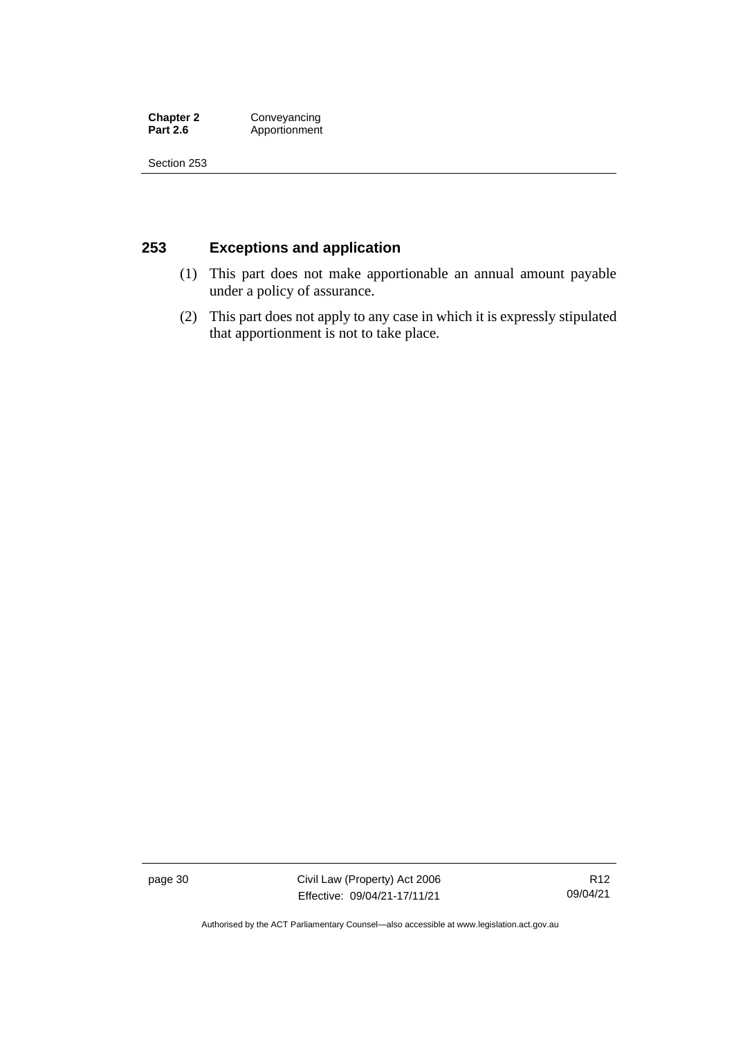## 253 Exceptions and application

(1) This part does not make apportionable an annual amount payable under a policy of assurance.

(2) This part does not apply to any case in which it is expressly stipulated that apportionment is not to take place.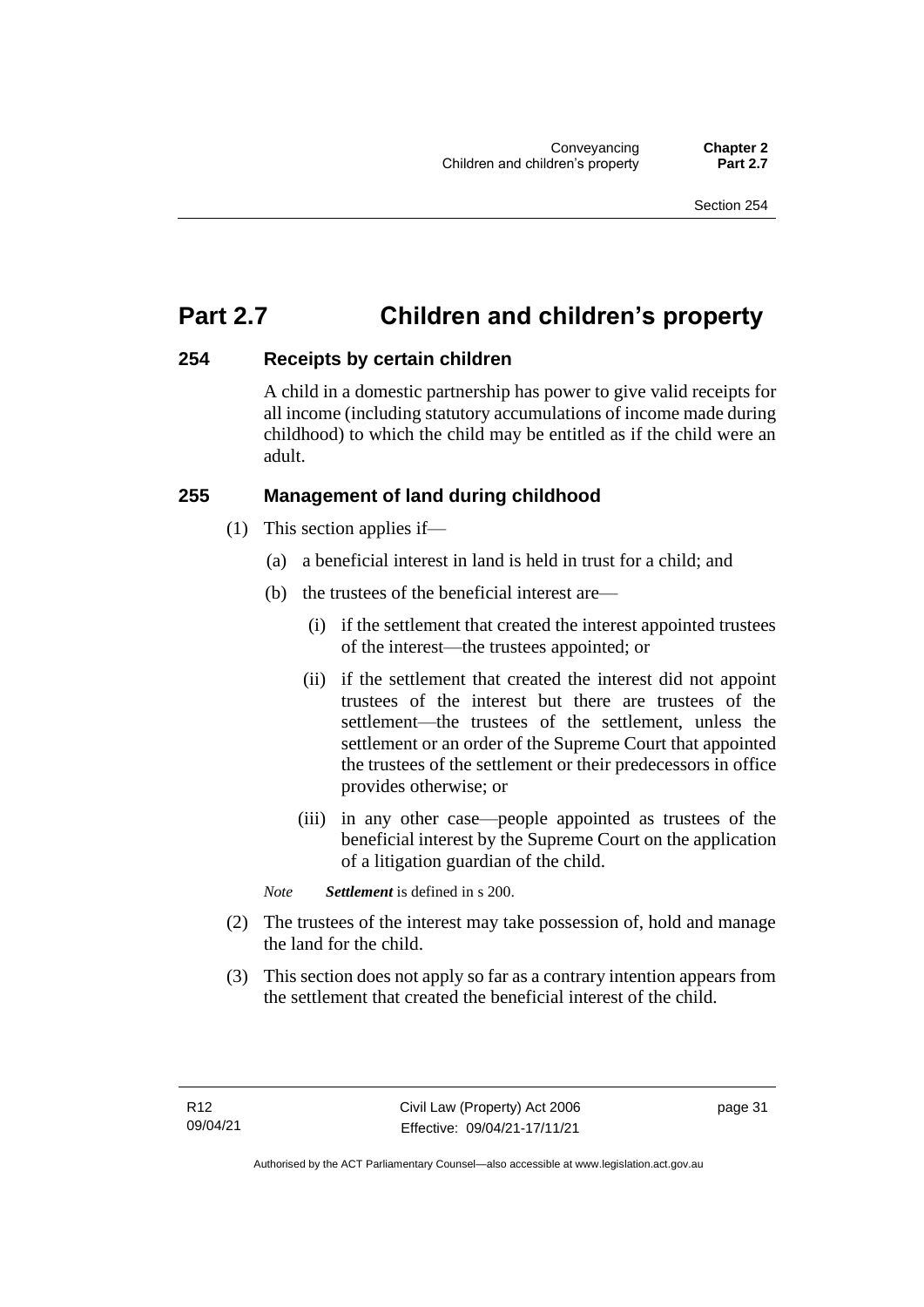# Part 2.7 Children and children's property

## 254 Receipts by certain children

A child in a domestic partnership has power to give valid receipts for all income (including statutory accumulations of income made during childhood) to which the child may be entitled as if the child were an adult.

## 255 Management of land during childhood

(1) This section applies if—

(a) a beneficial interest in land is held in trust for a child; and

(b) the trustees of the beneficial interest are—

(i) if the settlement that created the interest appointed trustees of the interest—the trustees appointed; or

(ii) if the settlement that created the interest did not appoint trustees of the interest but there are trustees of the settlement—the trustees of the settlement, unless the settlement or an order of the Supreme Court that appointed the trustees of the settlement or their predecessors in office provides otherwise; or

(iii) in any other case—people appointed as trustees of the beneficial interest by the Supreme Court on the application of a litigation guardian of the child.

*Note* ***Settlement*** is defined in s 200.

(2) The trustees of the interest may take possession of, hold and manage the land for the child.

(3) This section does not apply so far as a contrary intention appears from the settlement that created the beneficial interest of the child.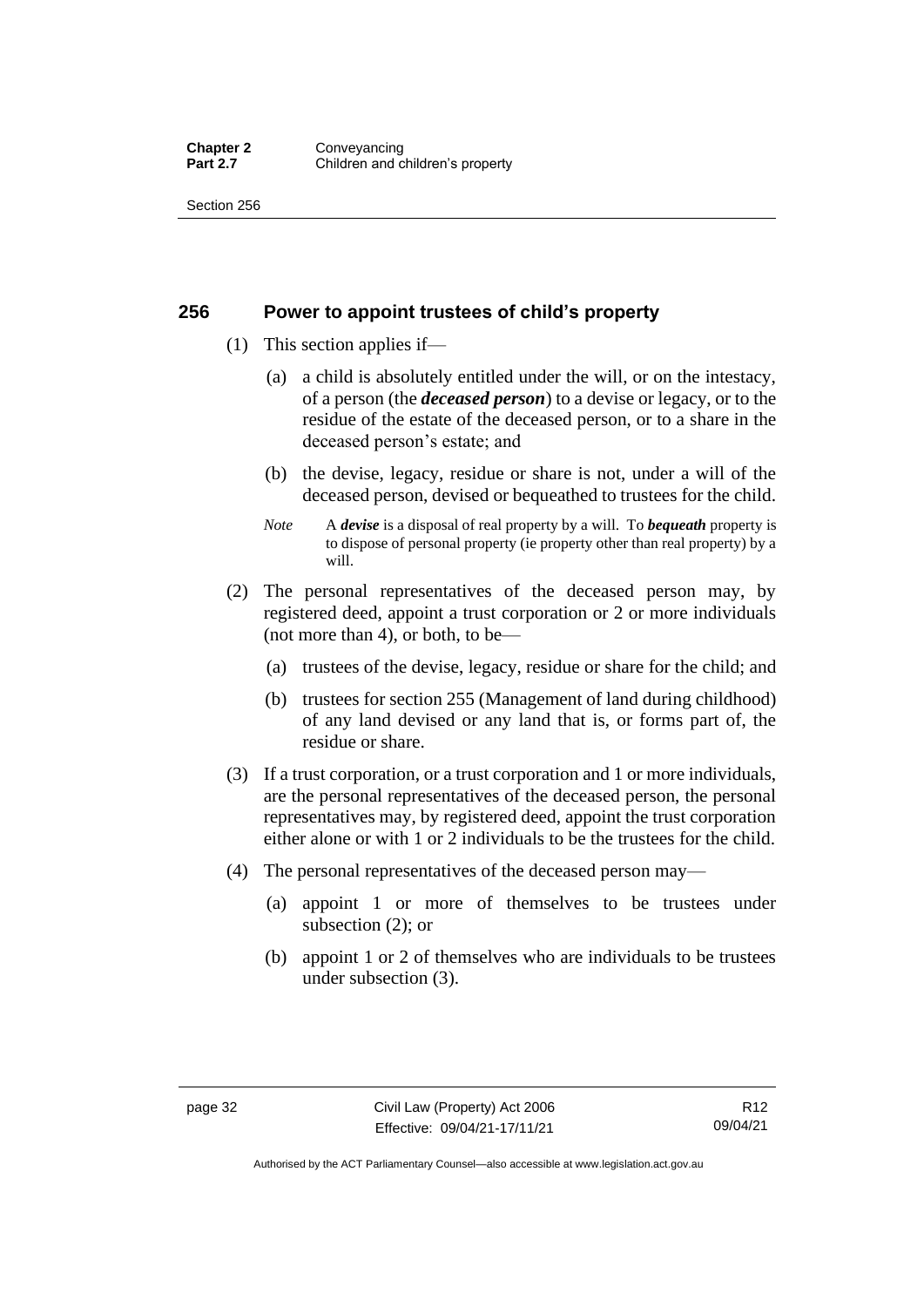## 256 Power to appoint trustees of child's property

(1) This section applies if—

(a) a child is absolutely entitled under the will, or on the intestacy, of a person (the ***deceased person***) to a devise or legacy, or to the residue of the estate of the deceased person, or to a share in the deceased person's estate; and

(b) the devise, legacy, residue or share is not, under a will of the deceased person, devised or bequeathed to trustees for the child.

*Note* A ***devise*** is a disposal of real property by a will. To ***bequeath*** property is to dispose of personal property (ie property other than real property) by a will.

(2) The personal representatives of the deceased person may, by registered deed, appoint a trust corporation or 2 or more individuals (not more than 4), or both, to be—

(a) trustees of the devise, legacy, residue or share for the child; and

(b) trustees for section 255 (Management of land during childhood) of any land devised or any land that is, or forms part of, the residue or share.

(3) If a trust corporation, or a trust corporation and 1 or more individuals, are the personal representatives of the deceased person, the personal representatives may, by registered deed, appoint the trust corporation either alone or with 1 or 2 individuals to be the trustees for the child.

(4) The personal representatives of the deceased person may—

(a) appoint 1 or more of themselves to be trustees under subsection (2); or

(b) appoint 1 or 2 of themselves who are individuals to be trustees under subsection (3).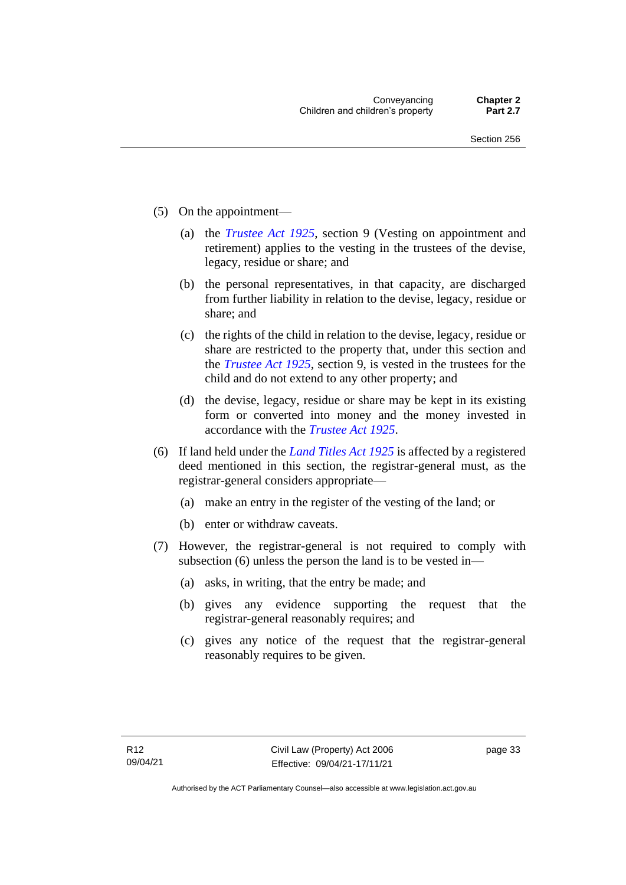(5) On the appointment—

   (a) the *Trustee Act 1925*, section 9 (Vesting on appointment and retirement) applies to the vesting in the trustees of the devise, legacy, residue or share; and

   (b) the personal representatives, in that capacity, are discharged from further liability in relation to the devise, legacy, residue or share; and

   (c) the rights of the child in relation to the devise, legacy, residue or share are restricted to the property that, under this section and the *Trustee Act 1925*, section 9, is vested in the trustees for the child and do not extend to any other property; and

   (d) the devise, legacy, residue or share may be kept in its existing form or converted into money and the money invested in accordance with the *Trustee Act 1925*.

(6) If land held under the *Land Titles Act 1925* is affected by a registered deed mentioned in this section, the registrar-general must, as the registrar-general considers appropriate—

   (a) make an entry in the register of the vesting of the land; or

   (b) enter or withdraw caveats.

(7) However, the registrar-general is not required to comply with subsection (6) unless the person the land is to be vested in—

   (a) asks, in writing, that the entry be made; and

   (b) gives any evidence supporting the request that the registrar-general reasonably requires; and

   (c) gives any notice of the request that the registrar-general reasonably requires to be given.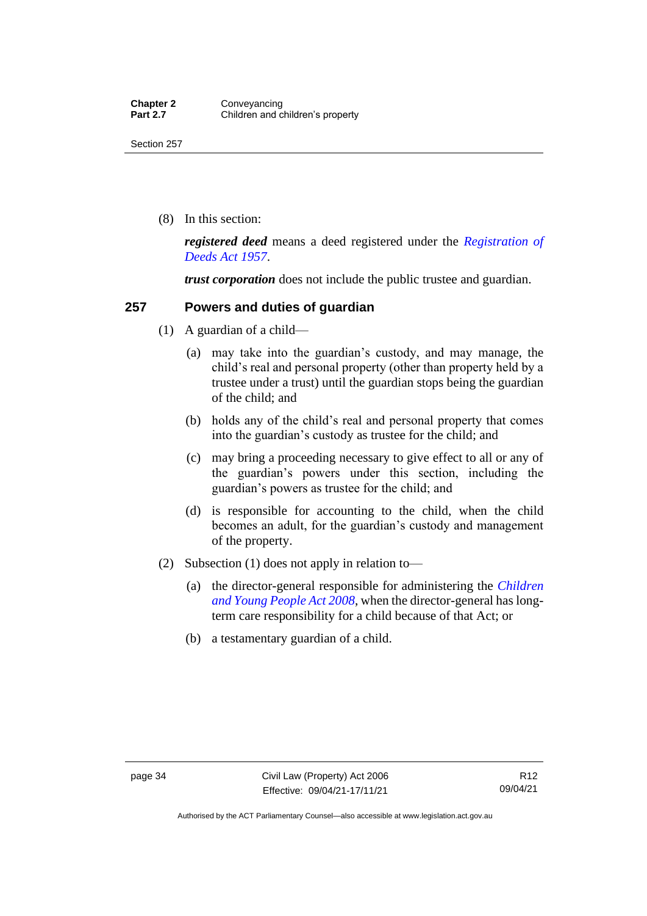(8) In this section:

***registered deed*** means a deed registered under the *Registration of Deeds Act 1957*.

***trust corporation*** does not include the public trustee and guardian.

## 257 Powers and duties of guardian

(1) A guardian of a child—

(a) may take into the guardian's custody, and may manage, the child's real and personal property (other than property held by a trustee under a trust) until the guardian stops being the guardian of the child; and

(b) holds any of the child's real and personal property that comes into the guardian's custody as trustee for the child; and

(c) may bring a proceeding necessary to give effect to all or any of the guardian's powers under this section, including the guardian's powers as trustee for the child; and

(d) is responsible for accounting to the child, when the child becomes an adult, for the guardian's custody and management of the property.

(2) Subsection (1) does not apply in relation to—

(a) the director-general responsible for administering the *Children and Young People Act 2008*, when the director-general has long-term care responsibility for a child because of that Act; or

(b) a testamentary guardian of a child.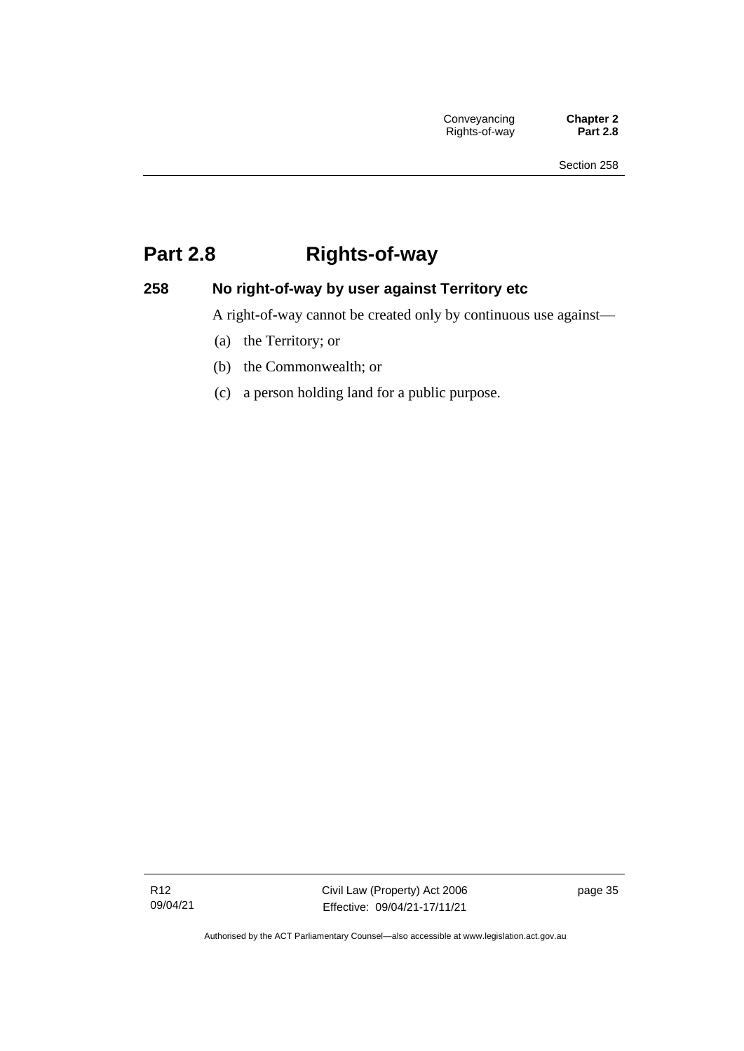# Part 2.8 Rights-of-way

## 258 No right-of-way by user against Territory etc

A right-of-way cannot be created only by continuous use against—

(a) the Territory; or

(b) the Commonwealth; or

(c) a person holding land for a public purpose.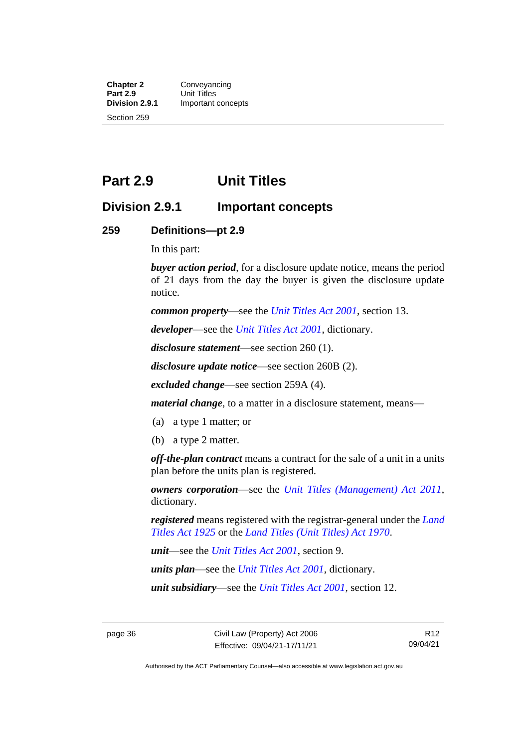# Part 2.9 Unit Titles

## Division 2.9.1 Important concepts

### 259 Definitions—pt 2.9

In this part:

***buyer action period***, for a disclosure update notice, means the period of 21 days from the day the buyer is given the disclosure update notice.

***common property***—see the *Unit Titles Act 2001*, section 13.

***developer***—see the *Unit Titles Act 2001*, dictionary.

***disclosure statement***—see section 260 (1).

***disclosure update notice***—see section 260B (2).

***excluded change***—see section 259A (4).

***material change***, to a matter in a disclosure statement, means—

(a) a type 1 matter; or

(b) a type 2 matter.

***off-the-plan contract*** means a contract for the sale of a unit in a units plan before the units plan is registered.

***owners corporation***—see the *Unit Titles (Management) Act 2011*, dictionary.

***registered*** means registered with the registrar-general under the *Land Titles Act 1925* or the *Land Titles (Unit Titles) Act 1970*.

***unit***—see the *Unit Titles Act 2001*, section 9.

***units plan***—see the *Unit Titles Act 2001*, dictionary.

***unit subsidiary***—see the *Unit Titles Act 2001*, section 12.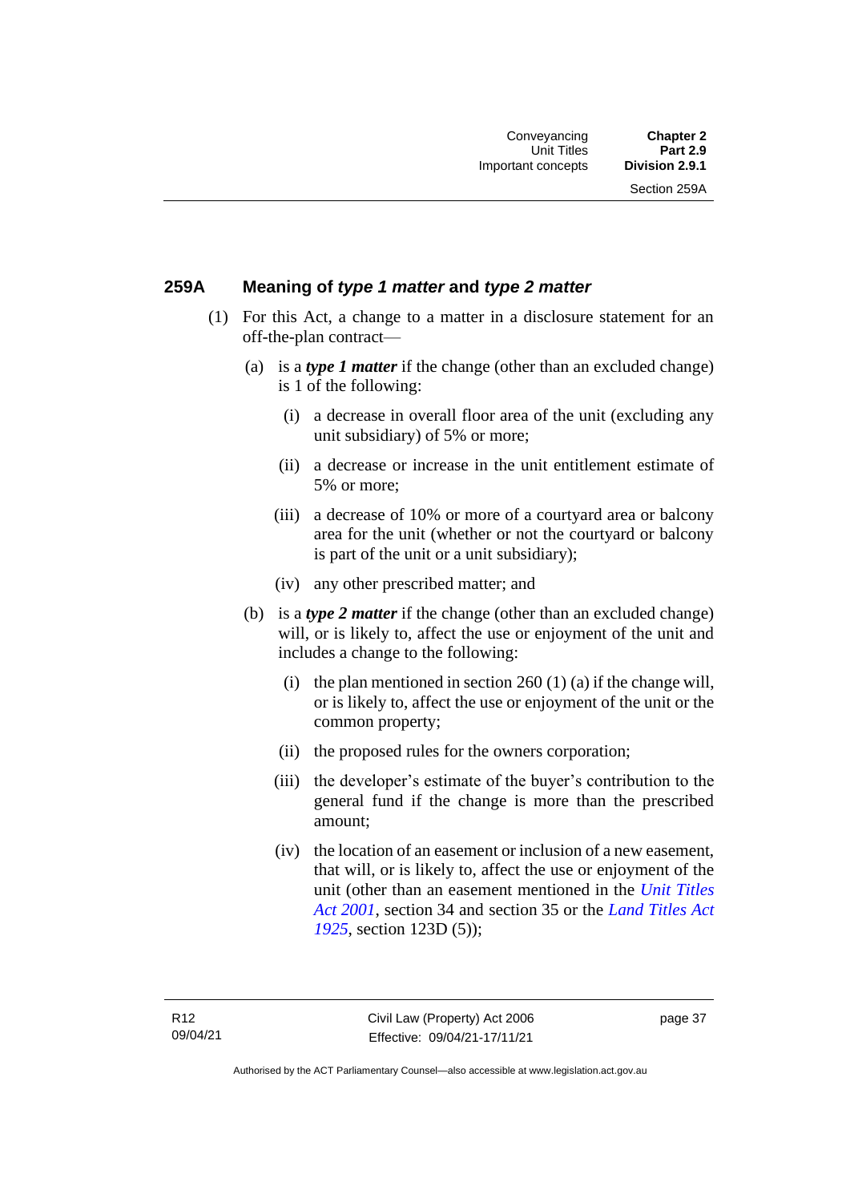### 259A Meaning of *type 1 matter* and *type 2 matter*

(1) For this Act, a change to a matter in a disclosure statement for an off-the-plan contract—

(a) is a ***type 1 matter*** if the change (other than an excluded change) is 1 of the following:

(i) a decrease in overall floor area of the unit (excluding any unit subsidiary) of 5% or more;

(ii) a decrease or increase in the unit entitlement estimate of 5% or more;

(iii) a decrease of 10% or more of a courtyard area or balcony area for the unit (whether or not the courtyard or balcony is part of the unit or a unit subsidiary);

(iv) any other prescribed matter; and

(b) is a ***type 2 matter*** if the change (other than an excluded change) will, or is likely to, affect the use or enjoyment of the unit and includes a change to the following:

(i) the plan mentioned in section 260 (1) (a) if the change will, or is likely to, affect the use or enjoyment of the unit or the common property;

(ii) the proposed rules for the owners corporation;

(iii) the developer's estimate of the buyer's contribution to the general fund if the change is more than the prescribed amount;

(iv) the location of an easement or inclusion of a new easement, that will, or is likely to, affect the use or enjoyment of the unit (other than an easement mentioned in the *Unit Titles Act 2001*, section 34 and section 35 or the *Land Titles Act 1925*, section 123D (5));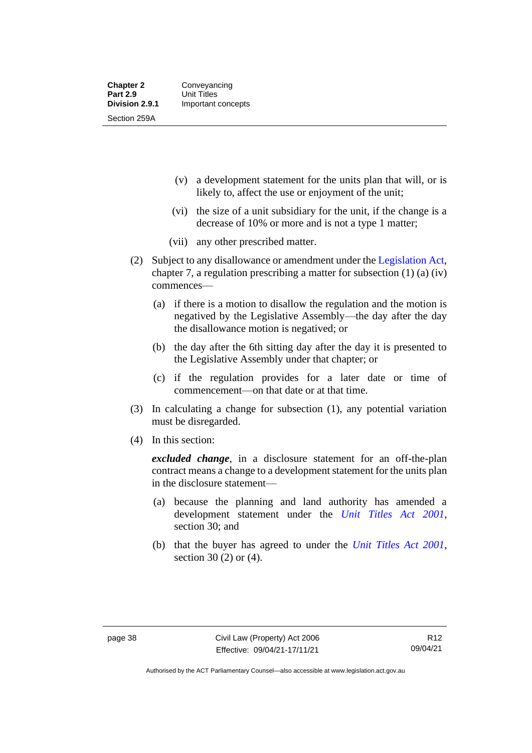(v) a development statement for the units plan that will, or is likely to, affect the use or enjoyment of the unit;

(vi) the size of a unit subsidiary for the unit, if the change is a decrease of 10% or more and is not a type 1 matter;

(vii) any other prescribed matter.

(2) Subject to any disallowance or amendment under the Legislation Act, chapter 7, a regulation prescribing a matter for subsection (1) (a) (iv) commences—

(a) if there is a motion to disallow the regulation and the motion is negatived by the Legislative Assembly—the day after the day the disallowance motion is negatived; or

(b) the day after the 6th sitting day after the day it is presented to the Legislative Assembly under that chapter; or

(c) if the regulation provides for a later date or time of commencement—on that date or at that time.

(3) In calculating a change for subsection (1), any potential variation must be disregarded.

(4) In this section:

***excluded change***, in a disclosure statement for an off-the-plan contract means a change to a development statement for the units plan in the disclosure statement—

(a) because the planning and land authority has amended a development statement under the *Unit Titles Act 2001*, section 30; and

(b) that the buyer has agreed to under the *Unit Titles Act 2001*, section 30 (2) or (4).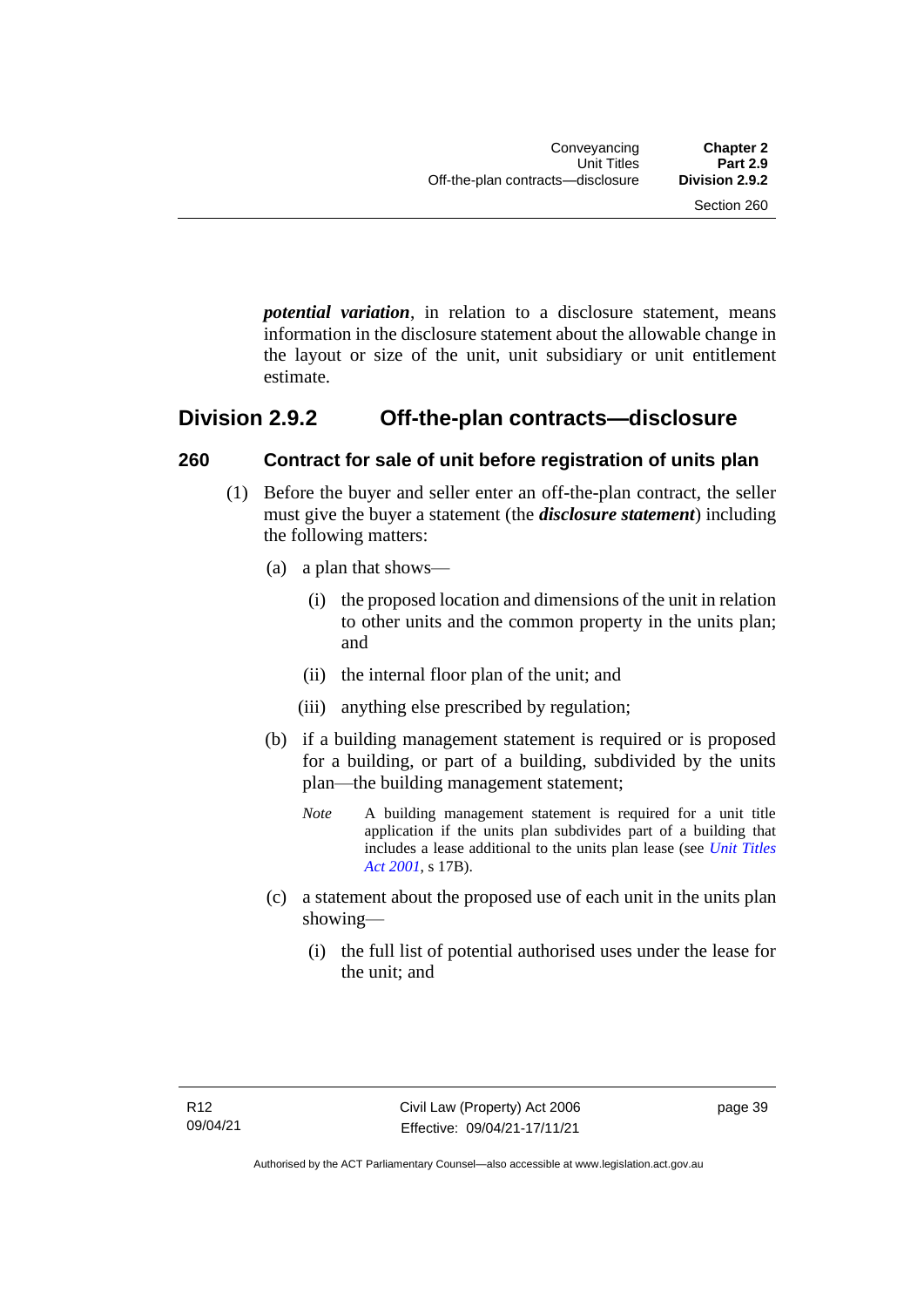***potential variation***, in relation to a disclosure statement, means information in the disclosure statement about the allowable change in the layout or size of the unit, unit subsidiary or unit entitlement estimate.

## Division 2.9.2 Off-the-plan contracts—disclosure

### 260 Contract for sale of unit before registration of units plan

(1) Before the buyer and seller enter an off-the-plan contract, the seller must give the buyer a statement (the ***disclosure statement***) including the following matters:

(a) a plan that shows—

(i) the proposed location and dimensions of the unit in relation to other units and the common property in the units plan; and

(ii) the internal floor plan of the unit; and

(iii) anything else prescribed by regulation;

(b) if a building management statement is required or is proposed for a building, or part of a building, subdivided by the units plan—the building management statement;

*Note* A building management statement is required for a unit title application if the units plan subdivides part of a building that includes a lease additional to the units plan lease (see *Unit Titles Act 2001*, s 17B).

(c) a statement about the proposed use of each unit in the units plan showing—

(i) the full list of potential authorised uses under the lease for the unit; and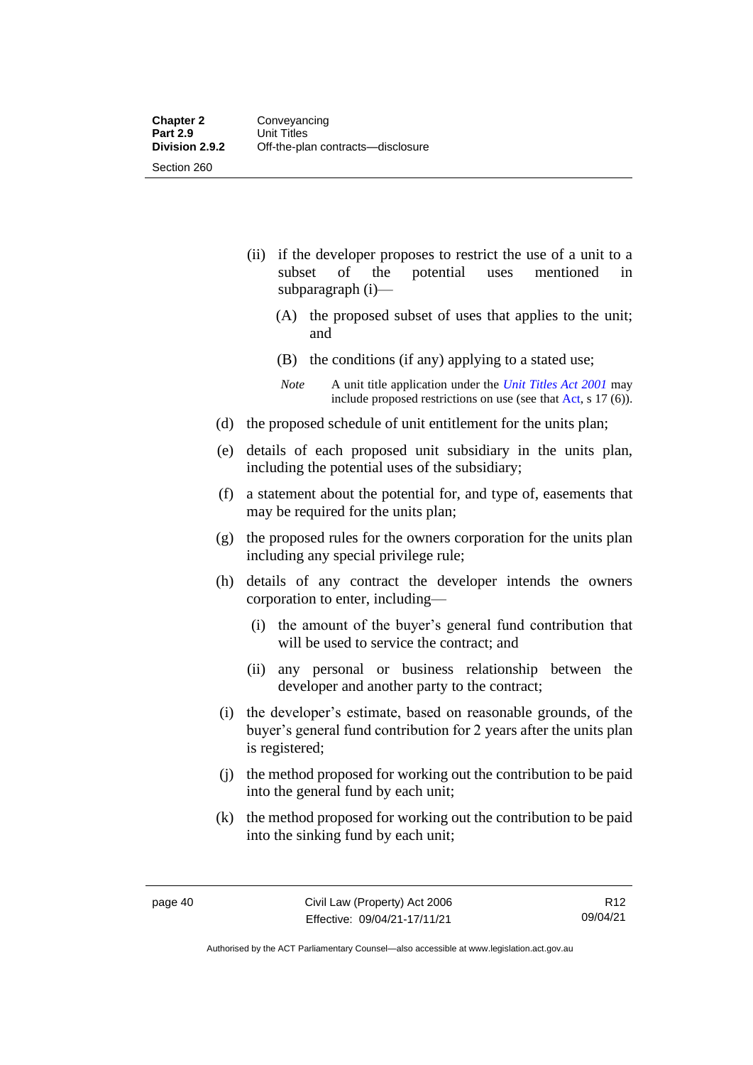(ii) if the developer proposes to restrict the use of a unit to a subset of the potential uses mentioned in subparagraph (i)—

(A) the proposed subset of uses that applies to the unit; and

(B) the conditions (if any) applying to a stated use;

*Note* A unit title application under the *Unit Titles Act 2001* may include proposed restrictions on use (see that Act, s 17 (6)).

(d) the proposed schedule of unit entitlement for the units plan;

(e) details of each proposed unit subsidiary in the units plan, including the potential uses of the subsidiary;

(f) a statement about the potential for, and type of, easements that may be required for the units plan;

(g) the proposed rules for the owners corporation for the units plan including any special privilege rule;

(h) details of any contract the developer intends the owners corporation to enter, including—

(i) the amount of the buyer's general fund contribution that will be used to service the contract; and

(ii) any personal or business relationship between the developer and another party to the contract;

(i) the developer's estimate, based on reasonable grounds, of the buyer's general fund contribution for 2 years after the units plan is registered;

(j) the method proposed for working out the contribution to be paid into the general fund by each unit;

(k) the method proposed for working out the contribution to be paid into the sinking fund by each unit;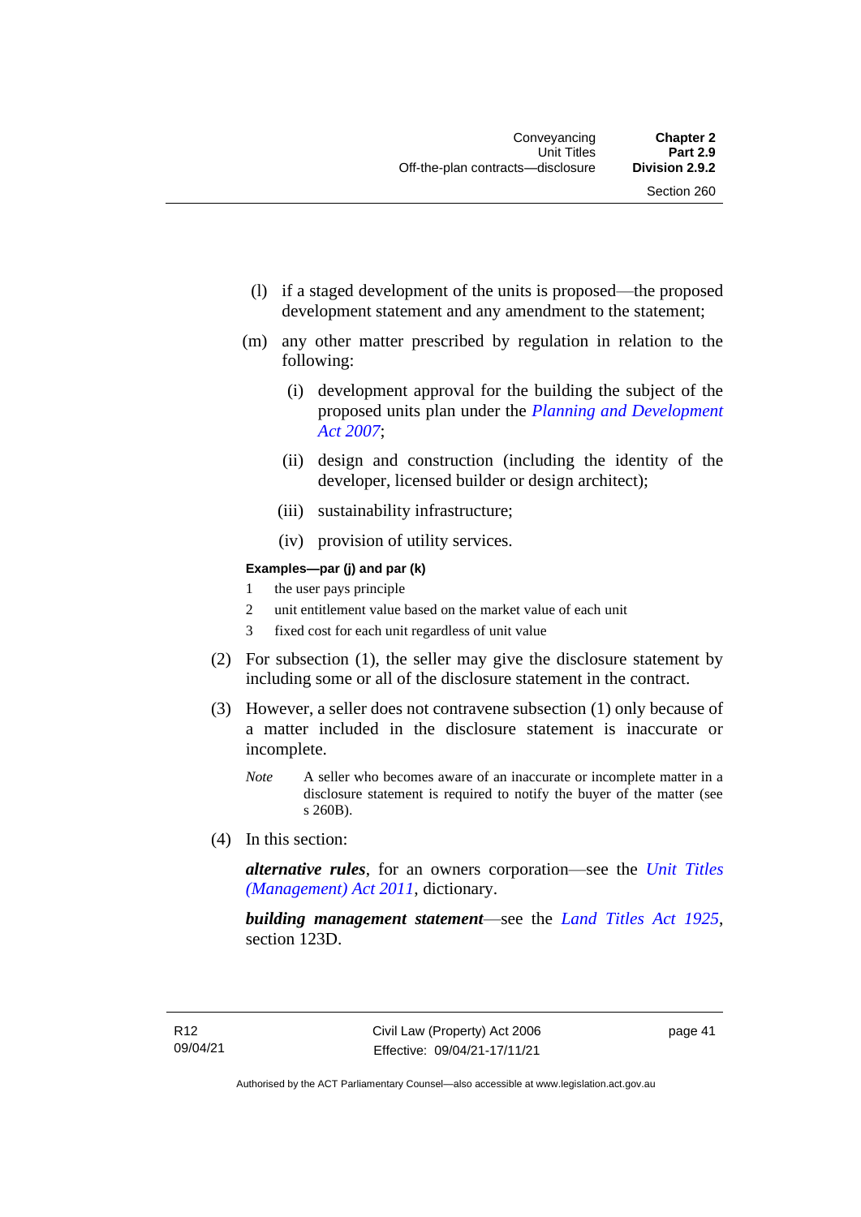(l) if a staged development of the units is proposed—the proposed development statement and any amendment to the statement;

(m) any other matter prescribed by regulation in relation to the following:

  (i) development approval for the building the subject of the proposed units plan under the *Planning and Development Act 2007*;

  (ii) design and construction (including the identity of the developer, licensed builder or design architect);

  (iii) sustainability infrastructure;

  (iv) provision of utility services.

**Examples—par (j) and par (k)**

1 the user pays principle

2 unit entitlement value based on the market value of each unit

3 fixed cost for each unit regardless of unit value

(2) For subsection (1), the seller may give the disclosure statement by including some or all of the disclosure statement in the contract.

(3) However, a seller does not contravene subsection (1) only because of a matter included in the disclosure statement is inaccurate or incomplete.

*Note* A seller who becomes aware of an inaccurate or incomplete matter in a disclosure statement is required to notify the buyer of the matter (see s 260B).

(4) In this section:

***alternative rules***, for an owners corporation—see the *Unit Titles (Management) Act 2011*, dictionary.

***building management statement***—see the *Land Titles Act 1925*, section 123D.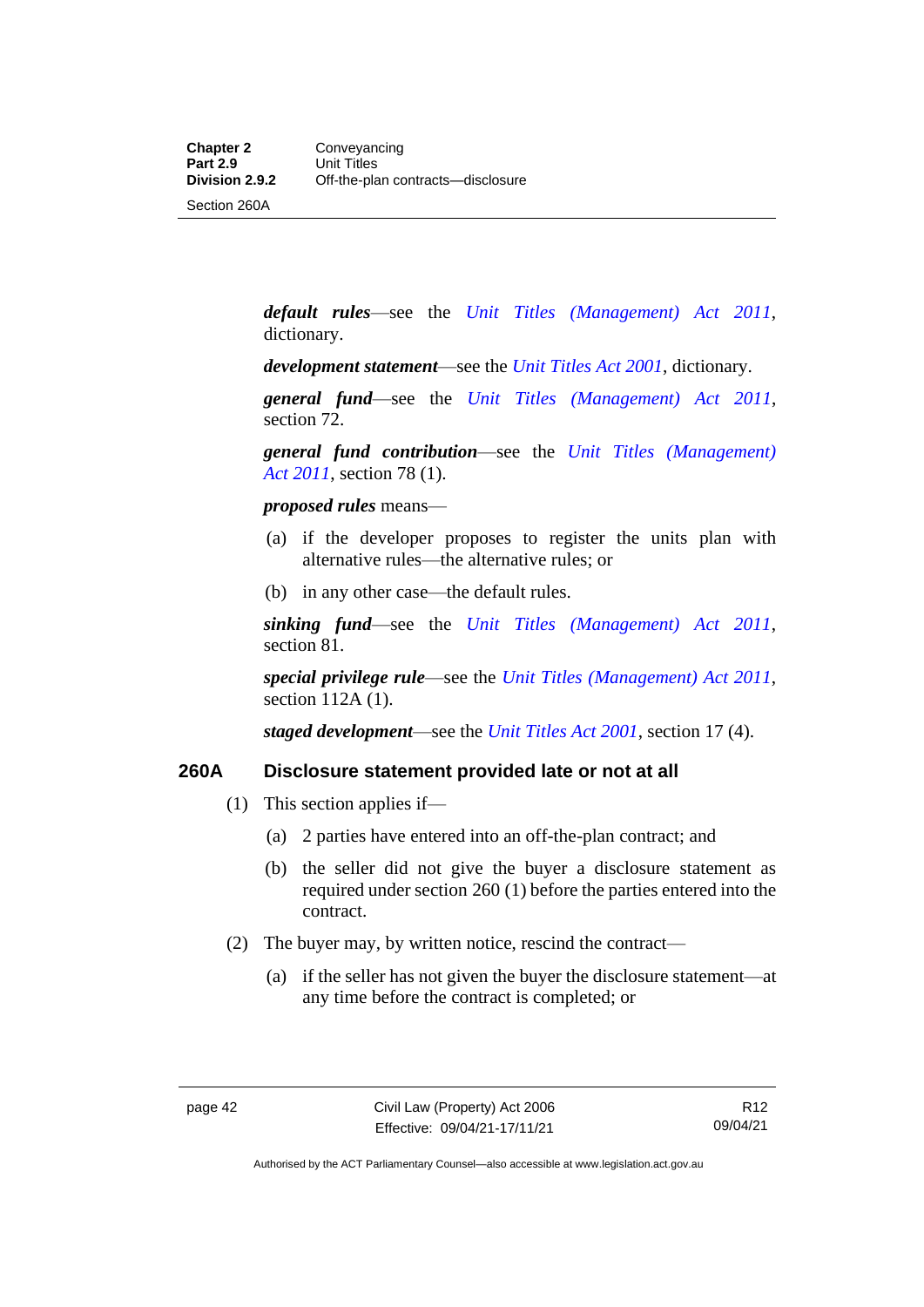***default rules***—see the *Unit Titles (Management) Act 2011*, dictionary.

***development statement***—see the *Unit Titles Act 2001*, dictionary.

***general fund***—see the *Unit Titles (Management) Act 2011*, section 72.

***general fund contribution***—see the *Unit Titles (Management) Act 2011*, section 78 (1).

***proposed rules*** means—

(a) if the developer proposes to register the units plan with alternative rules—the alternative rules; or

(b) in any other case—the default rules.

***sinking fund***—see the *Unit Titles (Management) Act 2011*, section 81.

***special privilege rule***—see the *Unit Titles (Management) Act 2011*, section 112A (1).

***staged development***—see the *Unit Titles Act 2001*, section 17 (4).

### 260A Disclosure statement provided late or not at all

(1) This section applies if—

(a) 2 parties have entered into an off-the-plan contract; and

(b) the seller did not give the buyer a disclosure statement as required under section 260 (1) before the parties entered into the contract.

(2) The buyer may, by written notice, rescind the contract—

(a) if the seller has not given the buyer the disclosure statement—at any time before the contract is completed; or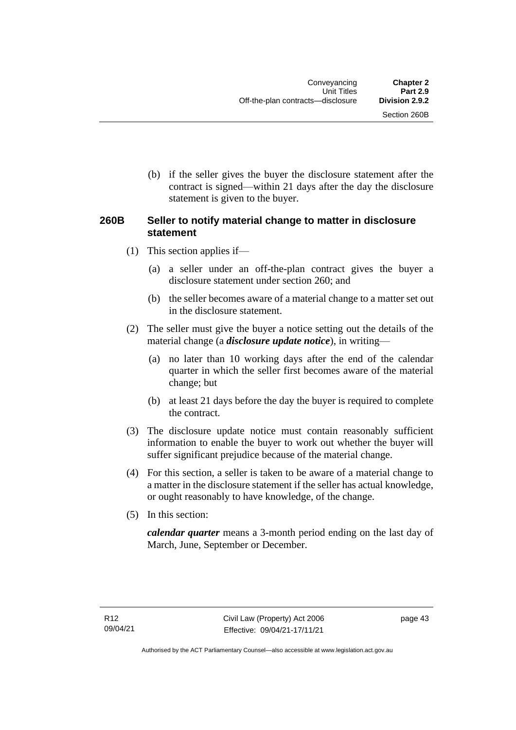(b) if the seller gives the buyer the disclosure statement after the contract is signed—within 21 days after the day the disclosure statement is given to the buyer.

### 260B Seller to notify material change to matter in disclosure statement

(1) This section applies if—

(a) a seller under an off-the-plan contract gives the buyer a disclosure statement under section 260; and

(b) the seller becomes aware of a material change to a matter set out in the disclosure statement.

(2) The seller must give the buyer a notice setting out the details of the material change (a ***disclosure update notice***), in writing—

(a) no later than 10 working days after the end of the calendar quarter in which the seller first becomes aware of the material change; but

(b) at least 21 days before the day the buyer is required to complete the contract.

(3) The disclosure update notice must contain reasonably sufficient information to enable the buyer to work out whether the buyer will suffer significant prejudice because of the material change.

(4) For this section, a seller is taken to be aware of a material change to a matter in the disclosure statement if the seller has actual knowledge, or ought reasonably to have knowledge, of the change.

(5) In this section:

***calendar quarter*** means a 3-month period ending on the last day of March, June, September or December.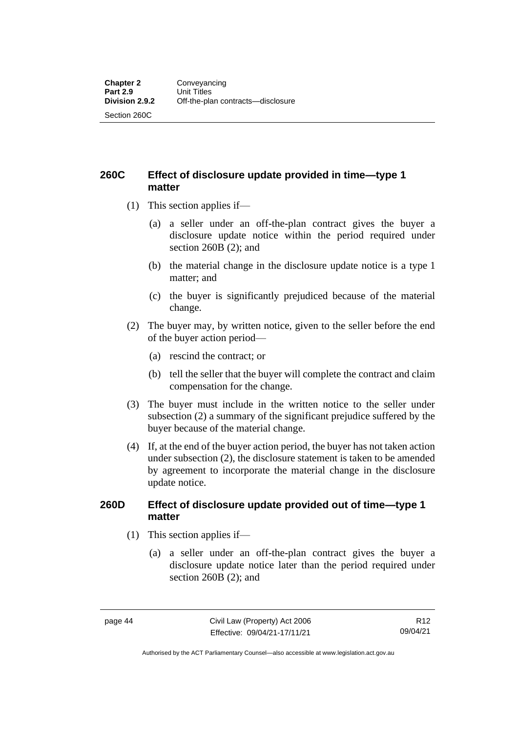## 260C Effect of disclosure update provided in time—type 1 matter

(1) This section applies if—

(a) a seller under an off-the-plan contract gives the buyer a disclosure update notice within the period required under section 260B (2); and

(b) the material change in the disclosure update notice is a type 1 matter; and

(c) the buyer is significantly prejudiced because of the material change.

(2) The buyer may, by written notice, given to the seller before the end of the buyer action period—

(a) rescind the contract; or

(b) tell the seller that the buyer will complete the contract and claim compensation for the change.

(3) The buyer must include in the written notice to the seller under subsection (2) a summary of the significant prejudice suffered by the buyer because of the material change.

(4) If, at the end of the buyer action period, the buyer has not taken action under subsection (2), the disclosure statement is taken to be amended by agreement to incorporate the material change in the disclosure update notice.

## 260D Effect of disclosure update provided out of time—type 1 matter

(1) This section applies if—

(a) a seller under an off-the-plan contract gives the buyer a disclosure update notice later than the period required under section 260B (2); and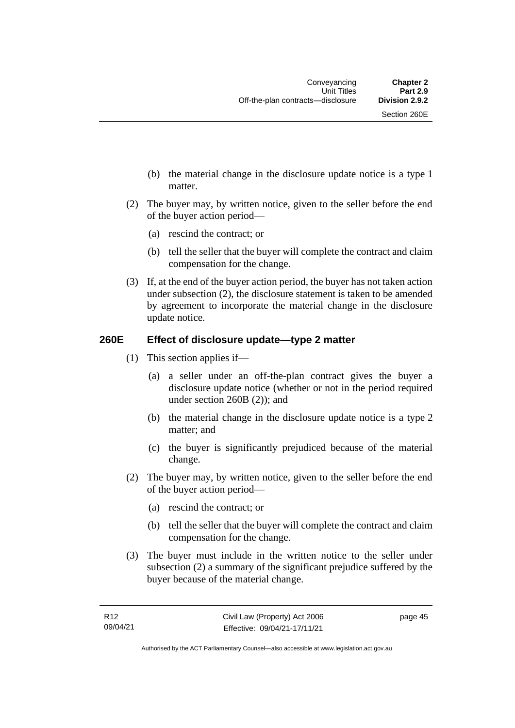(b) the material change in the disclosure update notice is a type 1 matter.

(2) The buyer may, by written notice, given to the seller before the end of the buyer action period—

(a) rescind the contract; or

(b) tell the seller that the buyer will complete the contract and claim compensation for the change.

(3) If, at the end of the buyer action period, the buyer has not taken action under subsection (2), the disclosure statement is taken to be amended by agreement to incorporate the material change in the disclosure update notice.

## 260E Effect of disclosure update—type 2 matter

(1) This section applies if—

(a) a seller under an off-the-plan contract gives the buyer a disclosure update notice (whether or not in the period required under section 260B (2)); and

(b) the material change in the disclosure update notice is a type 2 matter; and

(c) the buyer is significantly prejudiced because of the material change.

(2) The buyer may, by written notice, given to the seller before the end of the buyer action period—

(a) rescind the contract; or

(b) tell the seller that the buyer will complete the contract and claim compensation for the change.

(3) The buyer must include in the written notice to the seller under subsection (2) a summary of the significant prejudice suffered by the buyer because of the material change.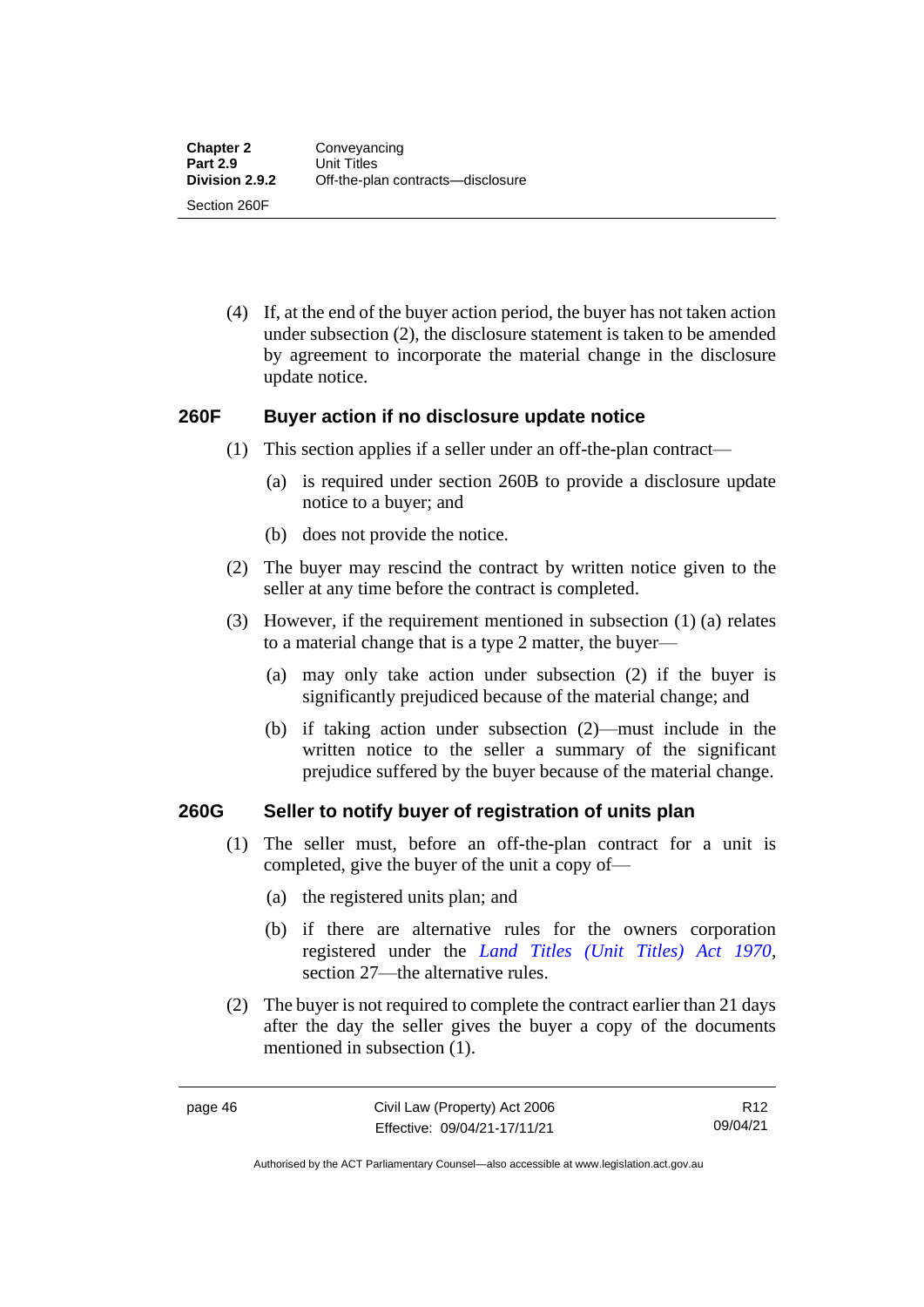(4) If, at the end of the buyer action period, the buyer has not taken action under subsection (2), the disclosure statement is taken to be amended by agreement to incorporate the material change in the disclosure update notice.

### 260F Buyer action if no disclosure update notice

(1) This section applies if a seller under an off-the-plan contract—

(a) is required under section 260B to provide a disclosure update notice to a buyer; and

(b) does not provide the notice.

(2) The buyer may rescind the contract by written notice given to the seller at any time before the contract is completed.

(3) However, if the requirement mentioned in subsection (1) (a) relates to a material change that is a type 2 matter, the buyer—

(a) may only take action under subsection (2) if the buyer is significantly prejudiced because of the material change; and

(b) if taking action under subsection (2)—must include in the written notice to the seller a summary of the significant prejudice suffered by the buyer because of the material change.

### 260G Seller to notify buyer of registration of units plan

(1) The seller must, before an off-the-plan contract for a unit is completed, give the buyer of the unit a copy of—

(a) the registered units plan; and

(b) if there are alternative rules for the owners corporation registered under the *Land Titles (Unit Titles) Act 1970*, section 27—the alternative rules.

(2) The buyer is not required to complete the contract earlier than 21 days after the day the seller gives the buyer a copy of the documents mentioned in subsection (1).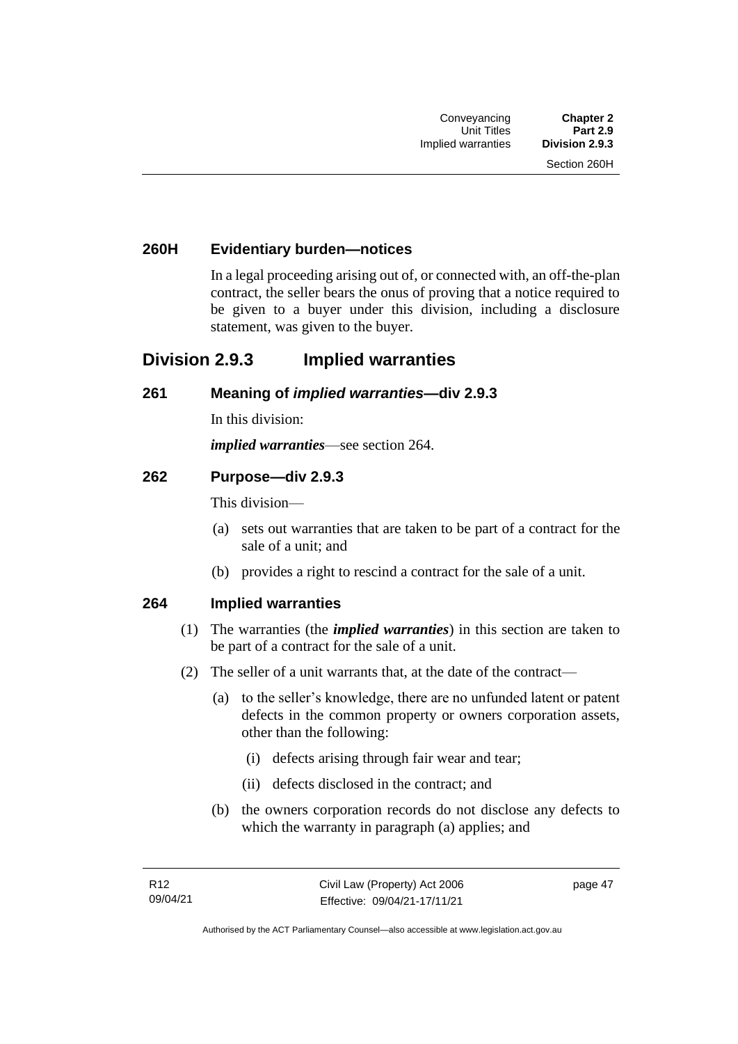### 260H Evidentiary burden—notices

In a legal proceeding arising out of, or connected with, an off-the-plan contract, the seller bears the onus of proving that a notice required to be given to a buyer under this division, including a disclosure statement, was given to the buyer.

## Division 2.9.3 Implied warranties

### 261 Meaning of *implied warranties*—div 2.9.3

In this division:

***implied warranties***—see section 264.

### 262 Purpose—div 2.9.3

This division—

(a) sets out warranties that are taken to be part of a contract for the sale of a unit; and

(b) provides a right to rescind a contract for the sale of a unit.

### 264 Implied warranties

(1) The warranties (the ***implied warranties***) in this section are taken to be part of a contract for the sale of a unit.

(2) The seller of a unit warrants that, at the date of the contract—

(a) to the seller's knowledge, there are no unfunded latent or patent defects in the common property or owners corporation assets, other than the following:

(i) defects arising through fair wear and tear;

(ii) defects disclosed in the contract; and

(b) the owners corporation records do not disclose any defects to which the warranty in paragraph (a) applies; and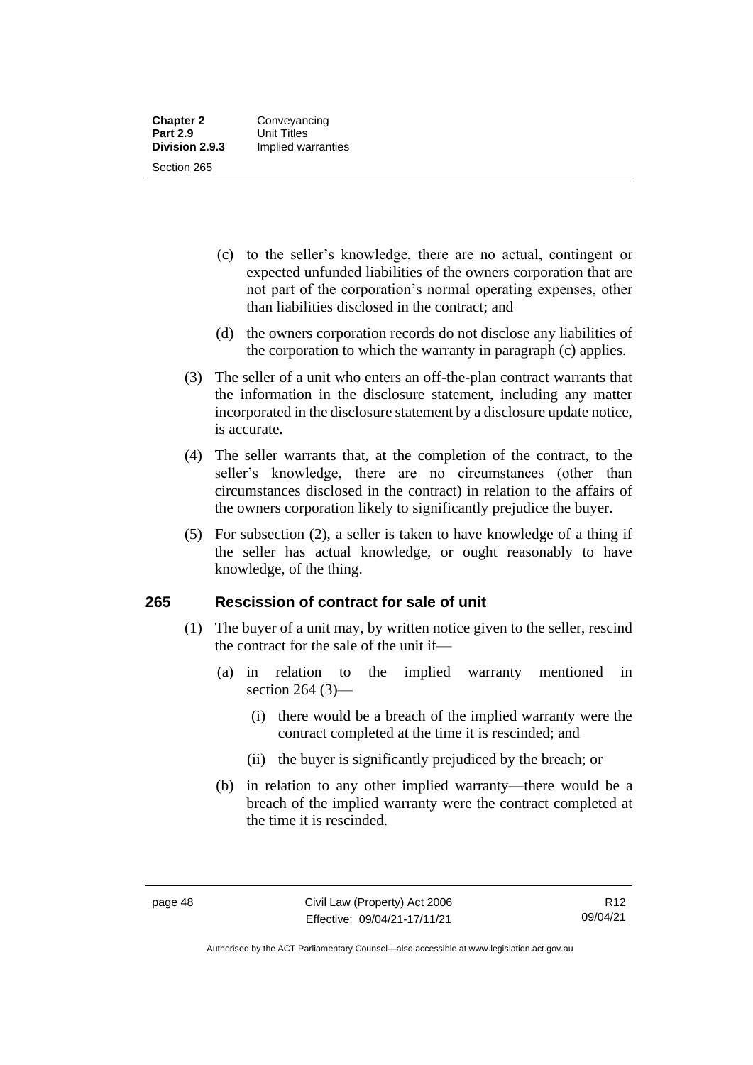(c) to the seller's knowledge, there are no actual, contingent or expected unfunded liabilities of the owners corporation that are not part of the corporation's normal operating expenses, other than liabilities disclosed in the contract; and

(d) the owners corporation records do not disclose any liabilities of the corporation to which the warranty in paragraph (c) applies.

(3) The seller of a unit who enters an off-the-plan contract warrants that the information in the disclosure statement, including any matter incorporated in the disclosure statement by a disclosure update notice, is accurate.

(4) The seller warrants that, at the completion of the contract, to the seller's knowledge, there are no circumstances (other than circumstances disclosed in the contract) in relation to the affairs of the owners corporation likely to significantly prejudice the buyer.

(5) For subsection (2), a seller is taken to have knowledge of a thing if the seller has actual knowledge, or ought reasonably to have knowledge, of the thing.

## 265 Rescission of contract for sale of unit

(1) The buyer of a unit may, by written notice given to the seller, rescind the contract for the sale of the unit if—

(a) in relation to the implied warranty mentioned in section 264 (3)—

(i) there would be a breach of the implied warranty were the contract completed at the time it is rescinded; and

(ii) the buyer is significantly prejudiced by the breach; or

(b) in relation to any other implied warranty—there would be a breach of the implied warranty were the contract completed at the time it is rescinded.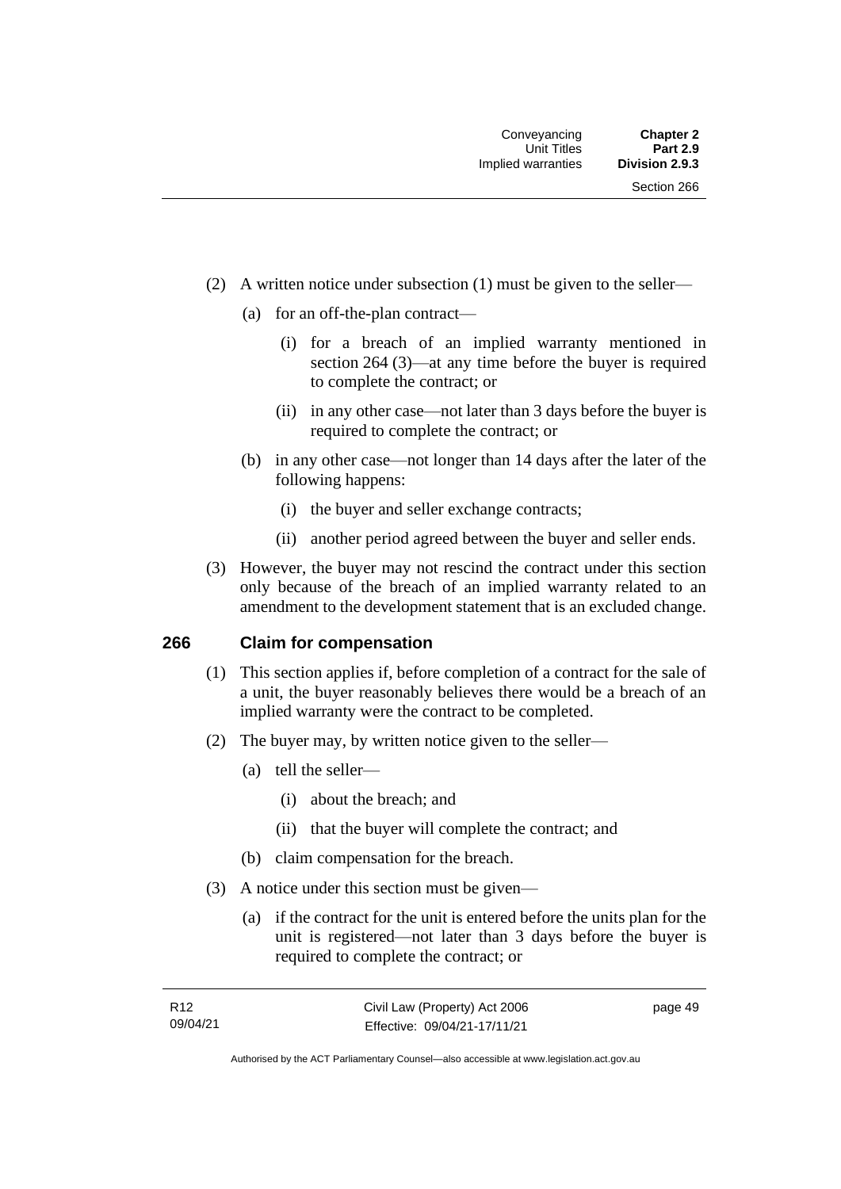(2) A written notice under subsection (1) must be given to the seller—

(a) for an off-the-plan contract—

(i) for a breach of an implied warranty mentioned in section 264 (3)—at any time before the buyer is required to complete the contract; or

(ii) in any other case—not later than 3 days before the buyer is required to complete the contract; or

(b) in any other case—not longer than 14 days after the later of the following happens:

(i) the buyer and seller exchange contracts;

(ii) another period agreed between the buyer and seller ends.

(3) However, the buyer may not rescind the contract under this section only because of the breach of an implied warranty related to an amendment to the development statement that is an excluded change.

## 266 Claim for compensation

(1) This section applies if, before completion of a contract for the sale of a unit, the buyer reasonably believes there would be a breach of an implied warranty were the contract to be completed.

(2) The buyer may, by written notice given to the seller—

(a) tell the seller—

(i) about the breach; and

(ii) that the buyer will complete the contract; and

(b) claim compensation for the breach.

(3) A notice under this section must be given—

(a) if the contract for the unit is entered before the units plan for the unit is registered—not later than 3 days before the buyer is required to complete the contract; or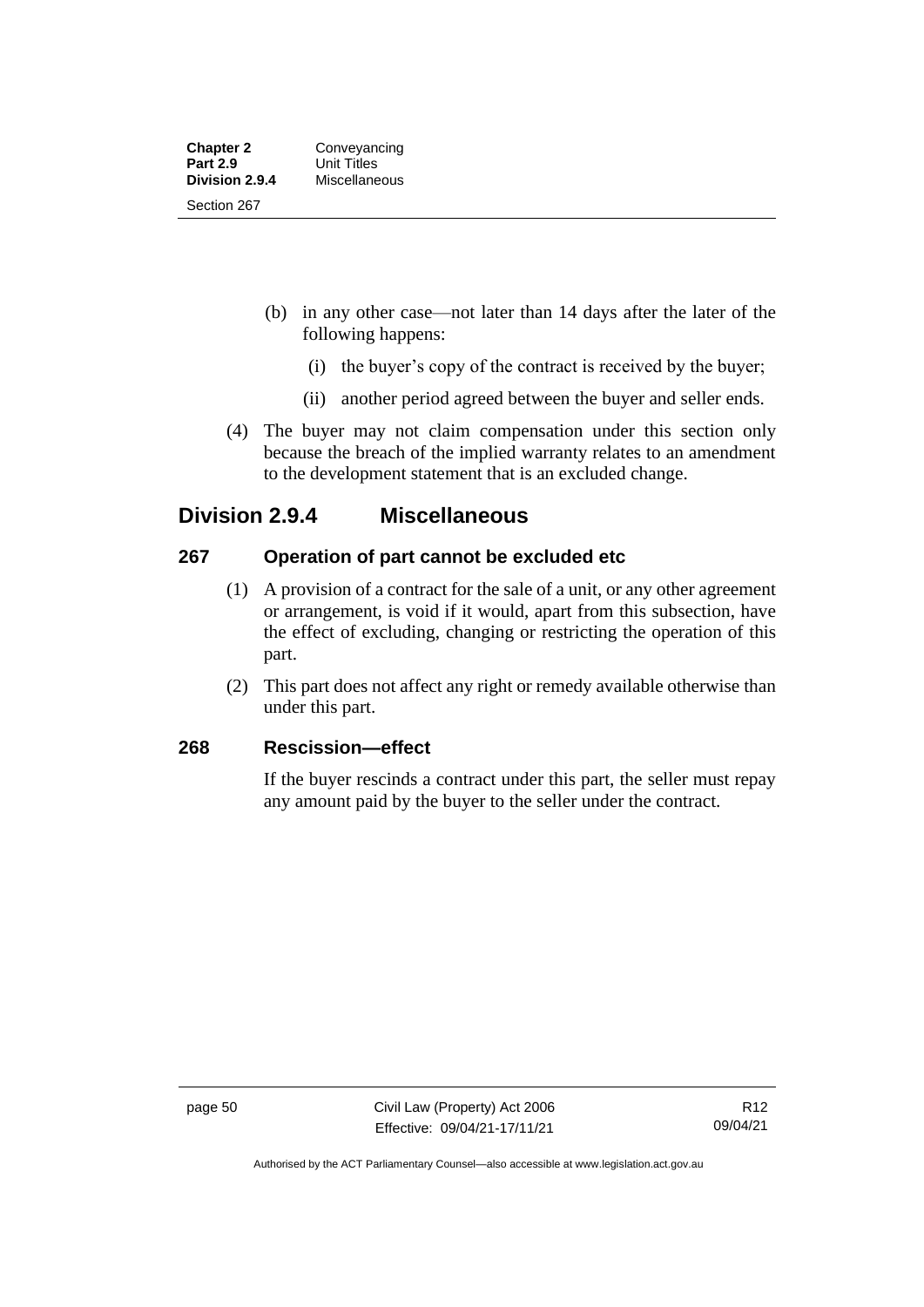(b) in any other case—not later than 14 days after the later of the following happens:

   (i) the buyer's copy of the contract is received by the buyer;

   (ii) another period agreed between the buyer and seller ends.

(4) The buyer may not claim compensation under this section only because the breach of the implied warranty relates to an amendment to the development statement that is an excluded change.

## Division 2.9.4 Miscellaneous

### 267 Operation of part cannot be excluded etc

(1) A provision of a contract for the sale of a unit, or any other agreement or arrangement, is void if it would, apart from this subsection, have the effect of excluding, changing or restricting the operation of this part.

(2) This part does not affect any right or remedy available otherwise than under this part.

### 268 Rescission—effect

If the buyer rescinds a contract under this part, the seller must repay any amount paid by the buyer to the seller under the contract.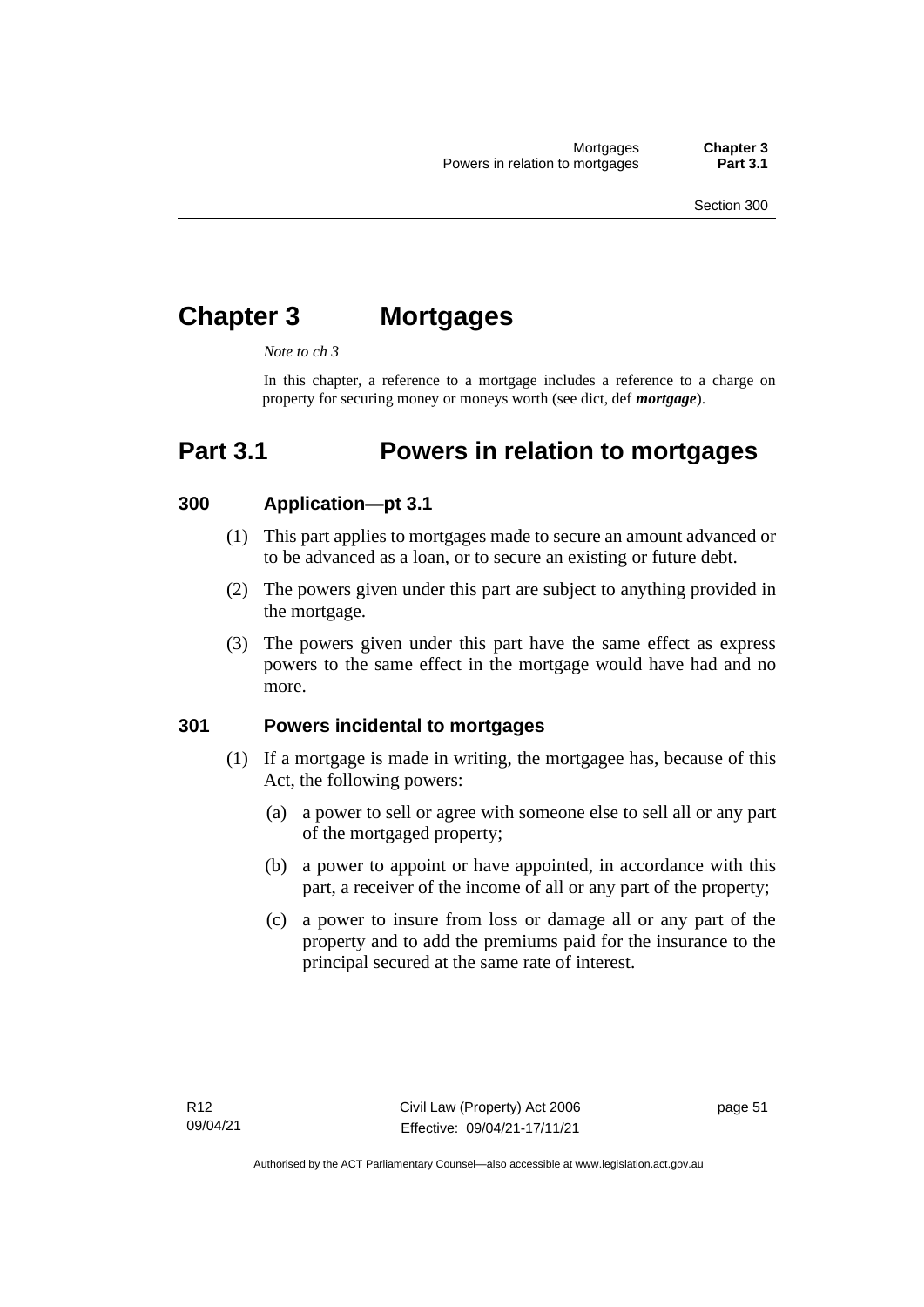# Chapter 3 Mortgages

*Note to ch 3*

In this chapter, a reference to a mortgage includes a reference to a charge on property for securing money or moneys worth (see dict, def ***mortgage***).

## Part 3.1 Powers in relation to mortgages

### 300 Application—pt 3.1

(1) This part applies to mortgages made to secure an amount advanced or to be advanced as a loan, or to secure an existing or future debt.

(2) The powers given under this part are subject to anything provided in the mortgage.

(3) The powers given under this part have the same effect as express powers to the same effect in the mortgage would have had and no more.

### 301 Powers incidental to mortgages

(1) If a mortgage is made in writing, the mortgagee has, because of this Act, the following powers:

(a) a power to sell or agree with someone else to sell all or any part of the mortgaged property;

(b) a power to appoint or have appointed, in accordance with this part, a receiver of the income of all or any part of the property;

(c) a power to insure from loss or damage all or any part of the property and to add the premiums paid for the insurance to the principal secured at the same rate of interest.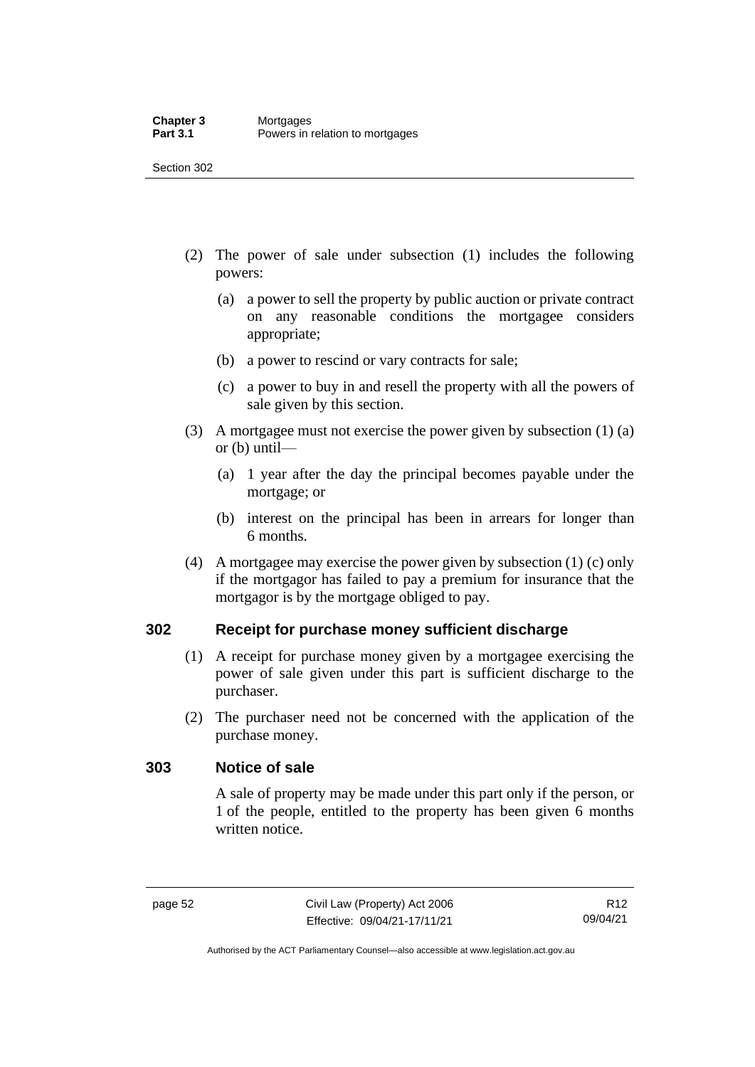(2) The power of sale under subsection (1) includes the following powers:

(a) a power to sell the property by public auction or private contract on any reasonable conditions the mortgagee considers appropriate;

(b) a power to rescind or vary contracts for sale;

(c) a power to buy in and resell the property with all the powers of sale given by this section.

(3) A mortgagee must not exercise the power given by subsection (1) (a) or (b) until—

(a) 1 year after the day the principal becomes payable under the mortgage; or

(b) interest on the principal has been in arrears for longer than 6 months.

(4) A mortgagee may exercise the power given by subsection (1) (c) only if the mortgagor has failed to pay a premium for insurance that the mortgagor is by the mortgage obliged to pay.

## 302 Receipt for purchase money sufficient discharge

(1) A receipt for purchase money given by a mortgagee exercising the power of sale given under this part is sufficient discharge to the purchaser.

(2) The purchaser need not be concerned with the application of the purchase money.

## 303 Notice of sale

A sale of property may be made under this part only if the person, or 1 of the people, entitled to the property has been given 6 months written notice.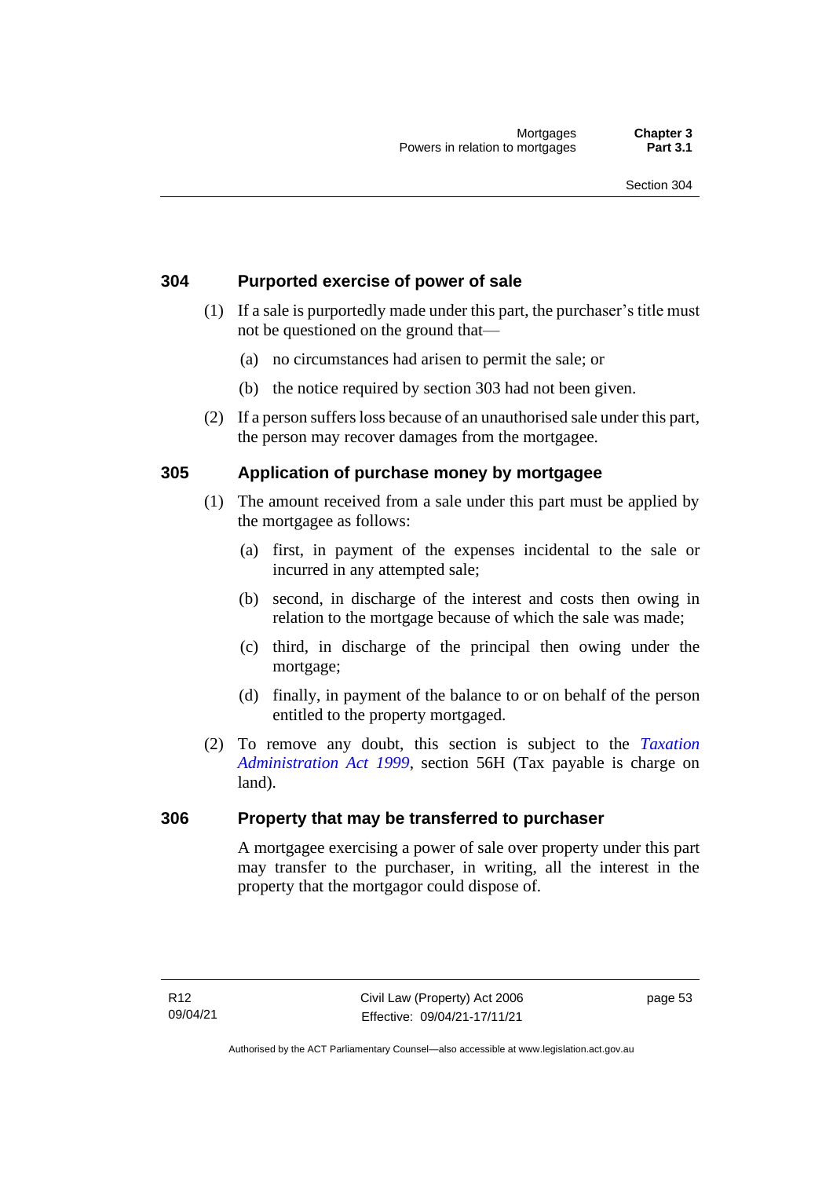## 304 Purported exercise of power of sale

(1) If a sale is purportedly made under this part, the purchaser's title must not be questioned on the ground that—

- (a) no circumstances had arisen to permit the sale; or
- (b) the notice required by section 303 had not been given.

(2) If a person suffers loss because of an unauthorised sale under this part, the person may recover damages from the mortgagee.

## 305 Application of purchase money by mortgagee

(1) The amount received from a sale under this part must be applied by the mortgagee as follows:

- (a) first, in payment of the expenses incidental to the sale or incurred in any attempted sale;
- (b) second, in discharge of the interest and costs then owing in relation to the mortgage because of which the sale was made;
- (c) third, in discharge of the principal then owing under the mortgage;
- (d) finally, in payment of the balance to or on behalf of the person entitled to the property mortgaged.

(2) To remove any doubt, this section is subject to the *Taxation Administration Act 1999*, section 56H (Tax payable is charge on land).

## 306 Property that may be transferred to purchaser

A mortgagee exercising a power of sale over property under this part may transfer to the purchaser, in writing, all the interest in the property that the mortgagor could dispose of.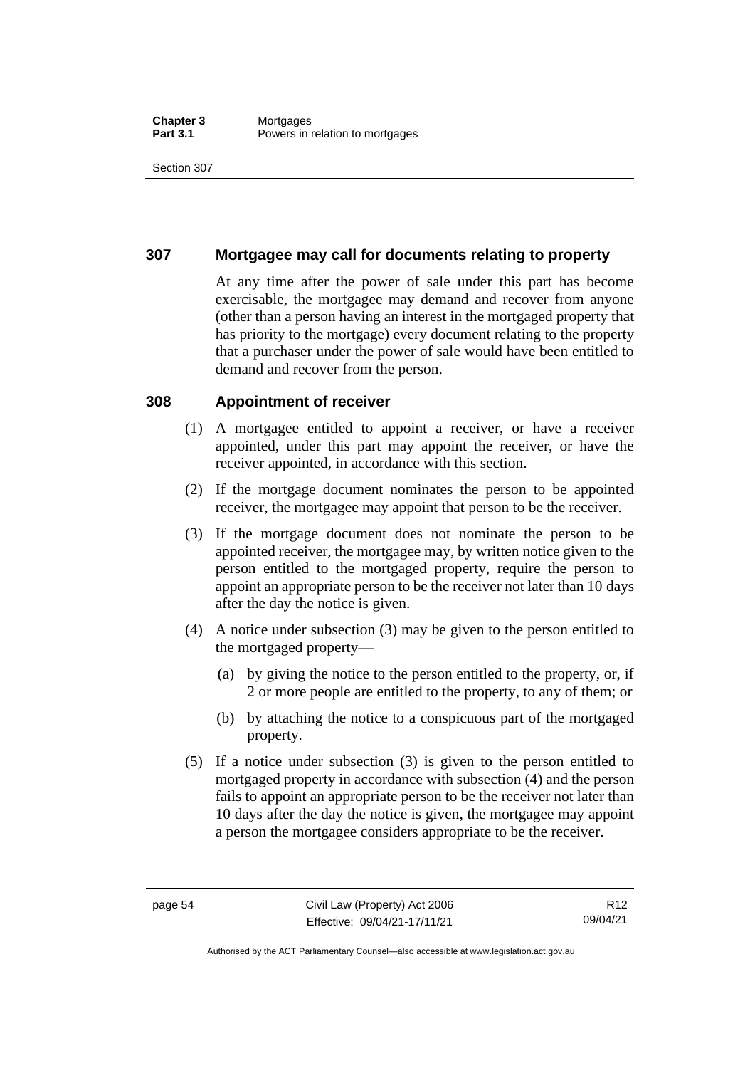## 307 Mortgagee may call for documents relating to property

At any time after the power of sale under this part has become exercisable, the mortgagee may demand and recover from anyone (other than a person having an interest in the mortgaged property that has priority to the mortgage) every document relating to the property that a purchaser under the power of sale would have been entitled to demand and recover from the person.

## 308 Appointment of receiver

(1) A mortgagee entitled to appoint a receiver, or have a receiver appointed, under this part may appoint the receiver, or have the receiver appointed, in accordance with this section.

(2) If the mortgage document nominates the person to be appointed receiver, the mortgagee may appoint that person to be the receiver.

(3) If the mortgage document does not nominate the person to be appointed receiver, the mortgagee may, by written notice given to the person entitled to the mortgaged property, require the person to appoint an appropriate person to be the receiver not later than 10 days after the day the notice is given.

(4) A notice under subsection (3) may be given to the person entitled to the mortgaged property—

(a) by giving the notice to the person entitled to the property, or, if 2 or more people are entitled to the property, to any of them; or

(b) by attaching the notice to a conspicuous part of the mortgaged property.

(5) If a notice under subsection (3) is given to the person entitled to mortgaged property in accordance with subsection (4) and the person fails to appoint an appropriate person to be the receiver not later than 10 days after the day the notice is given, the mortgagee may appoint a person the mortgagee considers appropriate to be the receiver.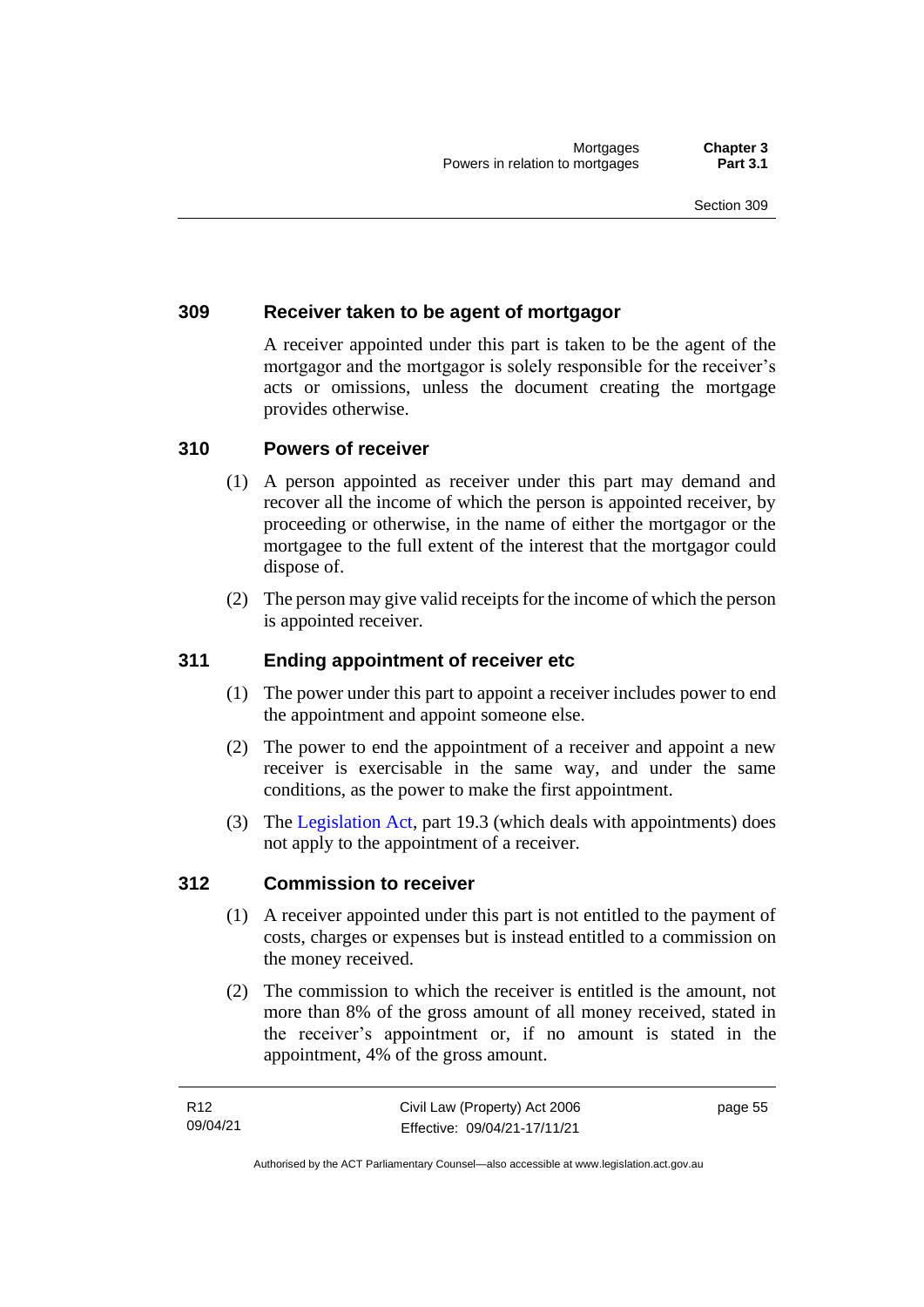### 309 Receiver taken to be agent of mortgagor

A receiver appointed under this part is taken to be the agent of the mortgagor and the mortgagor is solely responsible for the receiver's acts or omissions, unless the document creating the mortgage provides otherwise.

### 310 Powers of receiver

(1) A person appointed as receiver under this part may demand and recover all the income of which the person is appointed receiver, by proceeding or otherwise, in the name of either the mortgagor or the mortgagee to the full extent of the interest that the mortgagor could dispose of.

(2) The person may give valid receipts for the income of which the person is appointed receiver.

### 311 Ending appointment of receiver etc

(1) The power under this part to appoint a receiver includes power to end the appointment and appoint someone else.

(2) The power to end the appointment of a receiver and appoint a new receiver is exercisable in the same way, and under the same conditions, as the power to make the first appointment.

(3) The Legislation Act, part 19.3 (which deals with appointments) does not apply to the appointment of a receiver.

### 312 Commission to receiver

(1) A receiver appointed under this part is not entitled to the payment of costs, charges or expenses but is instead entitled to a commission on the money received.

(2) The commission to which the receiver is entitled is the amount, not more than 8% of the gross amount of all money received, stated in the receiver's appointment or, if no amount is stated in the appointment, 4% of the gross amount.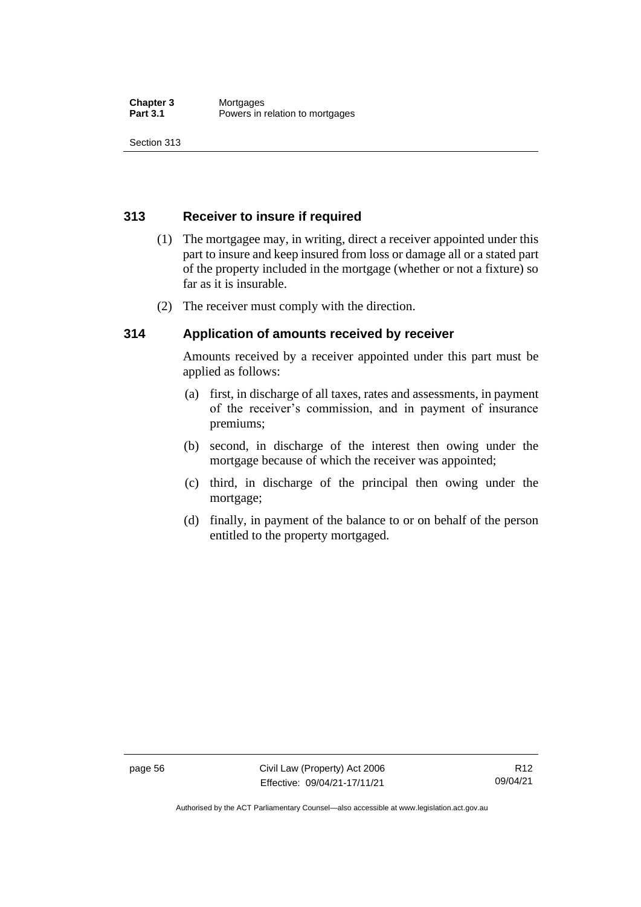## 313 Receiver to insure if required

(1) The mortgagee may, in writing, direct a receiver appointed under this part to insure and keep insured from loss or damage all or a stated part of the property included in the mortgage (whether or not a fixture) so far as it is insurable.

(2) The receiver must comply with the direction.

## 314 Application of amounts received by receiver

Amounts received by a receiver appointed under this part must be applied as follows:

(a) first, in discharge of all taxes, rates and assessments, in payment of the receiver's commission, and in payment of insurance premiums;

(b) second, in discharge of the interest then owing under the mortgage because of which the receiver was appointed;

(c) third, in discharge of the principal then owing under the mortgage;

(d) finally, in payment of the balance to or on behalf of the person entitled to the property mortgaged.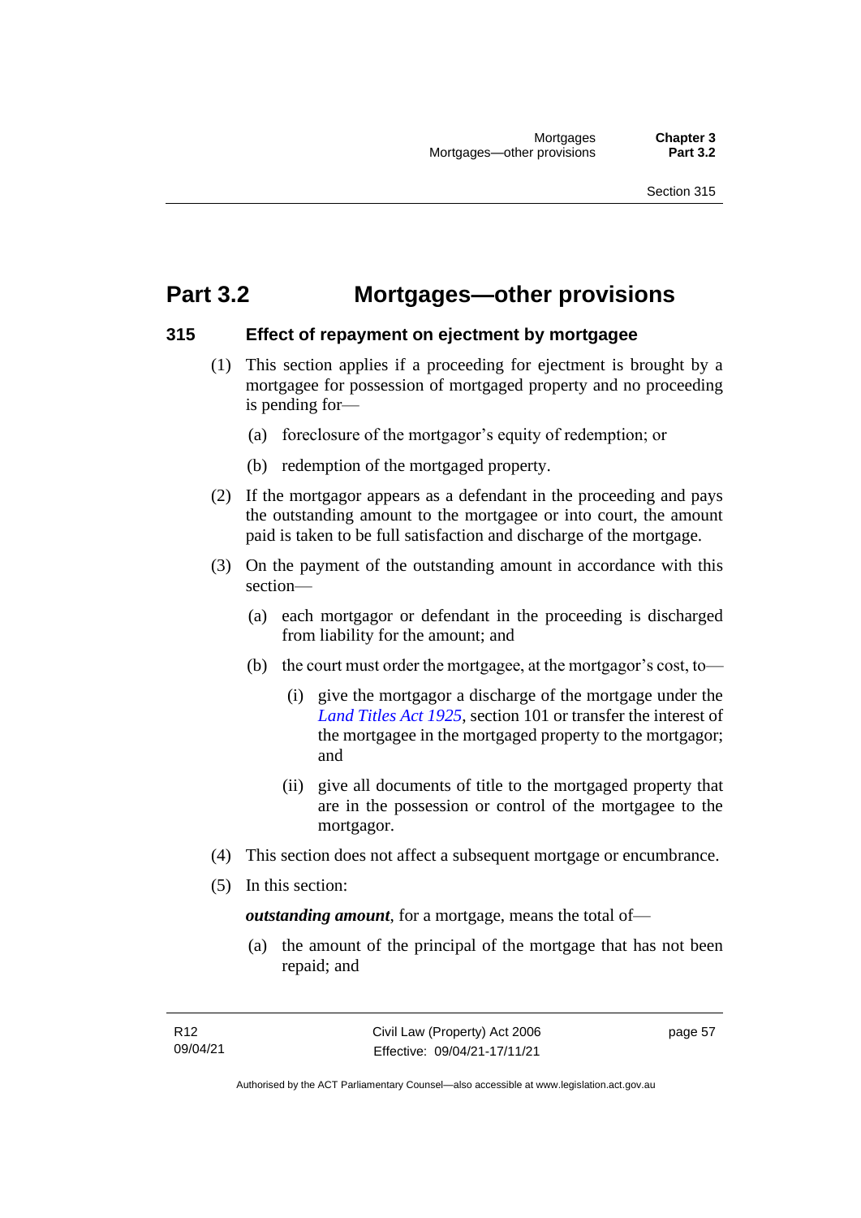# Part 3.2 Mortgages—other provisions

## 315 Effect of repayment on ejectment by mortgagee

(1) This section applies if a proceeding for ejectment is brought by a mortgagee for possession of mortgaged property and no proceeding is pending for—

(a) foreclosure of the mortgagor's equity of redemption; or

(b) redemption of the mortgaged property.

(2) If the mortgagor appears as a defendant in the proceeding and pays the outstanding amount to the mortgagee or into court, the amount paid is taken to be full satisfaction and discharge of the mortgage.

(3) On the payment of the outstanding amount in accordance with this section—

(a) each mortgagor or defendant in the proceeding is discharged from liability for the amount; and

(b) the court must order the mortgagee, at the mortgagor's cost, to—

(i) give the mortgagor a discharge of the mortgage under the *Land Titles Act 1925*, section 101 or transfer the interest of the mortgagee in the mortgaged property to the mortgagor; and

(ii) give all documents of title to the mortgaged property that are in the possession or control of the mortgagee to the mortgagor.

(4) This section does not affect a subsequent mortgage or encumbrance.

(5) In this section:

***outstanding amount***, for a mortgage, means the total of—

(a) the amount of the principal of the mortgage that has not been repaid; and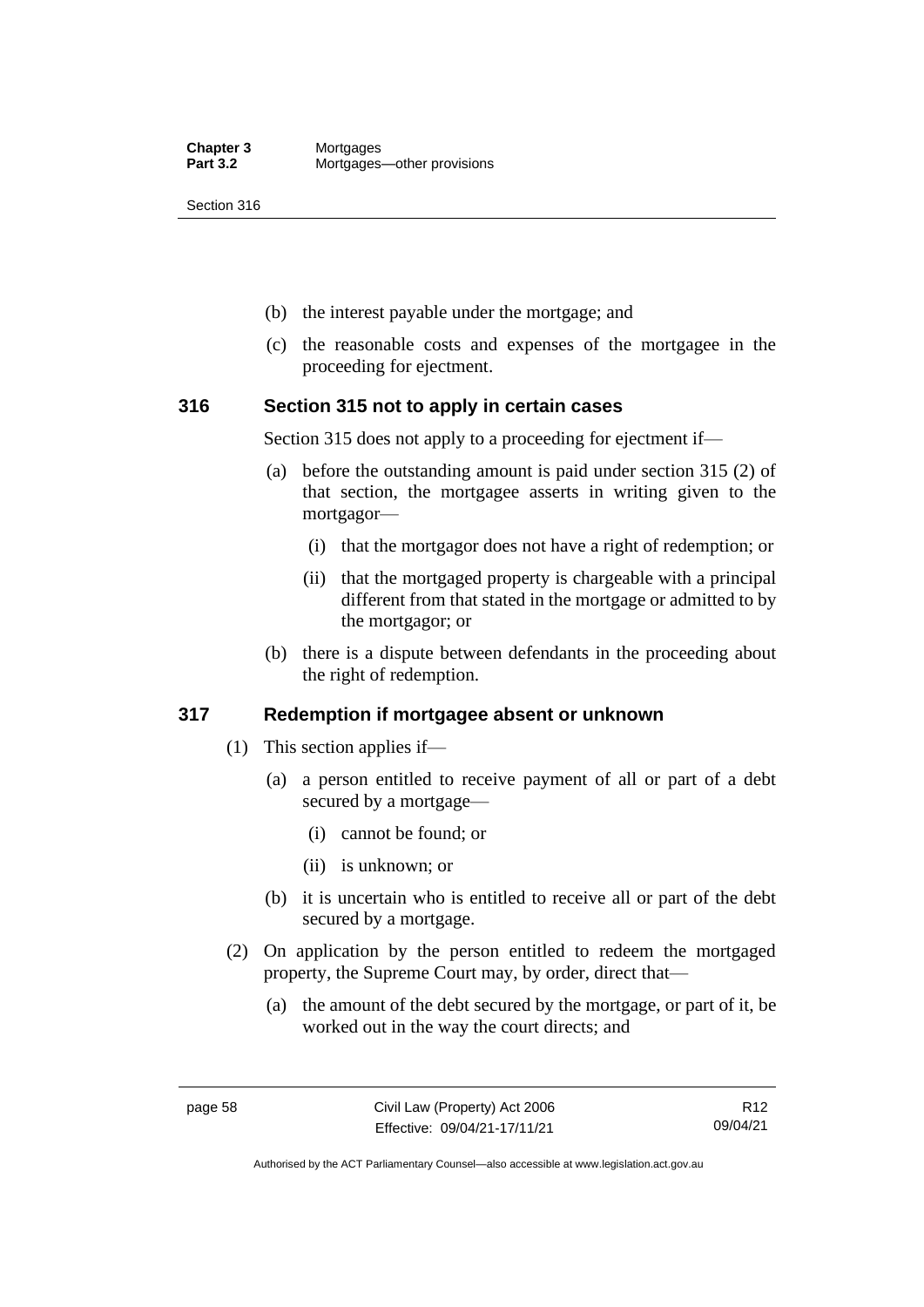- (b) the interest payable under the mortgage; and
- (c) the reasonable costs and expenses of the mortgagee in the proceeding for ejectment.

## 316 Section 315 not to apply in certain cases

Section 315 does not apply to a proceeding for ejectment if—

- (a) before the outstanding amount is paid under section 315 (2) of that section, the mortgagee asserts in writing given to the mortgagor—
  - (i) that the mortgagor does not have a right of redemption; or
  - (ii) that the mortgaged property is chargeable with a principal different from that stated in the mortgage or admitted to by the mortgagor; or
- (b) there is a dispute between defendants in the proceeding about the right of redemption.

## 317 Redemption if mortgagee absent or unknown

(1) This section applies if—

- (a) a person entitled to receive payment of all or part of a debt secured by a mortgage—
  - (i) cannot be found; or
  - (ii) is unknown; or
- (b) it is uncertain who is entitled to receive all or part of the debt secured by a mortgage.

(2) On application by the person entitled to redeem the mortgaged property, the Supreme Court may, by order, direct that—

- (a) the amount of the debt secured by the mortgage, or part of it, be worked out in the way the court directs; and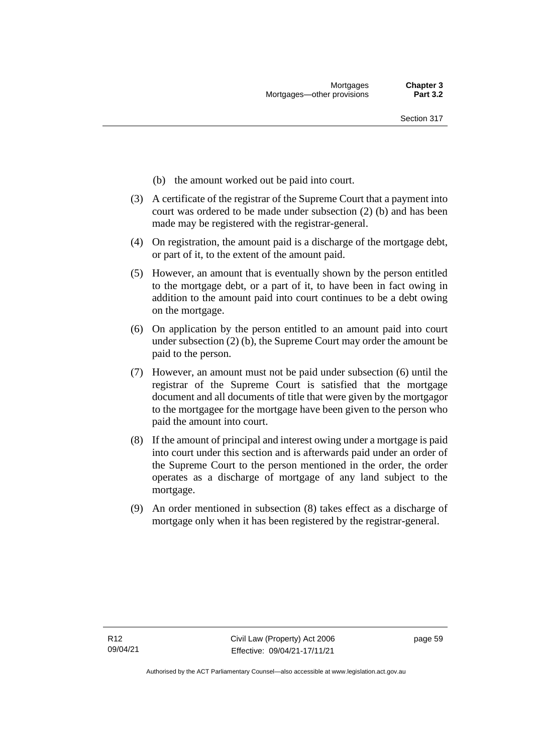(b) the amount worked out be paid into court.

(3) A certificate of the registrar of the Supreme Court that a payment into court was ordered to be made under subsection (2) (b) and has been made may be registered with the registrar-general.

(4) On registration, the amount paid is a discharge of the mortgage debt, or part of it, to the extent of the amount paid.

(5) However, an amount that is eventually shown by the person entitled to the mortgage debt, or a part of it, to have been in fact owing in addition to the amount paid into court continues to be a debt owing on the mortgage.

(6) On application by the person entitled to an amount paid into court under subsection (2) (b), the Supreme Court may order the amount be paid to the person.

(7) However, an amount must not be paid under subsection (6) until the registrar of the Supreme Court is satisfied that the mortgage document and all documents of title that were given by the mortgagor to the mortgagee for the mortgage have been given to the person who paid the amount into court.

(8) If the amount of principal and interest owing under a mortgage is paid into court under this section and is afterwards paid under an order of the Supreme Court to the person mentioned in the order, the order operates as a discharge of mortgage of any land subject to the mortgage.

(9) An order mentioned in subsection (8) takes effect as a discharge of mortgage only when it has been registered by the registrar-general.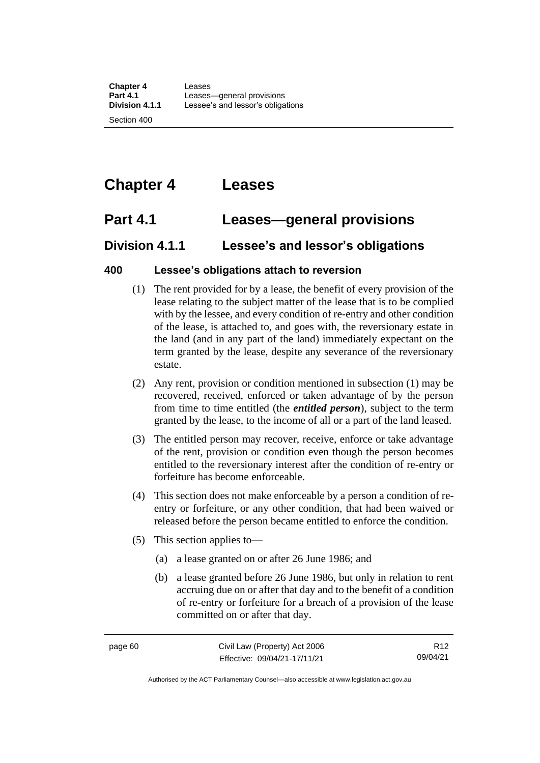# Chapter 4 Leases

## Part 4.1 Leases—general provisions

### Division 4.1.1 Lessee's and lessor's obligations

#### 400 Lessee's obligations attach to reversion

(1) The rent provided for by a lease, the benefit of every provision of the lease relating to the subject matter of the lease that is to be complied with by the lessee, and every condition of re-entry and other condition of the lease, is attached to, and goes with, the reversionary estate in the land (and in any part of the land) immediately expectant on the term granted by the lease, despite any severance of the reversionary estate.

(2) Any rent, provision or condition mentioned in subsection (1) may be recovered, received, enforced or taken advantage of by the person from time to time entitled (the ***entitled person***), subject to the term granted by the lease, to the income of all or a part of the land leased.

(3) The entitled person may recover, receive, enforce or take advantage of the rent, provision or condition even though the person becomes entitled to the reversionary interest after the condition of re-entry or forfeiture has become enforceable.

(4) This section does not make enforceable by a person a condition of re-entry or forfeiture, or any other condition, that had been waived or released before the person became entitled to enforce the condition.

(5) This section applies to—

(a) a lease granted on or after 26 June 1986; and

(b) a lease granted before 26 June 1986, but only in relation to rent accruing due on or after that day and to the benefit of a condition of re-entry or forfeiture for a breach of a provision of the lease committed on or after that day.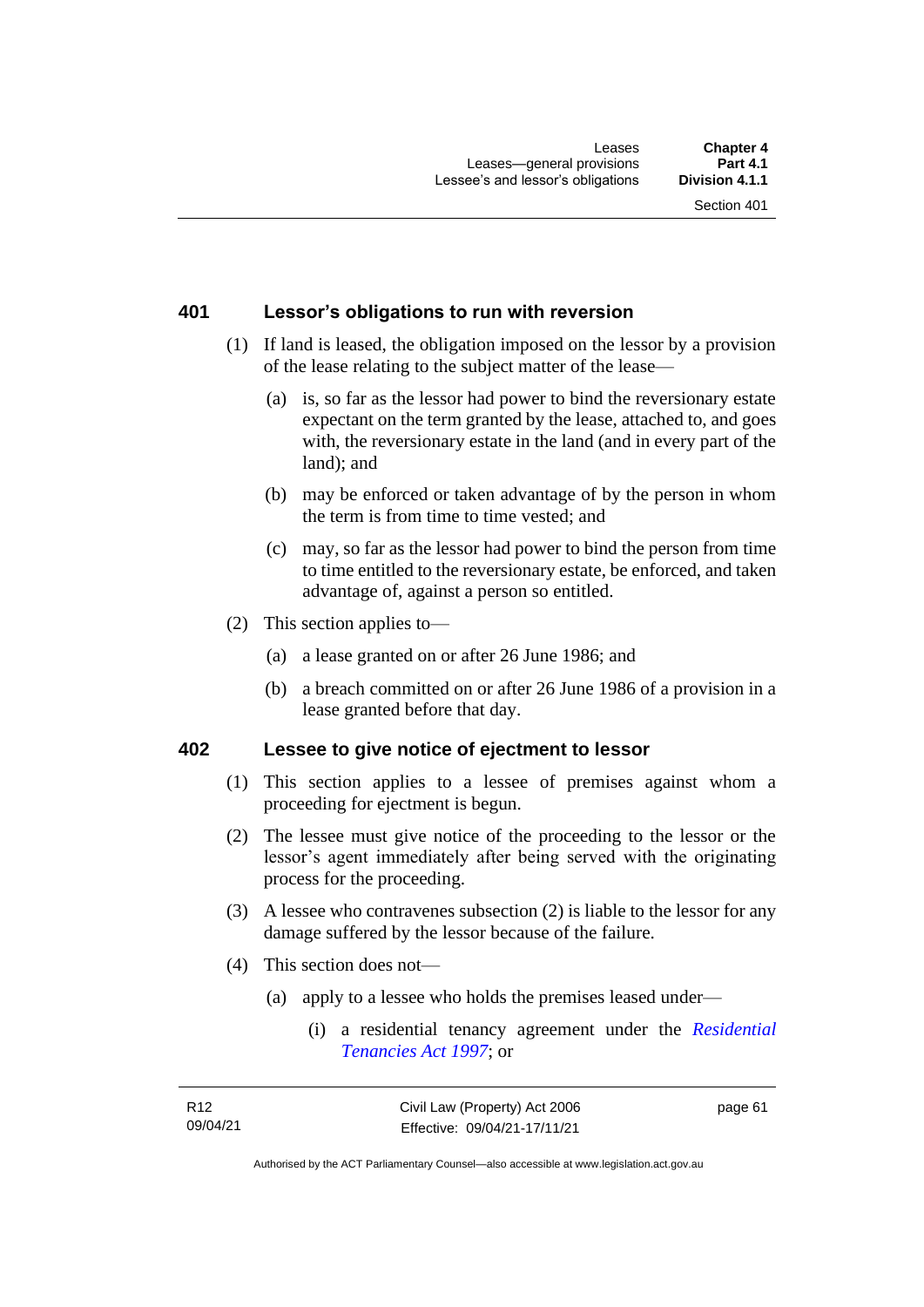## 401 Lessor's obligations to run with reversion

(1) If land is leased, the obligation imposed on the lessor by a provision of the lease relating to the subject matter of the lease—

(a) is, so far as the lessor had power to bind the reversionary estate expectant on the term granted by the lease, attached to, and goes with, the reversionary estate in the land (and in every part of the land); and

(b) may be enforced or taken advantage of by the person in whom the term is from time to time vested; and

(c) may, so far as the lessor had power to bind the person from time to time entitled to the reversionary estate, be enforced, and taken advantage of, against a person so entitled.

(2) This section applies to—

(a) a lease granted on or after 26 June 1986; and

(b) a breach committed on or after 26 June 1986 of a provision in a lease granted before that day.

## 402 Lessee to give notice of ejectment to lessor

(1) This section applies to a lessee of premises against whom a proceeding for ejectment is begun.

(2) The lessee must give notice of the proceeding to the lessor or the lessor's agent immediately after being served with the originating process for the proceeding.

(3) A lessee who contravenes subsection (2) is liable to the lessor for any damage suffered by the lessor because of the failure.

(4) This section does not—

(a) apply to a lessee who holds the premises leased under—

(i) a residential tenancy agreement under the *Residential Tenancies Act 1997*; or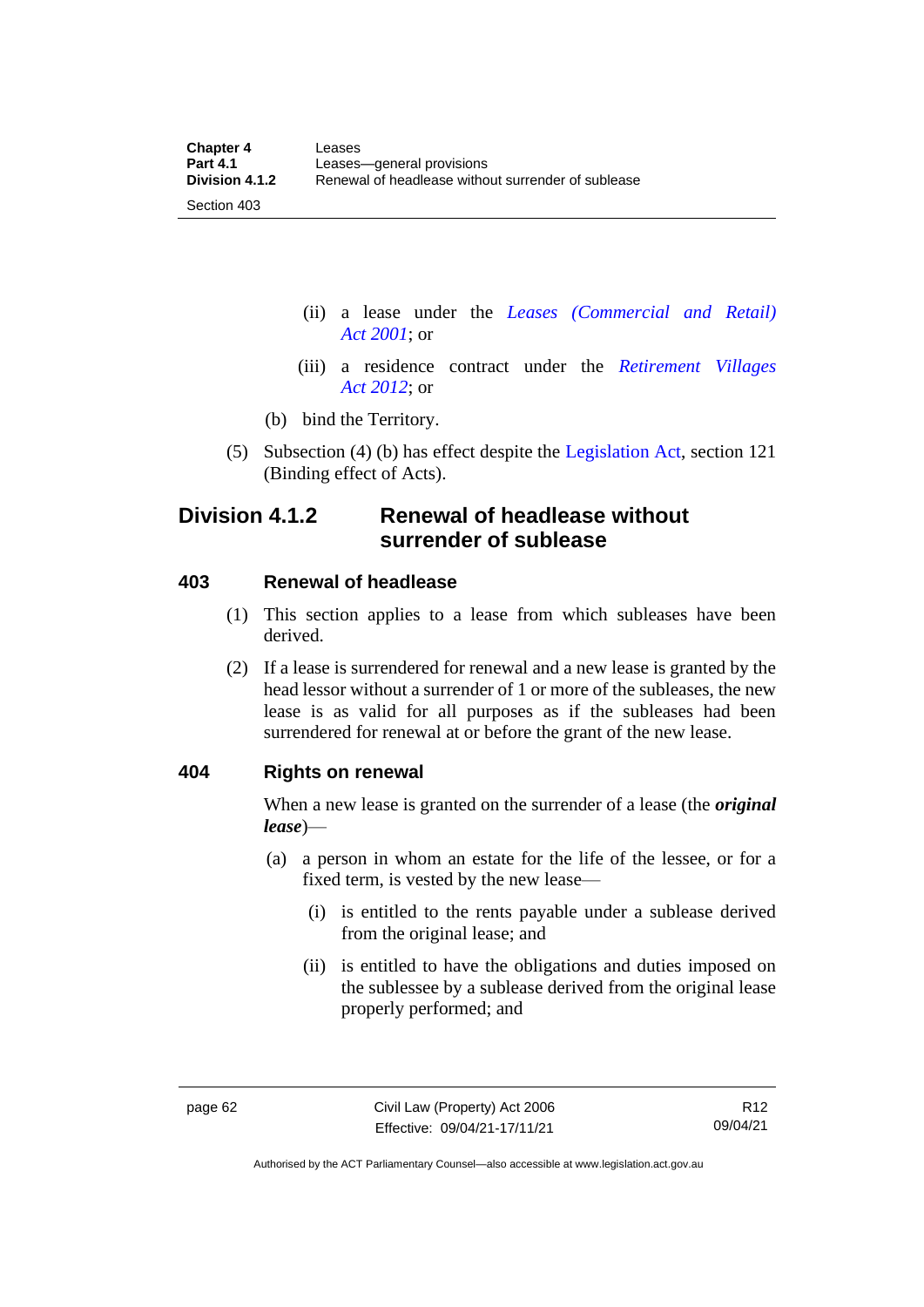(ii) a lease under the *Leases (Commercial and Retail) Act 2001*; or

(iii) a residence contract under the *Retirement Villages Act 2012*; or

(b) bind the Territory.

(5) Subsection (4) (b) has effect despite the Legislation Act, section 121 (Binding effect of Acts).

## Division 4.1.2 Renewal of headlease without surrender of sublease

### 403 Renewal of headlease

(1) This section applies to a lease from which subleases have been derived.

(2) If a lease is surrendered for renewal and a new lease is granted by the head lessor without a surrender of 1 or more of the subleases, the new lease is as valid for all purposes as if the subleases had been surrendered for renewal at or before the grant of the new lease.

### 404 Rights on renewal

When a new lease is granted on the surrender of a lease (the ***original lease***)—

(a) a person in whom an estate for the life of the lessee, or for a fixed term, is vested by the new lease—

(i) is entitled to the rents payable under a sublease derived from the original lease; and

(ii) is entitled to have the obligations and duties imposed on the sublessee by a sublease derived from the original lease properly performed; and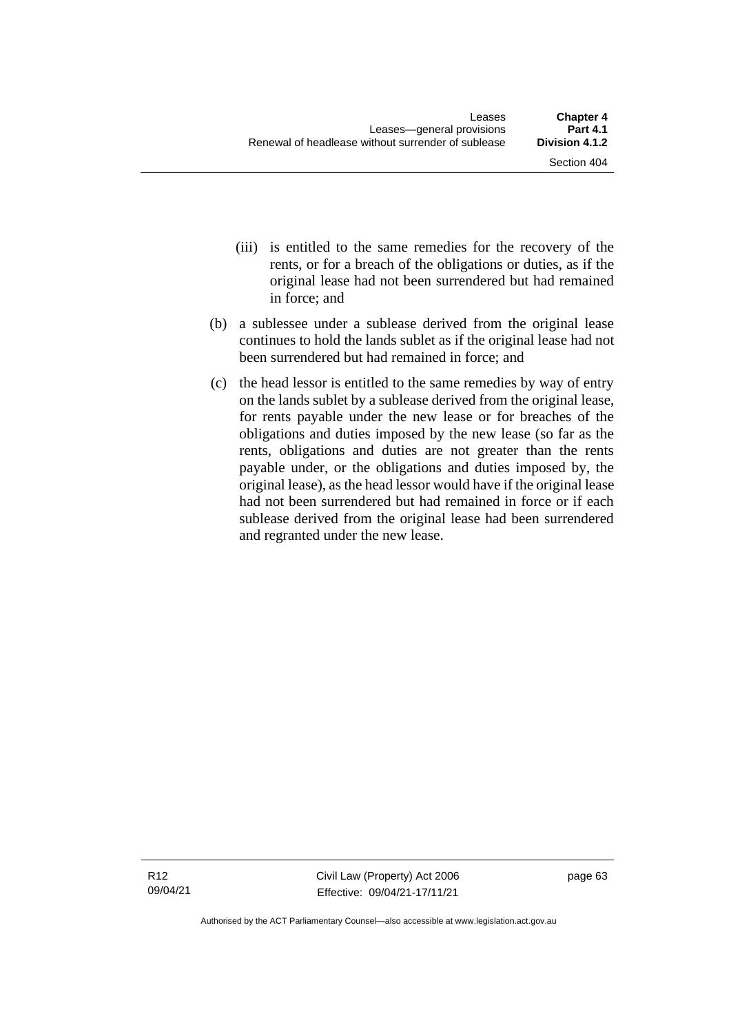(iii) is entitled to the same remedies for the recovery of the rents, or for a breach of the obligations or duties, as if the original lease had not been surrendered but had remained in force; and

(b) a sublessee under a sublease derived from the original lease continues to hold the lands sublet as if the original lease had not been surrendered but had remained in force; and

(c) the head lessor is entitled to the same remedies by way of entry on the lands sublet by a sublease derived from the original lease, for rents payable under the new lease or for breaches of the obligations and duties imposed by the new lease (so far as the rents, obligations and duties are not greater than the rents payable under, or the obligations and duties imposed by, the original lease), as the head lessor would have if the original lease had not been surrendered but had remained in force or if each sublease derived from the original lease had been surrendered and regranted under the new lease.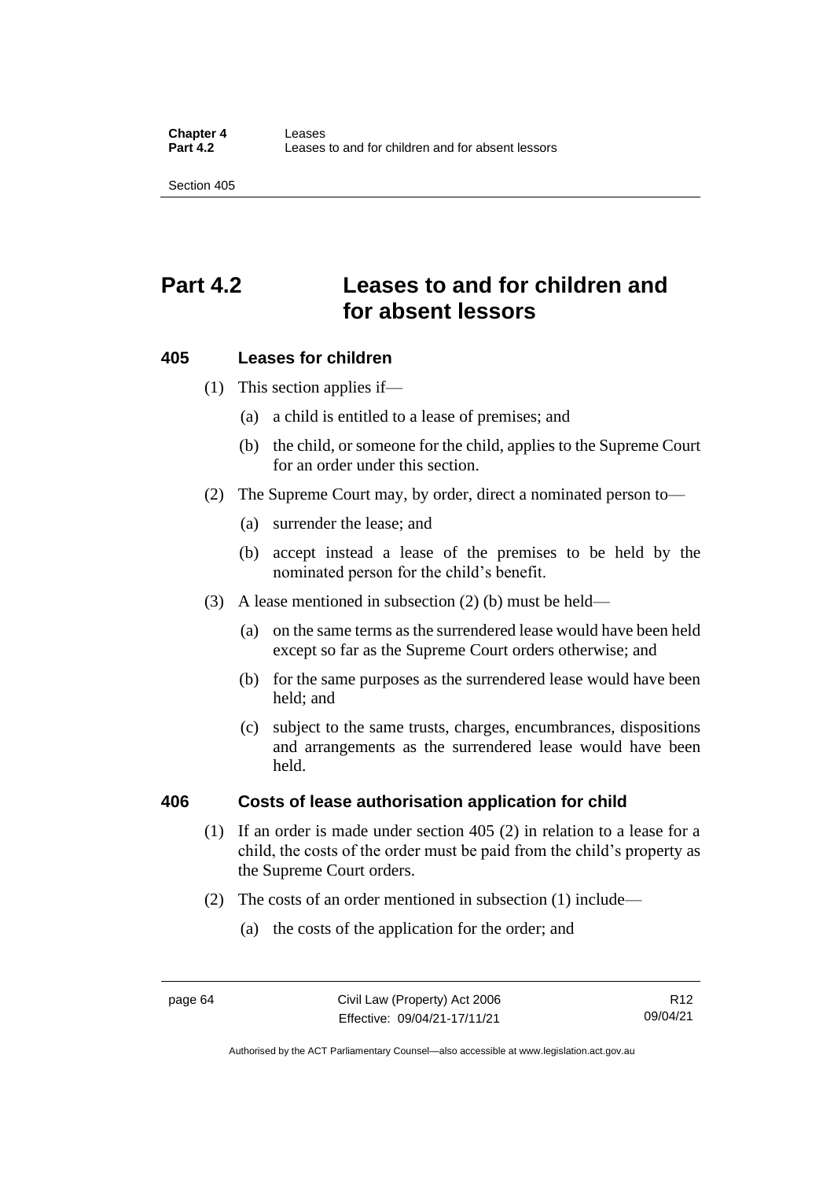# Part 4.2 Leases to and for children and for absent lessors

### 405 Leases for children

(1) This section applies if—

(a) a child is entitled to a lease of premises; and

(b) the child, or someone for the child, applies to the Supreme Court for an order under this section.

(2) The Supreme Court may, by order, direct a nominated person to—

(a) surrender the lease; and

(b) accept instead a lease of the premises to be held by the nominated person for the child's benefit.

(3) A lease mentioned in subsection (2) (b) must be held—

(a) on the same terms as the surrendered lease would have been held except so far as the Supreme Court orders otherwise; and

(b) for the same purposes as the surrendered lease would have been held; and

(c) subject to the same trusts, charges, encumbrances, dispositions and arrangements as the surrendered lease would have been held.

### 406 Costs of lease authorisation application for child

(1) If an order is made under section 405 (2) in relation to a lease for a child, the costs of the order must be paid from the child's property as the Supreme Court orders.

(2) The costs of an order mentioned in subsection (1) include—

(a) the costs of the application for the order; and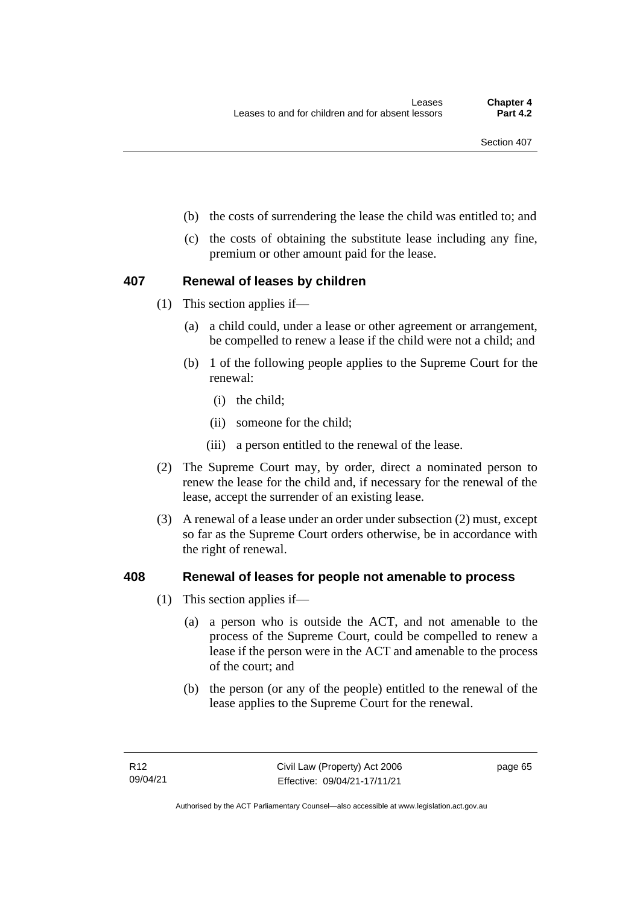(b) the costs of surrendering the lease the child was entitled to; and

(c) the costs of obtaining the substitute lease including any fine, premium or other amount paid for the lease.

## 407 Renewal of leases by children

(1) This section applies if—

(a) a child could, under a lease or other agreement or arrangement, be compelled to renew a lease if the child were not a child; and

(b) 1 of the following people applies to the Supreme Court for the renewal:

(i) the child;

(ii) someone for the child;

(iii) a person entitled to the renewal of the lease.

(2) The Supreme Court may, by order, direct a nominated person to renew the lease for the child and, if necessary for the renewal of the lease, accept the surrender of an existing lease.

(3) A renewal of a lease under an order under subsection (2) must, except so far as the Supreme Court orders otherwise, be in accordance with the right of renewal.

## 408 Renewal of leases for people not amenable to process

(1) This section applies if—

(a) a person who is outside the ACT, and not amenable to the process of the Supreme Court, could be compelled to renew a lease if the person were in the ACT and amenable to the process of the court; and

(b) the person (or any of the people) entitled to the renewal of the lease applies to the Supreme Court for the renewal.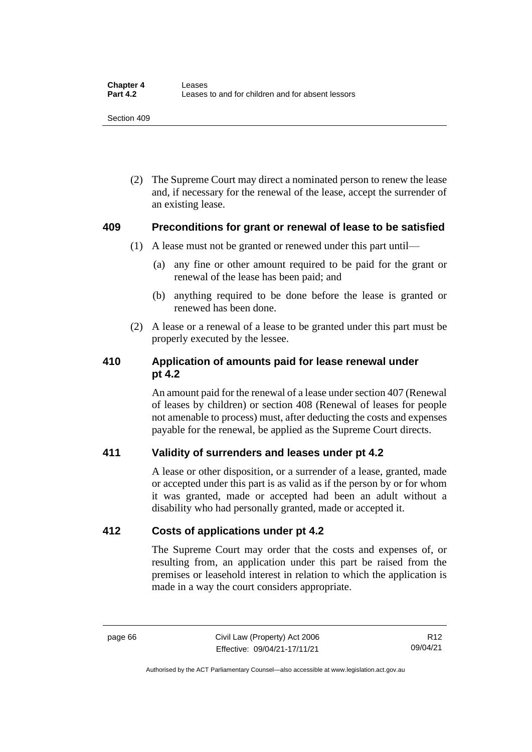(2) The Supreme Court may direct a nominated person to renew the lease and, if necessary for the renewal of the lease, accept the surrender of an existing lease.

### 409 Preconditions for grant or renewal of lease to be satisfied

(1) A lease must not be granted or renewed under this part until—

(a) any fine or other amount required to be paid for the grant or renewal of the lease has been paid; and

(b) anything required to be done before the lease is granted or renewed has been done.

(2) A lease or a renewal of a lease to be granted under this part must be properly executed by the lessee.

### 410 Application of amounts paid for lease renewal under pt 4.2

An amount paid for the renewal of a lease under section 407 (Renewal of leases by children) or section 408 (Renewal of leases for people not amenable to process) must, after deducting the costs and expenses payable for the renewal, be applied as the Supreme Court directs.

### 411 Validity of surrenders and leases under pt 4.2

A lease or other disposition, or a surrender of a lease, granted, made or accepted under this part is as valid as if the person by or for whom it was granted, made or accepted had been an adult without a disability who had personally granted, made or accepted it.

### 412 Costs of applications under pt 4.2

The Supreme Court may order that the costs and expenses of, or resulting from, an application under this part be raised from the premises or leasehold interest in relation to which the application is made in a way the court considers appropriate.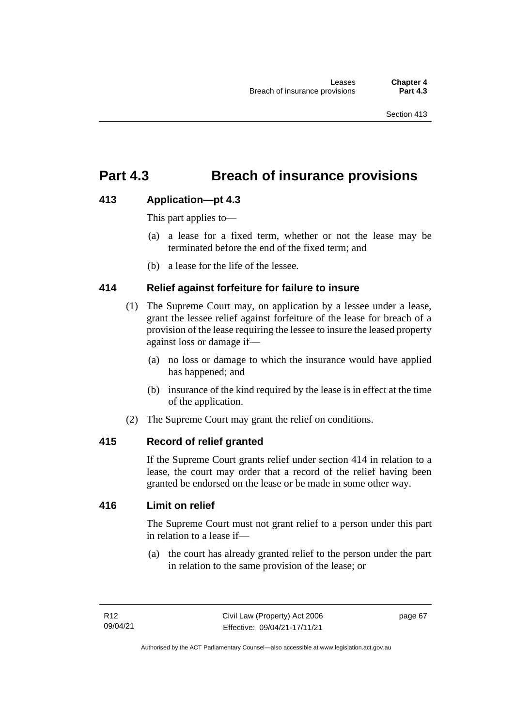# Part 4.3 Breach of insurance provisions

### 413 Application—pt 4.3

This part applies to—

(a) a lease for a fixed term, whether or not the lease may be terminated before the end of the fixed term; and

(b) a lease for the life of the lessee.

### 414 Relief against forfeiture for failure to insure

(1) The Supreme Court may, on application by a lessee under a lease, grant the lessee relief against forfeiture of the lease for breach of a provision of the lease requiring the lessee to insure the leased property against loss or damage if—

(a) no loss or damage to which the insurance would have applied has happened; and

(b) insurance of the kind required by the lease is in effect at the time of the application.

(2) The Supreme Court may grant the relief on conditions.

### 415 Record of relief granted

If the Supreme Court grants relief under section 414 in relation to a lease, the court may order that a record of the relief having been granted be endorsed on the lease or be made in some other way.

### 416 Limit on relief

The Supreme Court must not grant relief to a person under this part in relation to a lease if—

(a) the court has already granted relief to the person under the part in relation to the same provision of the lease; or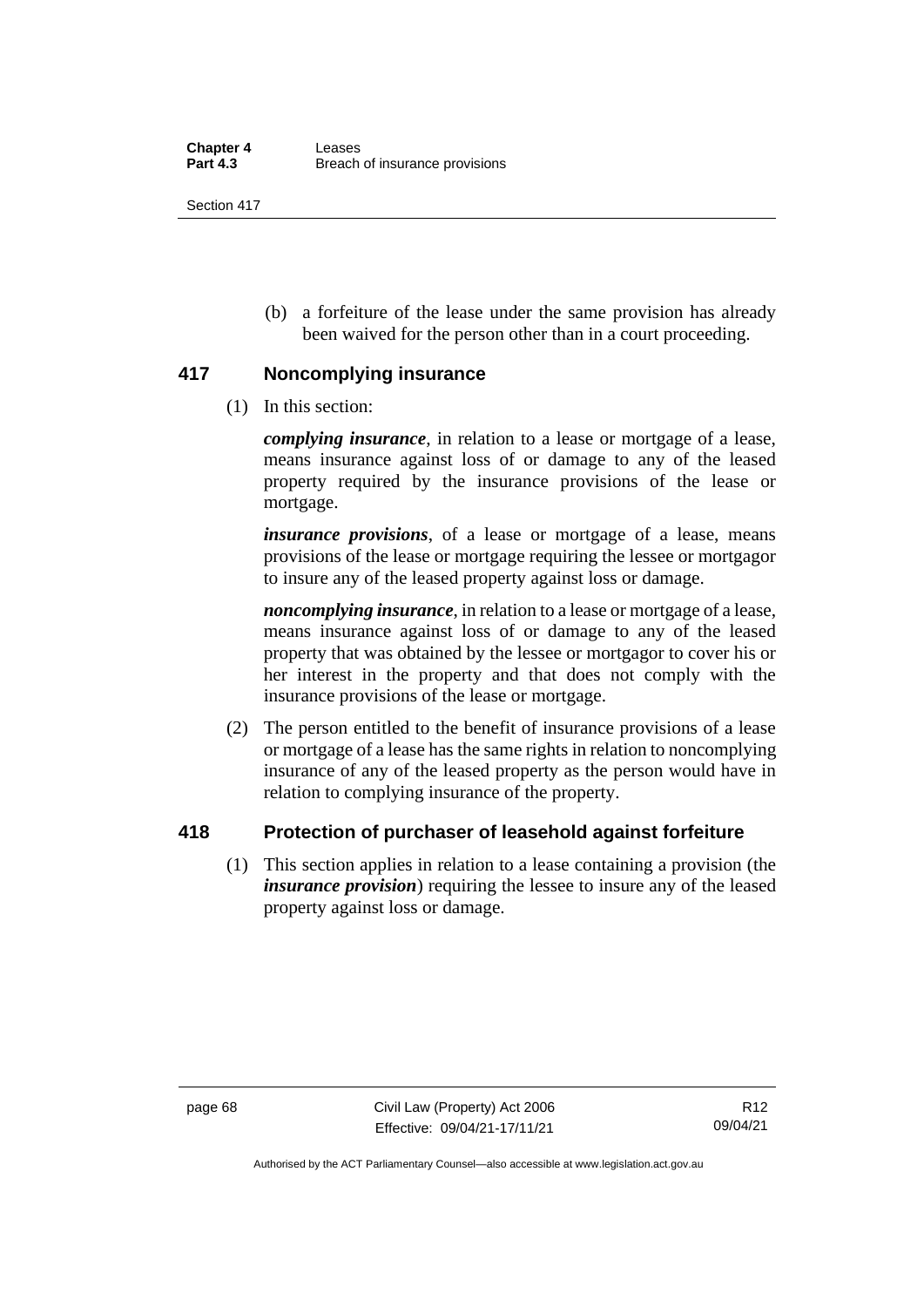(b) a forfeiture of the lease under the same provision has already been waived for the person other than in a court proceeding.

## 417 Noncomplying insurance

(1) In this section:

***complying insurance***, in relation to a lease or mortgage of a lease, means insurance against loss of or damage to any of the leased property required by the insurance provisions of the lease or mortgage.

***insurance provisions***, of a lease or mortgage of a lease, means provisions of the lease or mortgage requiring the lessee or mortgagor to insure any of the leased property against loss or damage.

***noncomplying insurance***, in relation to a lease or mortgage of a lease, means insurance against loss of or damage to any of the leased property that was obtained by the lessee or mortgagor to cover his or her interest in the property and that does not comply with the insurance provisions of the lease or mortgage.

(2) The person entitled to the benefit of insurance provisions of a lease or mortgage of a lease has the same rights in relation to noncomplying insurance of any of the leased property as the person would have in relation to complying insurance of the property.

## 418 Protection of purchaser of leasehold against forfeiture

(1) This section applies in relation to a lease containing a provision (the ***insurance provision***) requiring the lessee to insure any of the leased property against loss or damage.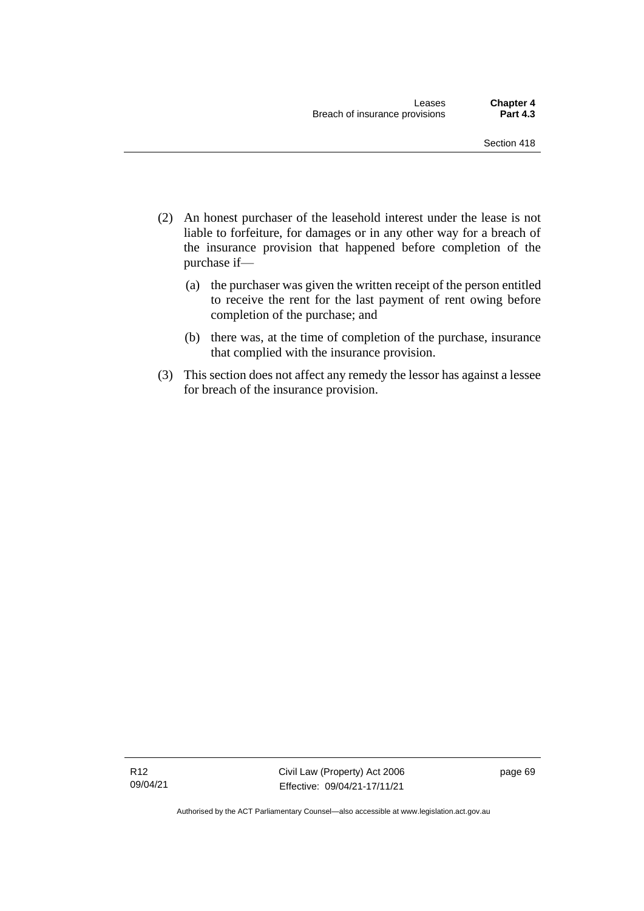(2) An honest purchaser of the leasehold interest under the lease is not liable to forfeiture, for damages or in any other way for a breach of the insurance provision that happened before completion of the purchase if—

   (a) the purchaser was given the written receipt of the person entitled to receive the rent for the last payment of rent owing before completion of the purchase; and

   (b) there was, at the time of completion of the purchase, insurance that complied with the insurance provision.

(3) This section does not affect any remedy the lessor has against a lessee for breach of the insurance provision.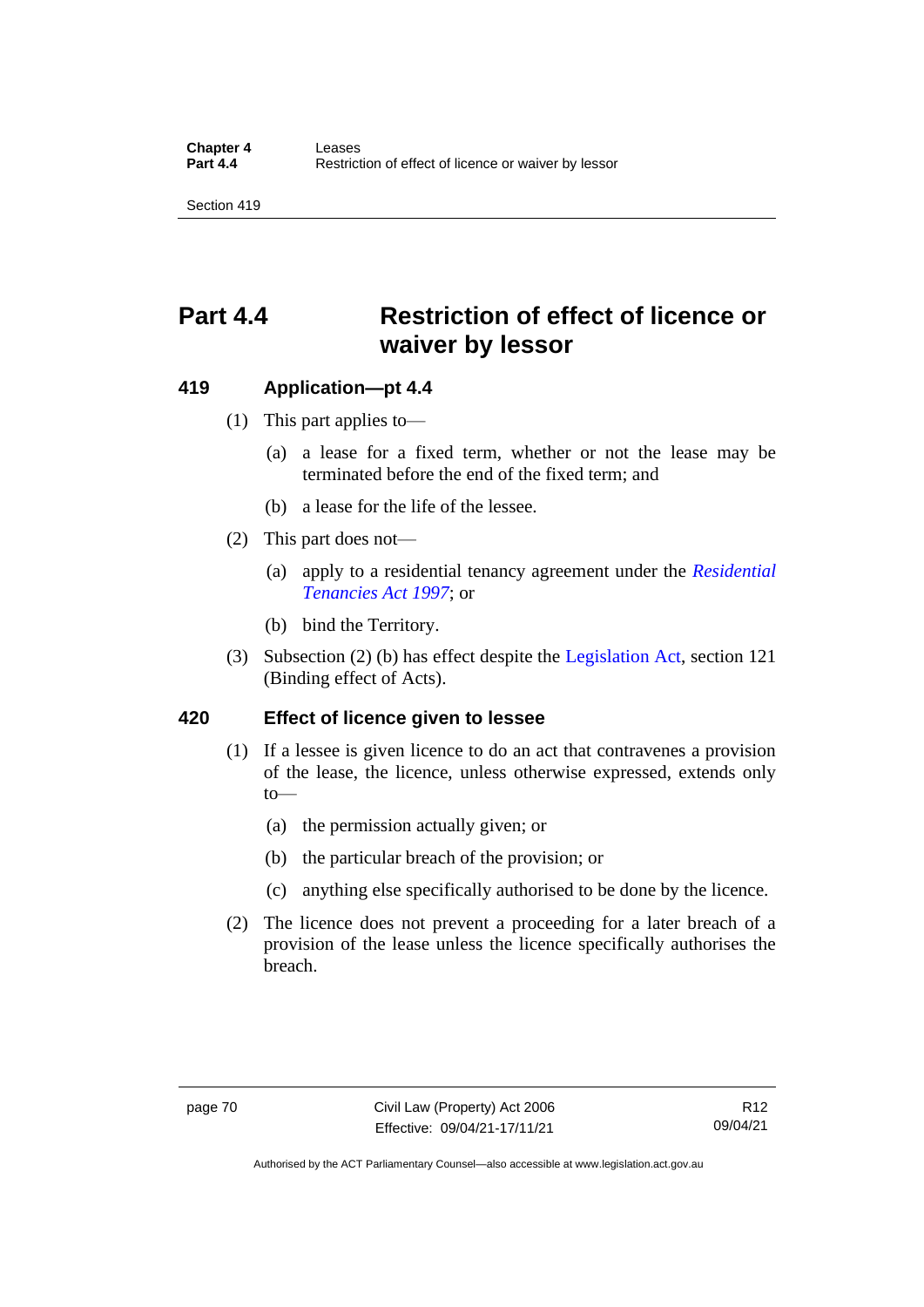## Part 4.4 Restriction of effect of licence or waiver by lessor

### 419 Application—pt 4.4

(1) This part applies to—

(a) a lease for a fixed term, whether or not the lease may be terminated before the end of the fixed term; and

(b) a lease for the life of the lessee.

(2) This part does not—

(a) apply to a residential tenancy agreement under the *Residential Tenancies Act 1997*; or

(b) bind the Territory.

(3) Subsection (2) (b) has effect despite the Legislation Act, section 121 (Binding effect of Acts).

### 420 Effect of licence given to lessee

(1) If a lessee is given licence to do an act that contravenes a provision of the lease, the licence, unless otherwise expressed, extends only to—

(a) the permission actually given; or

(b) the particular breach of the provision; or

(c) anything else specifically authorised to be done by the licence.

(2) The licence does not prevent a proceeding for a later breach of a provision of the lease unless the licence specifically authorises the breach.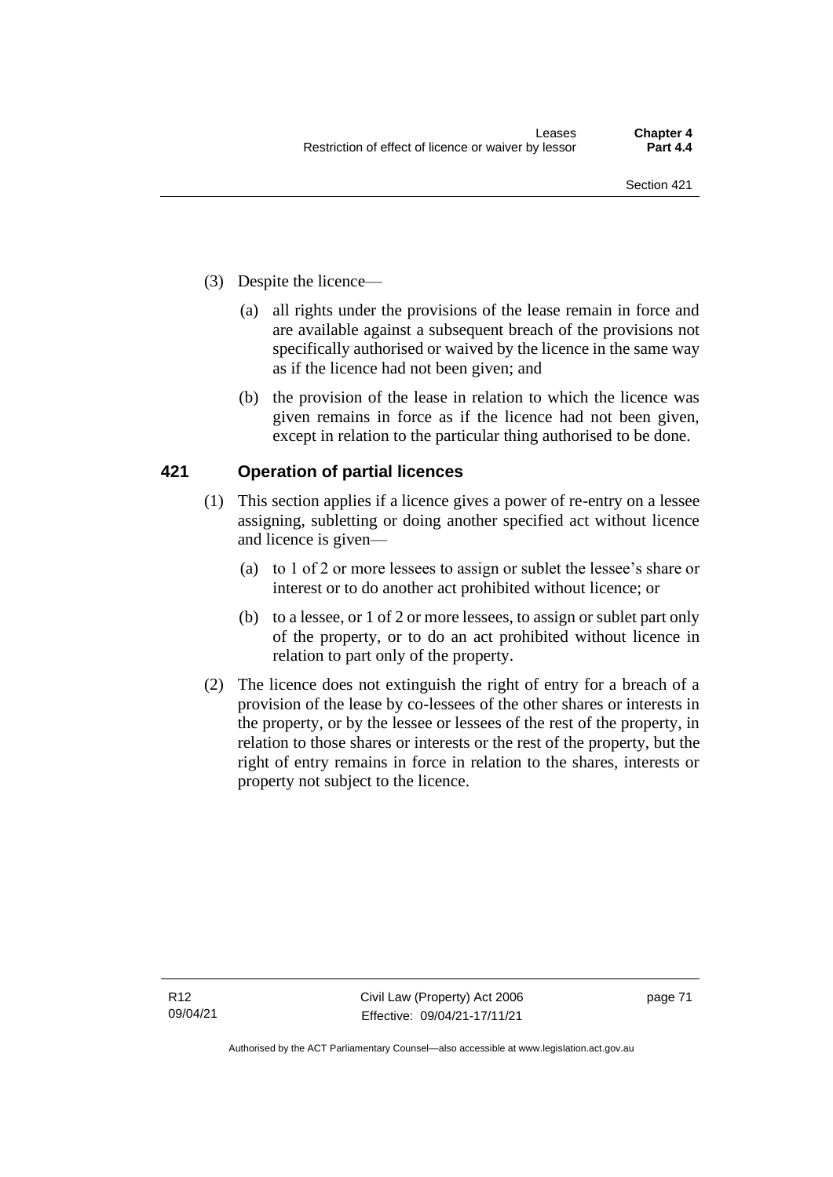(3) Despite the licence—

(a) all rights under the provisions of the lease remain in force and are available against a subsequent breach of the provisions not specifically authorised or waived by the licence in the same way as if the licence had not been given; and

(b) the provision of the lease in relation to which the licence was given remains in force as if the licence had not been given, except in relation to the particular thing authorised to be done.

## 421 Operation of partial licences

(1) This section applies if a licence gives a power of re-entry on a lessee assigning, subletting or doing another specified act without licence and licence is given—

(a) to 1 of 2 or more lessees to assign or sublet the lessee's share or interest or to do another act prohibited without licence; or

(b) to a lessee, or 1 of 2 or more lessees, to assign or sublet part only of the property, or to do an act prohibited without licence in relation to part only of the property.

(2) The licence does not extinguish the right of entry for a breach of a provision of the lease by co-lessees of the other shares or interests in the property, or by the lessee or lessees of the rest of the property, in relation to those shares or interests or the rest of the property, but the right of entry remains in force in relation to the shares, interests or property not subject to the licence.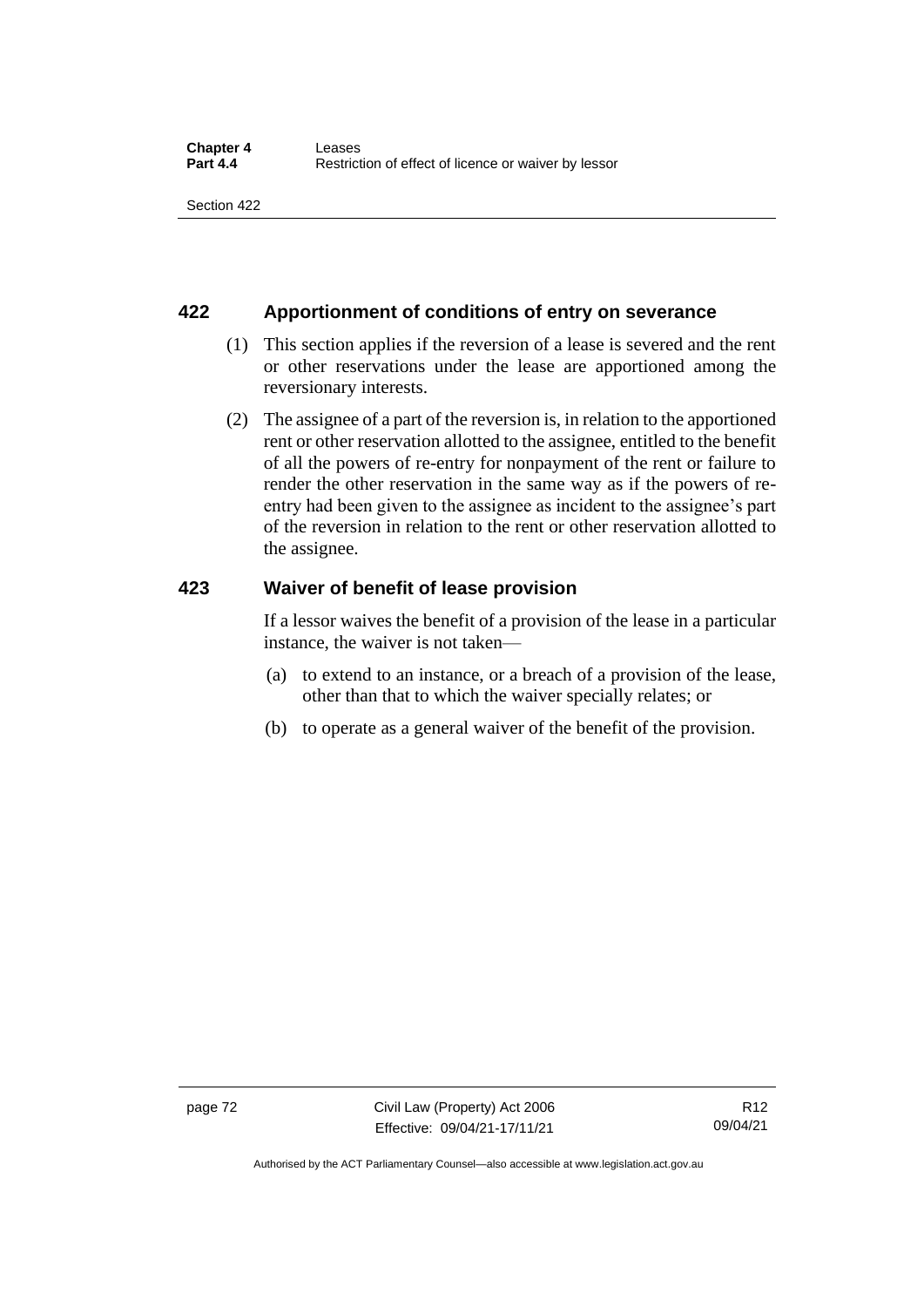## 422 Apportionment of conditions of entry on severance

(1) This section applies if the reversion of a lease is severed and the rent or other reservations under the lease are apportioned among the reversionary interests.

(2) The assignee of a part of the reversion is, in relation to the apportioned rent or other reservation allotted to the assignee, entitled to the benefit of all the powers of re-entry for nonpayment of the rent or failure to render the other reservation in the same way as if the powers of re-entry had been given to the assignee as incident to the assignee's part of the reversion in relation to the rent or other reservation allotted to the assignee.

## 423 Waiver of benefit of lease provision

If a lessor waives the benefit of a provision of the lease in a particular instance, the waiver is not taken—

(a) to extend to an instance, or a breach of a provision of the lease, other than that to which the waiver specially relates; or

(b) to operate as a general waiver of the benefit of the provision.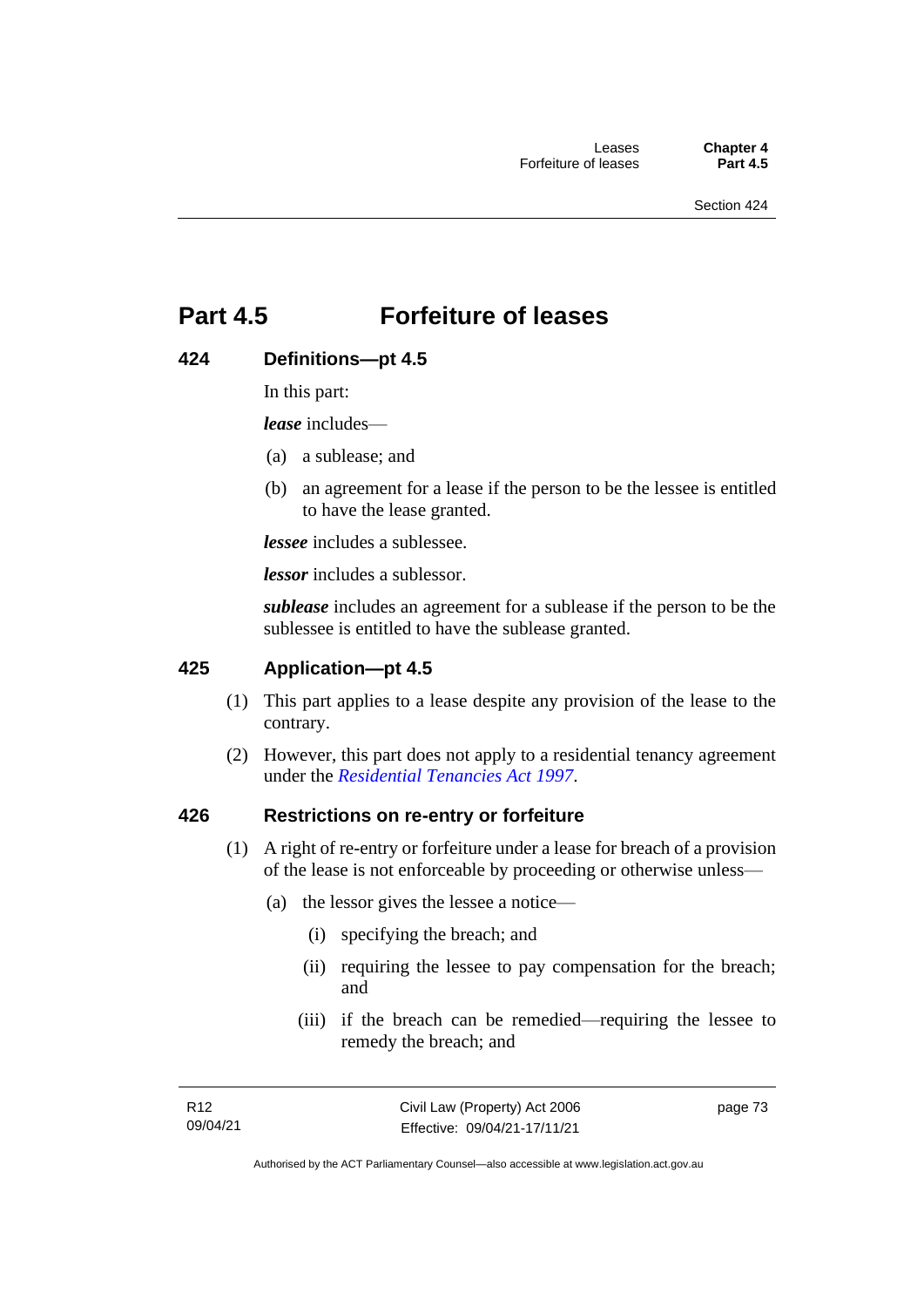# Part 4.5 Forfeiture of leases

## 424 Definitions—pt 4.5

In this part:

***lease*** includes—

(a) a sublease; and

(b) an agreement for a lease if the person to be the lessee is entitled to have the lease granted.

***lessee*** includes a sublessee.

***lessor*** includes a sublessor.

***sublease*** includes an agreement for a sublease if the person to be the sublessee is entitled to have the sublease granted.

## 425 Application—pt 4.5

(1) This part applies to a lease despite any provision of the lease to the contrary.

(2) However, this part does not apply to a residential tenancy agreement under the *Residential Tenancies Act 1997*.

## 426 Restrictions on re-entry or forfeiture

(1) A right of re-entry or forfeiture under a lease for breach of a provision of the lease is not enforceable by proceeding or otherwise unless—

(a) the lessor gives the lessee a notice—

(i) specifying the breach; and

(ii) requiring the lessee to pay compensation for the breach; and

(iii) if the breach can be remedied—requiring the lessee to remedy the breach; and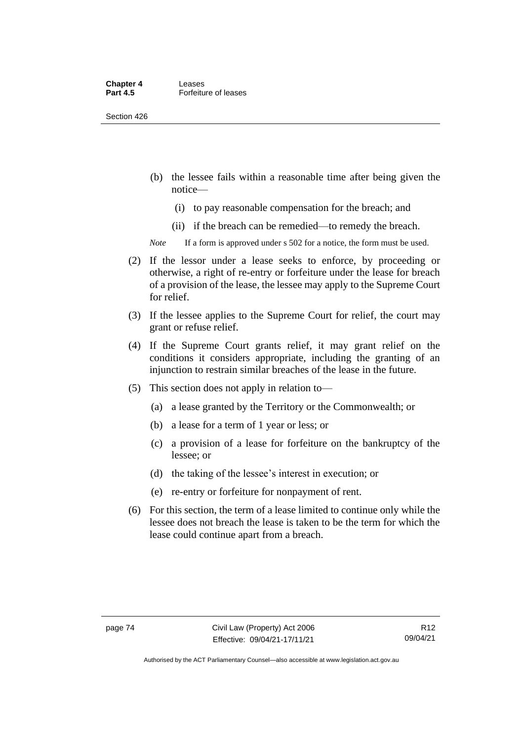(b) the lessee fails within a reasonable time after being given the notice—

  (i) to pay reasonable compensation for the breach; and

  (ii) if the breach can be remedied—to remedy the breach.

*Note* If a form is approved under s 502 for a notice, the form must be used.

(2) If the lessor under a lease seeks to enforce, by proceeding or otherwise, a right of re-entry or forfeiture under the lease for breach of a provision of the lease, the lessee may apply to the Supreme Court for relief.

(3) If the lessee applies to the Supreme Court for relief, the court may grant or refuse relief.

(4) If the Supreme Court grants relief, it may grant relief on the conditions it considers appropriate, including the granting of an injunction to restrain similar breaches of the lease in the future.

(5) This section does not apply in relation to—

  (a) a lease granted by the Territory or the Commonwealth; or

  (b) a lease for a term of 1 year or less; or

  (c) a provision of a lease for forfeiture on the bankruptcy of the lessee; or

  (d) the taking of the lessee's interest in execution; or

  (e) re-entry or forfeiture for nonpayment of rent.

(6) For this section, the term of a lease limited to continue only while the lessee does not breach the lease is taken to be the term for which the lease could continue apart from a breach.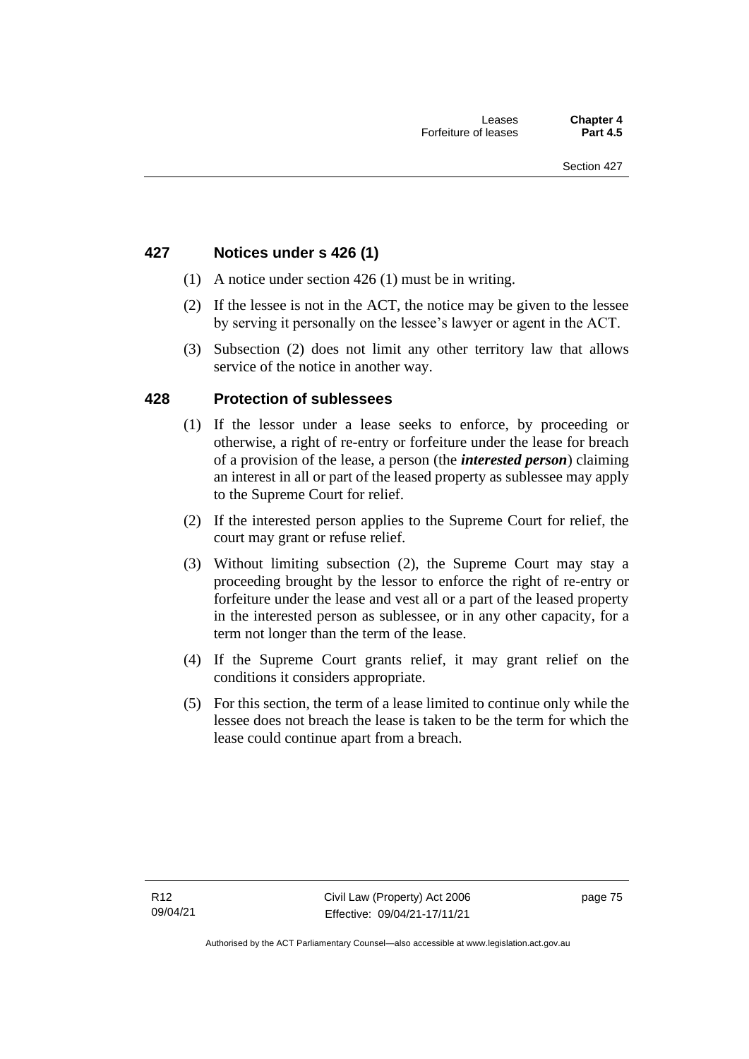## 427 Notices under s 426 (1)

(1) A notice under section 426 (1) must be in writing.

(2) If the lessee is not in the ACT, the notice may be given to the lessee by serving it personally on the lessee's lawyer or agent in the ACT.

(3) Subsection (2) does not limit any other territory law that allows service of the notice in another way.

## 428 Protection of sublessees

(1) If the lessor under a lease seeks to enforce, by proceeding or otherwise, a right of re-entry or forfeiture under the lease for breach of a provision of the lease, a person (the ***interested person***) claiming an interest in all or part of the leased property as sublessee may apply to the Supreme Court for relief.

(2) If the interested person applies to the Supreme Court for relief, the court may grant or refuse relief.

(3) Without limiting subsection (2), the Supreme Court may stay a proceeding brought by the lessor to enforce the right of re-entry or forfeiture under the lease and vest all or a part of the leased property in the interested person as sublessee, or in any other capacity, for a term not longer than the term of the lease.

(4) If the Supreme Court grants relief, it may grant relief on the conditions it considers appropriate.

(5) For this section, the term of a lease limited to continue only while the lessee does not breach the lease is taken to be the term for which the lease could continue apart from a breach.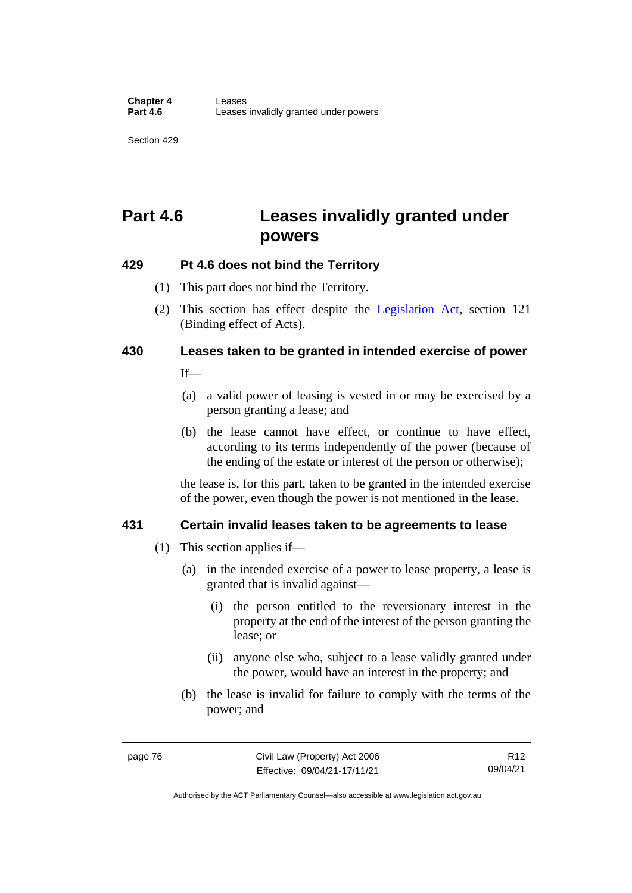# Part 4.6 Leases invalidly granted under powers

## 429 Pt 4.6 does not bind the Territory

(1) This part does not bind the Territory.

(2) This section has effect despite the Legislation Act, section 121 (Binding effect of Acts).

## 430 Leases taken to be granted in intended exercise of power

If—

(a) a valid power of leasing is vested in or may be exercised by a person granting a lease; and

(b) the lease cannot have effect, or continue to have effect, according to its terms independently of the power (because of the ending of the estate or interest of the person or otherwise);

the lease is, for this part, taken to be granted in the intended exercise of the power, even though the power is not mentioned in the lease.

## 431 Certain invalid leases taken to be agreements to lease

(1) This section applies if—

(a) in the intended exercise of a power to lease property, a lease is granted that is invalid against—

(i) the person entitled to the reversionary interest in the property at the end of the interest of the person granting the lease; or

(ii) anyone else who, subject to a lease validly granted under the power, would have an interest in the property; and

(b) the lease is invalid for failure to comply with the terms of the power; and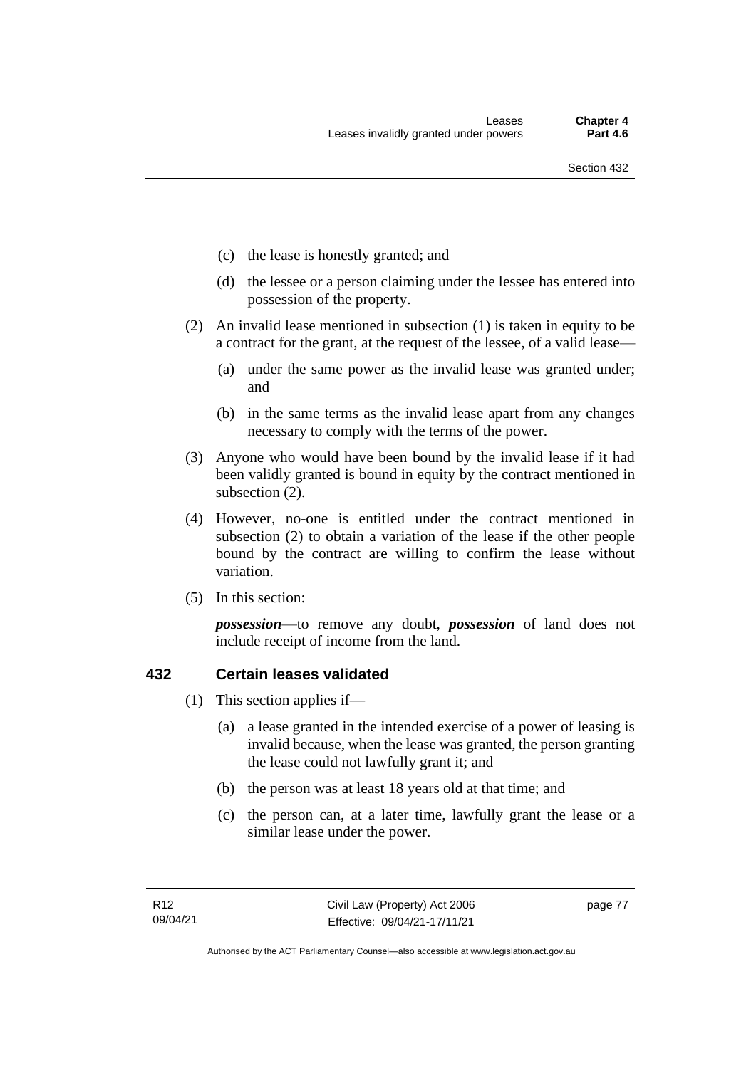(c) the lease is honestly granted; and

(d) the lessee or a person claiming under the lessee has entered into possession of the property.

(2) An invalid lease mentioned in subsection (1) is taken in equity to be a contract for the grant, at the request of the lessee, of a valid lease—

(a) under the same power as the invalid lease was granted under; and

(b) in the same terms as the invalid lease apart from any changes necessary to comply with the terms of the power.

(3) Anyone who would have been bound by the invalid lease if it had been validly granted is bound in equity by the contract mentioned in subsection (2).

(4) However, no-one is entitled under the contract mentioned in subsection (2) to obtain a variation of the lease if the other people bound by the contract are willing to confirm the lease without variation.

(5) In this section:

***possession***—to remove any doubt, ***possession*** of land does not include receipt of income from the land.

## 432 Certain leases validated

(1) This section applies if—

(a) a lease granted in the intended exercise of a power of leasing is invalid because, when the lease was granted, the person granting the lease could not lawfully grant it; and

(b) the person was at least 18 years old at that time; and

(c) the person can, at a later time, lawfully grant the lease or a similar lease under the power.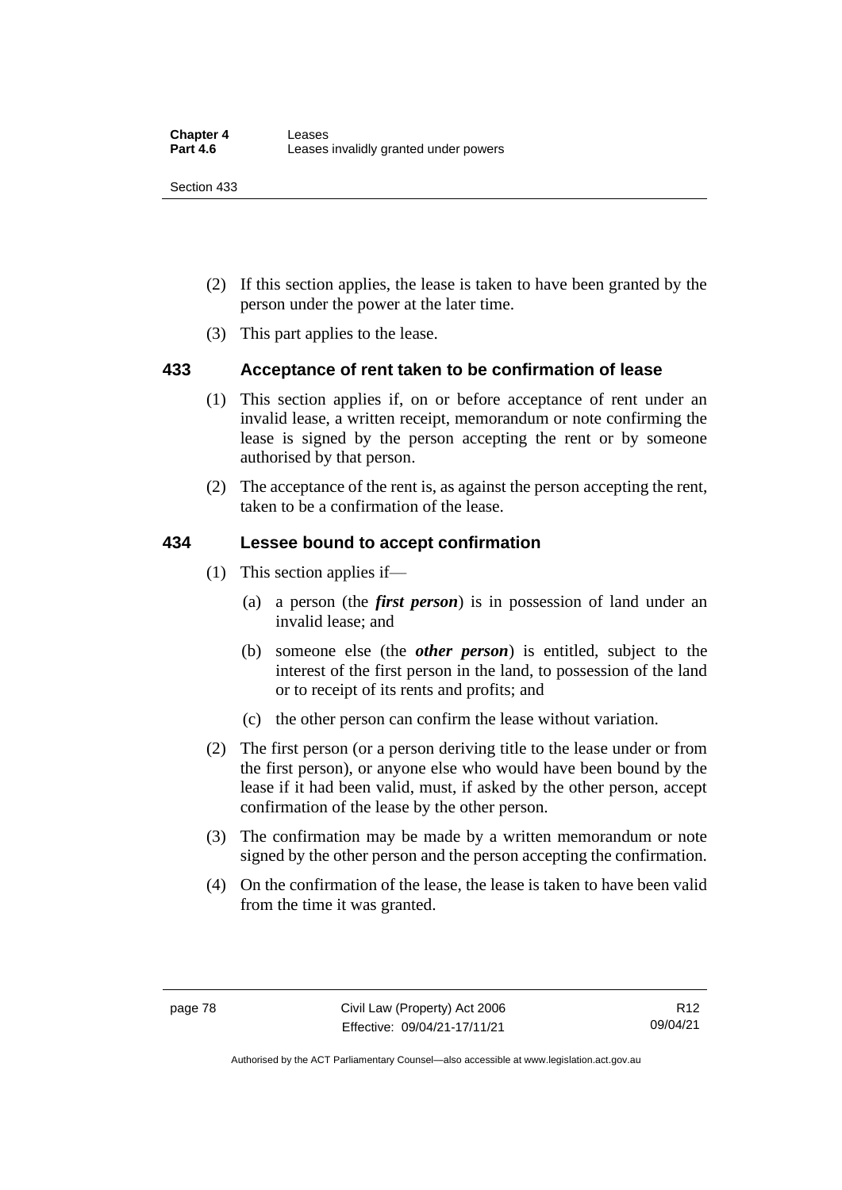(2) If this section applies, the lease is taken to have been granted by the person under the power at the later time.

(3) This part applies to the lease.

## 433 Acceptance of rent taken to be confirmation of lease

(1) This section applies if, on or before acceptance of rent under an invalid lease, a written receipt, memorandum or note confirming the lease is signed by the person accepting the rent or by someone authorised by that person.

(2) The acceptance of the rent is, as against the person accepting the rent, taken to be a confirmation of the lease.

## 434 Lessee bound to accept confirmation

(1) This section applies if—

(a) a person (the ***first person***) is in possession of land under an invalid lease; and

(b) someone else (the ***other person***) is entitled, subject to the interest of the first person in the land, to possession of the land or to receipt of its rents and profits; and

(c) the other person can confirm the lease without variation.

(2) The first person (or a person deriving title to the lease under or from the first person), or anyone else who would have been bound by the lease if it had been valid, must, if asked by the other person, accept confirmation of the lease by the other person.

(3) The confirmation may be made by a written memorandum or note signed by the other person and the person accepting the confirmation.

(4) On the confirmation of the lease, the lease is taken to have been valid from the time it was granted.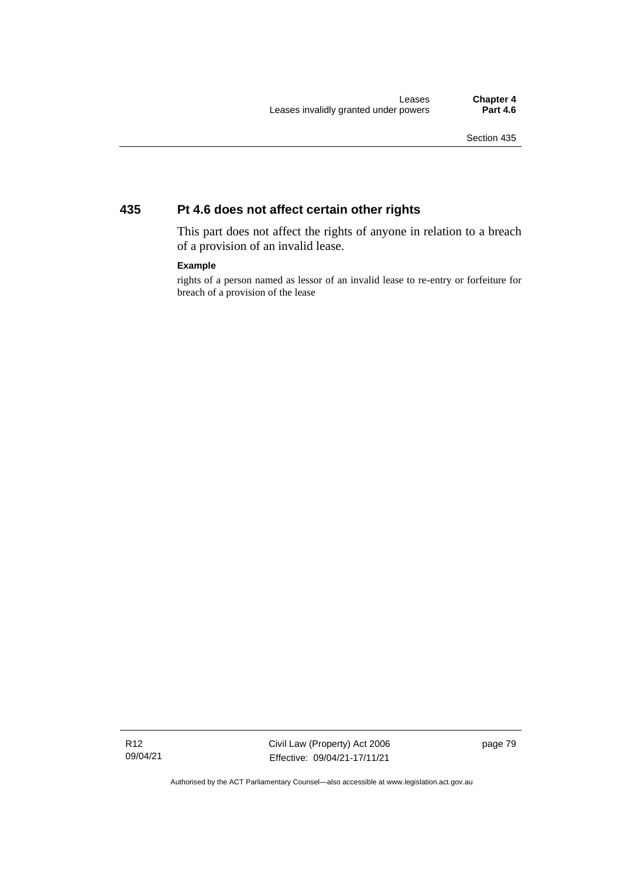## 435 Pt 4.6 does not affect certain other rights

This part does not affect the rights of anyone in relation to a breach of a provision of an invalid lease.

**Example**

rights of a person named as lessor of an invalid lease to re-entry or forfeiture for breach of a provision of the lease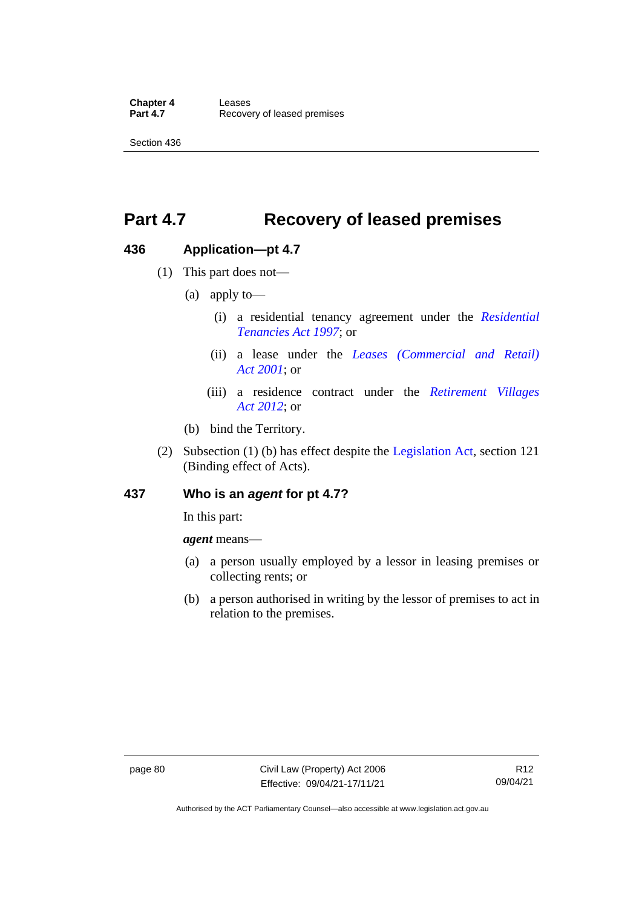# Part 4.7 Recovery of leased premises

## 436 Application—pt 4.7

(1) This part does not—

(a) apply to—

(i) a residential tenancy agreement under the *Residential Tenancies Act 1997*; or

(ii) a lease under the *Leases (Commercial and Retail) Act 2001*; or

(iii) a residence contract under the *Retirement Villages Act 2012*; or

(b) bind the Territory.

(2) Subsection (1) (b) has effect despite the Legislation Act, section 121 (Binding effect of Acts).

## 437 Who is an *agent* for pt 4.7?

In this part:

***agent*** means—

(a) a person usually employed by a lessor in leasing premises or collecting rents; or

(b) a person authorised in writing by the lessor of premises to act in relation to the premises.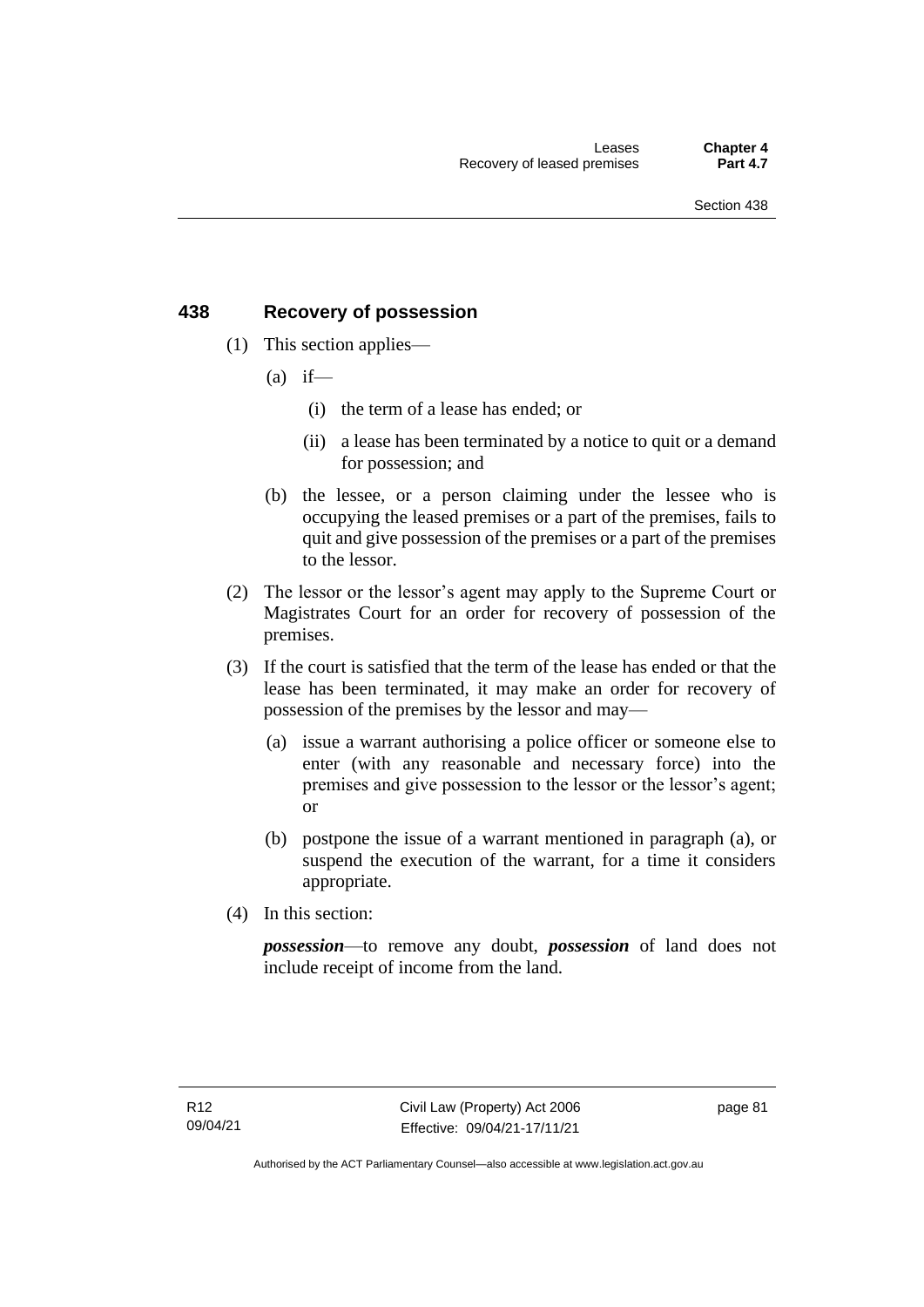## 438 Recovery of possession

(1) This section applies—

(a) if—

(i) the term of a lease has ended; or

(ii) a lease has been terminated by a notice to quit or a demand for possession; and

(b) the lessee, or a person claiming under the lessee who is occupying the leased premises or a part of the premises, fails to quit and give possession of the premises or a part of the premises to the lessor.

(2) The lessor or the lessor's agent may apply to the Supreme Court or Magistrates Court for an order for recovery of possession of the premises.

(3) If the court is satisfied that the term of the lease has ended or that the lease has been terminated, it may make an order for recovery of possession of the premises by the lessor and may—

(a) issue a warrant authorising a police officer or someone else to enter (with any reasonable and necessary force) into the premises and give possession to the lessor or the lessor's agent; or

(b) postpone the issue of a warrant mentioned in paragraph (a), or suspend the execution of the warrant, for a time it considers appropriate.

(4) In this section:

***possession***—to remove any doubt, ***possession*** of land does not include receipt of income from the land.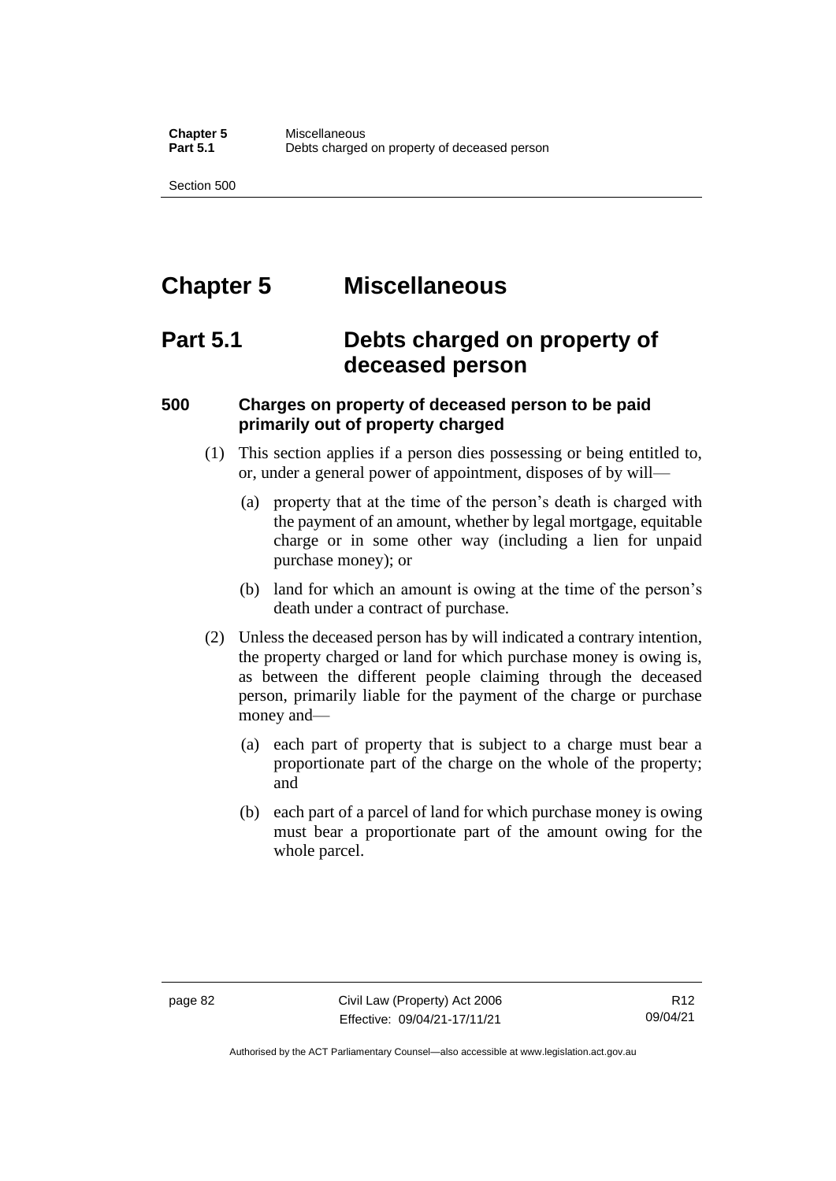# Chapter 5 Miscellaneous

## Part 5.1 Debts charged on property of deceased person

### 500 Charges on property of deceased person to be paid primarily out of property charged

(1) This section applies if a person dies possessing or being entitled to, or, under a general power of appointment, disposes of by will—

(a) property that at the time of the person's death is charged with the payment of an amount, whether by legal mortgage, equitable charge or in some other way (including a lien for unpaid purchase money); or

(b) land for which an amount is owing at the time of the person's death under a contract of purchase.

(2) Unless the deceased person has by will indicated a contrary intention, the property charged or land for which purchase money is owing is, as between the different people claiming through the deceased person, primarily liable for the payment of the charge or purchase money and—

(a) each part of property that is subject to a charge must bear a proportionate part of the charge on the whole of the property; and

(b) each part of a parcel of land for which purchase money is owing must bear a proportionate part of the amount owing for the whole parcel.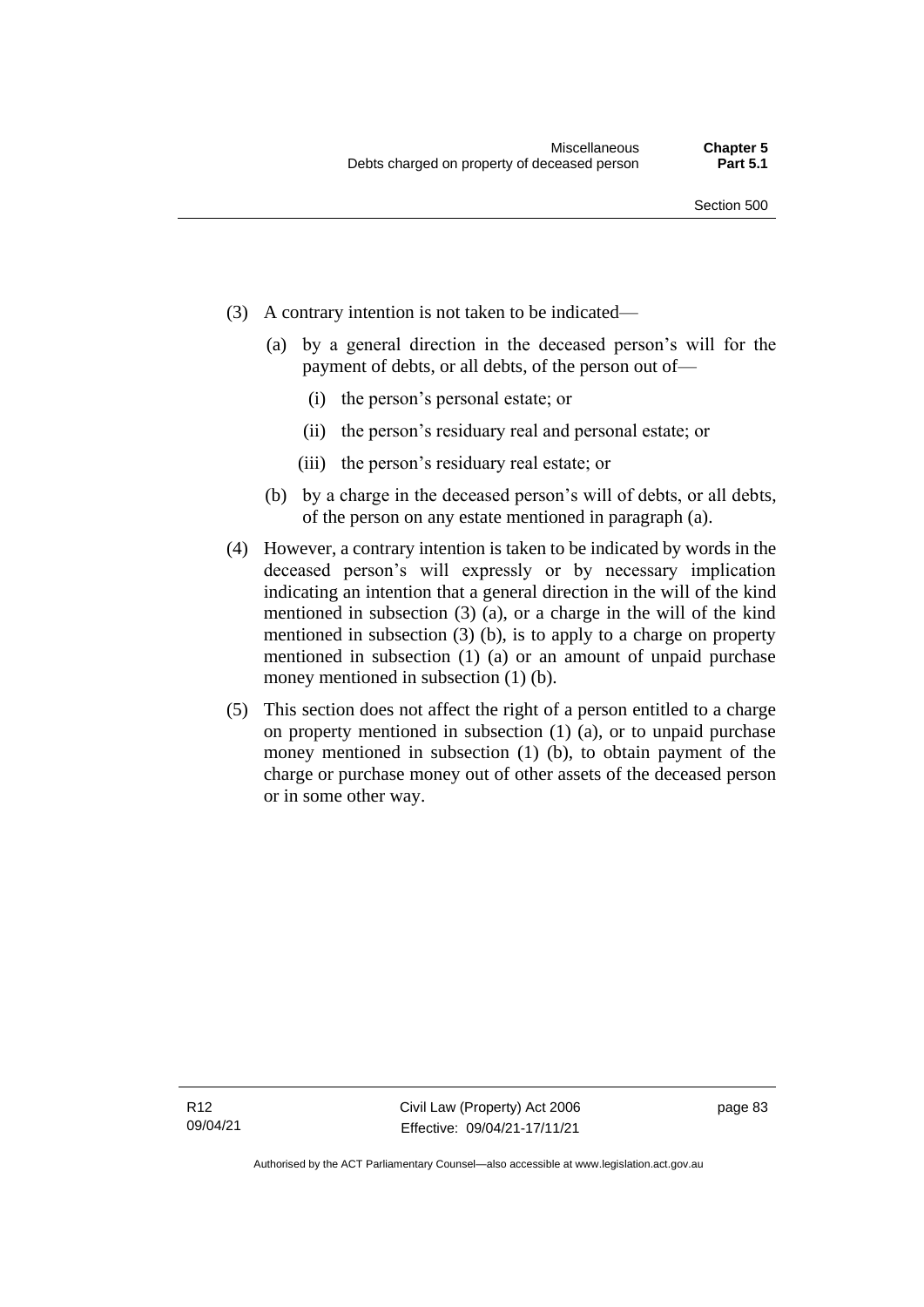(3) A contrary intention is not taken to be indicated—

(a) by a general direction in the deceased person's will for the payment of debts, or all debts, of the person out of—

(i) the person's personal estate; or

(ii) the person's residuary real and personal estate; or

(iii) the person's residuary real estate; or

(b) by a charge in the deceased person's will of debts, or all debts, of the person on any estate mentioned in paragraph (a).

(4) However, a contrary intention is taken to be indicated by words in the deceased person's will expressly or by necessary implication indicating an intention that a general direction in the will of the kind mentioned in subsection (3) (a), or a charge in the will of the kind mentioned in subsection (3) (b), is to apply to a charge on property mentioned in subsection (1) (a) or an amount of unpaid purchase money mentioned in subsection (1) (b).

(5) This section does not affect the right of a person entitled to a charge on property mentioned in subsection (1) (a), or to unpaid purchase money mentioned in subsection (1) (b), to obtain payment of the charge or purchase money out of other assets of the deceased person or in some other way.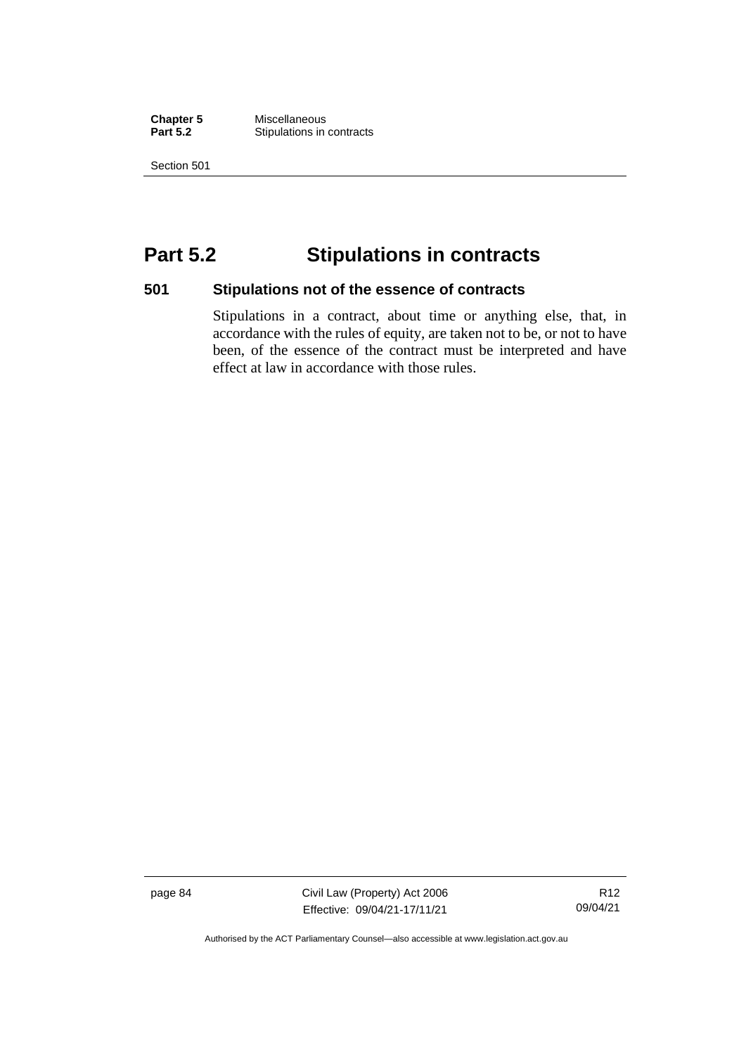# Part 5.2 Stipulations in contracts

## 501 Stipulations not of the essence of contracts

Stipulations in a contract, about time or anything else, that, in accordance with the rules of equity, are taken not to be, or not to have been, of the essence of the contract must be interpreted and have effect at law in accordance with those rules.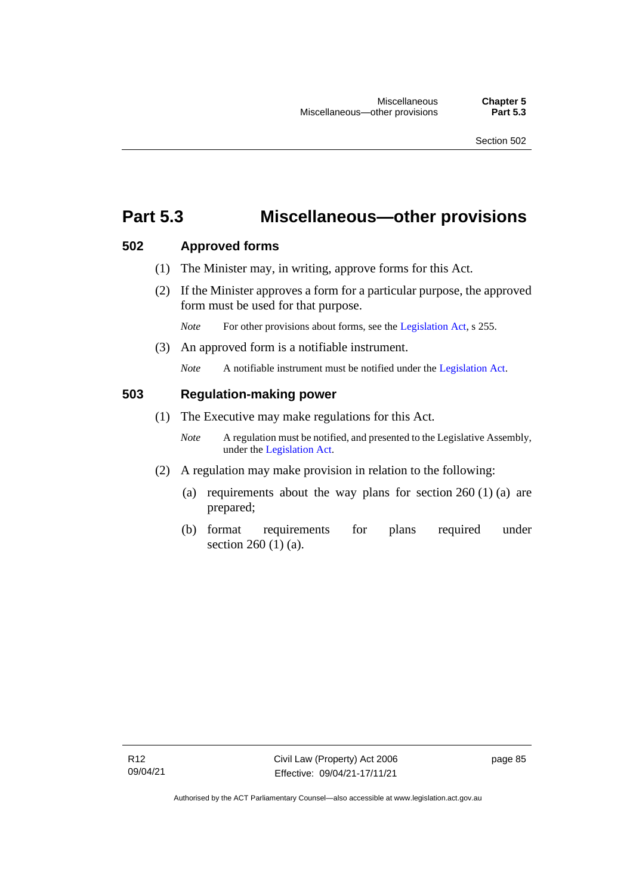# Part 5.3 Miscellaneous—other provisions

## 502 Approved forms

(1) The Minister may, in writing, approve forms for this Act.

(2) If the Minister approves a form for a particular purpose, the approved form must be used for that purpose.

*Note* For other provisions about forms, see the Legislation Act, s 255.

(3) An approved form is a notifiable instrument.

*Note* A notifiable instrument must be notified under the Legislation Act.

## 503 Regulation-making power

(1) The Executive may make regulations for this Act.

*Note* A regulation must be notified, and presented to the Legislative Assembly, under the Legislation Act.

(2) A regulation may make provision in relation to the following:

(a) requirements about the way plans for section 260 (1) (a) are prepared;

(b) format requirements for plans required under section 260 (1) (a).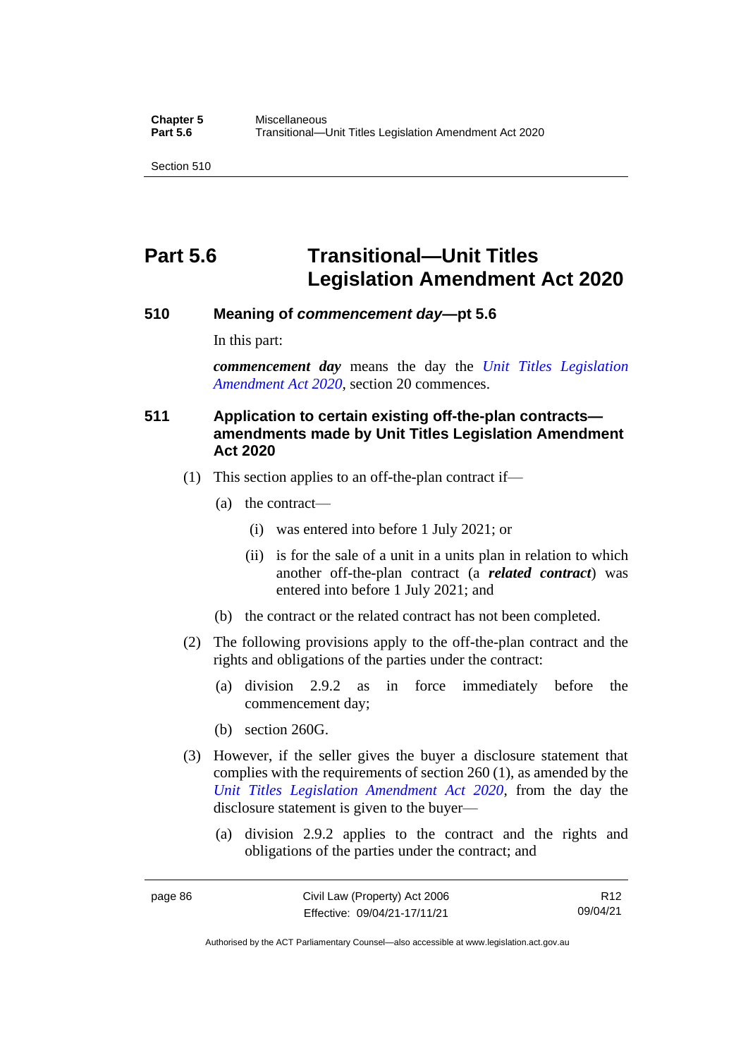# Part 5.6 Transitional—Unit Titles Legislation Amendment Act 2020

### 510 Meaning of *commencement day*—pt 5.6

In this part:

***commencement day*** means the day the *Unit Titles Legislation Amendment Act 2020*, section 20 commences.

### 511 Application to certain existing off-the-plan contracts—amendments made by Unit Titles Legislation Amendment Act 2020

(1) This section applies to an off-the-plan contract if—

(a) the contract—

(i) was entered into before 1 July 2021; or

(ii) is for the sale of a unit in a units plan in relation to which another off-the-plan contract (a ***related contract***) was entered into before 1 July 2021; and

(b) the contract or the related contract has not been completed.

(2) The following provisions apply to the off-the-plan contract and the rights and obligations of the parties under the contract:

(a) division 2.9.2 as in force immediately before the commencement day;

(b) section 260G.

(3) However, if the seller gives the buyer a disclosure statement that complies with the requirements of section 260 (1), as amended by the *Unit Titles Legislation Amendment Act 2020*, from the day the disclosure statement is given to the buyer—

(a) division 2.9.2 applies to the contract and the rights and obligations of the parties under the contract; and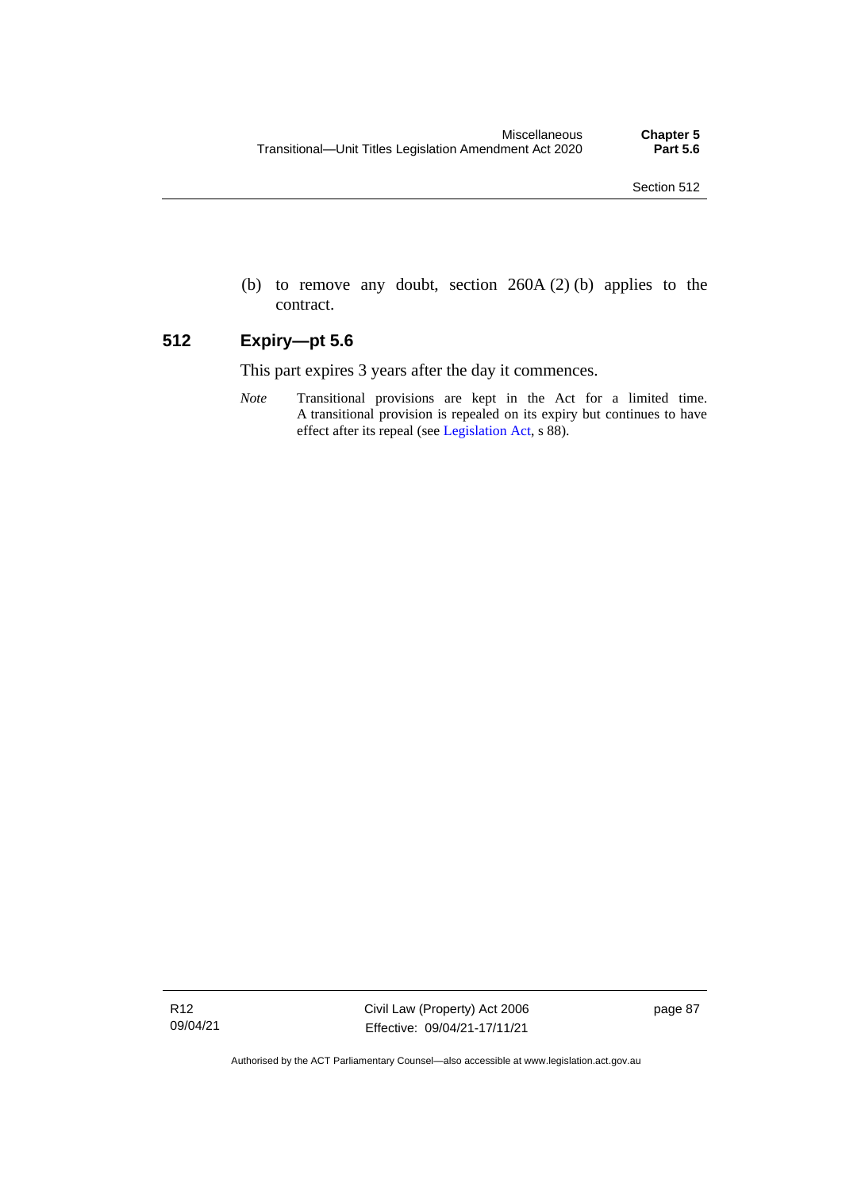(b) to remove any doubt, section 260A (2) (b) applies to the contract.

## 512 Expiry—pt 5.6

This part expires 3 years after the day it commences.

*Note* Transitional provisions are kept in the Act for a limited time. A transitional provision is repealed on its expiry but continues to have effect after its repeal (see Legislation Act, s 88).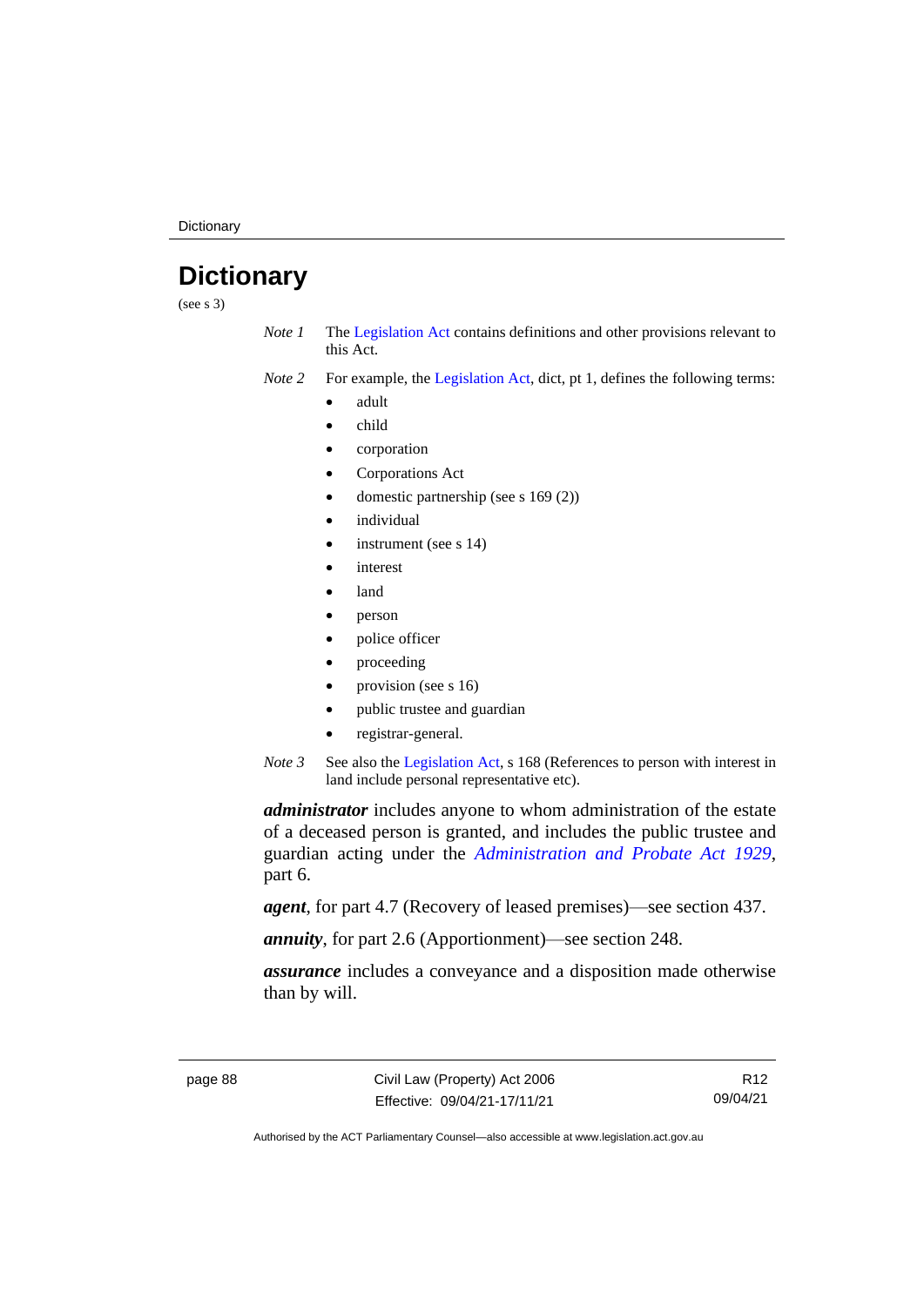# Dictionary

(see s 3)

*Note 1* The Legislation Act contains definitions and other provisions relevant to this Act.

*Note 2* For example, the Legislation Act, dict, pt 1, defines the following terms:

- adult
- child
- corporation
- Corporations Act
- domestic partnership (see s 169 (2))
- individual
- instrument (see s 14)
- interest
- land
- person
- police officer
- proceeding
- provision (see s 16)
- public trustee and guardian
- registrar-general.

*Note 3* See also the Legislation Act, s 168 (References to person with interest in land include personal representative etc).

***administrator*** includes anyone to whom administration of the estate of a deceased person is granted, and includes the public trustee and guardian acting under the *Administration and Probate Act 1929*, part 6.

***agent***, for part 4.7 (Recovery of leased premises)—see section 437.

***annuity***, for part 2.6 (Apportionment)—see section 248.

***assurance*** includes a conveyance and a disposition made otherwise than by will.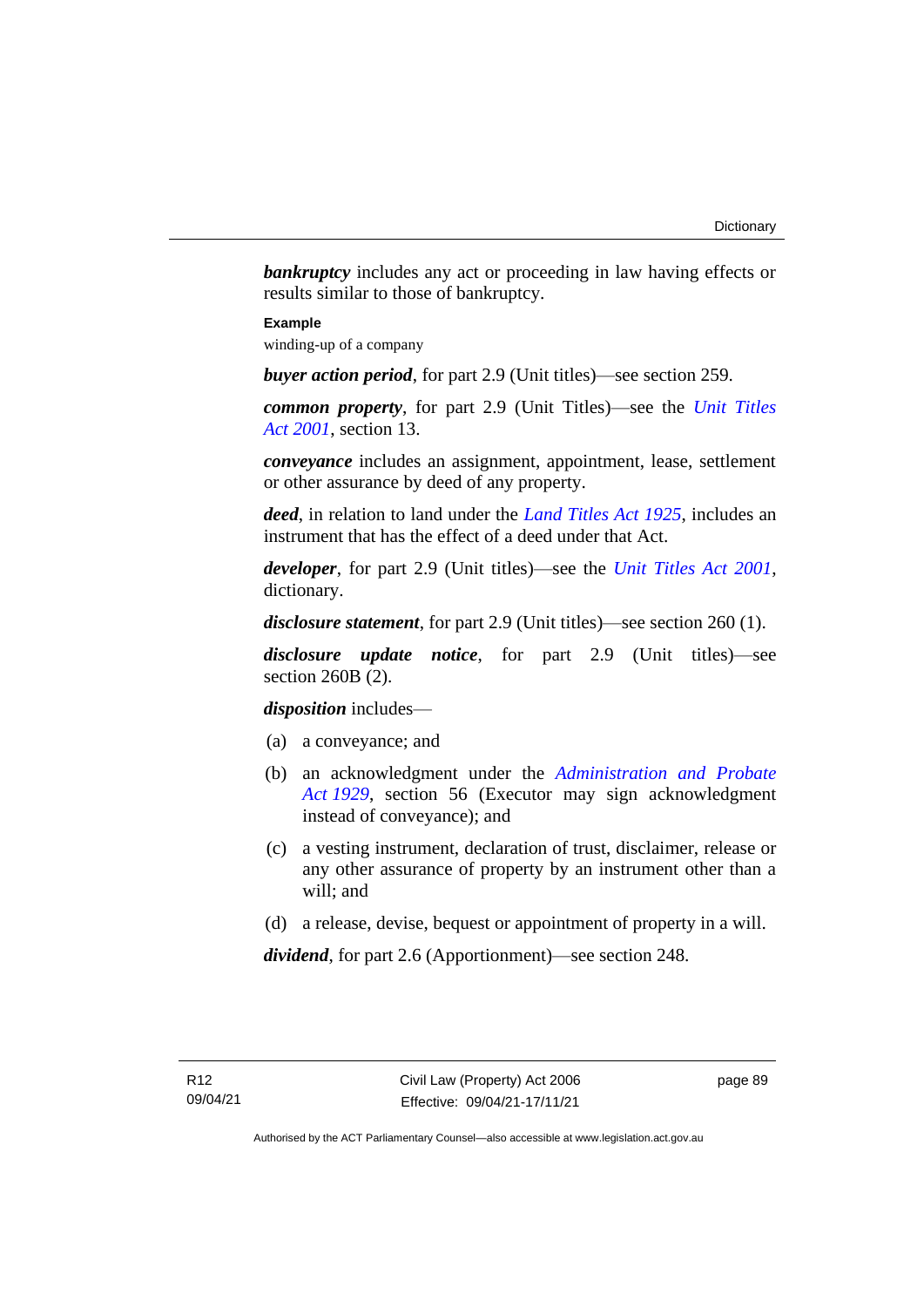***bankruptcy*** includes any act or proceeding in law having effects or results similar to those of bankruptcy.

**Example**

winding-up of a company

***buyer action period***, for part 2.9 (Unit titles)—see section 259.

***common property***, for part 2.9 (Unit Titles)—see the *Unit Titles Act 2001*, section 13.

***conveyance*** includes an assignment, appointment, lease, settlement or other assurance by deed of any property.

***deed***, in relation to land under the *Land Titles Act 1925*, includes an instrument that has the effect of a deed under that Act.

***developer***, for part 2.9 (Unit titles)—see the *Unit Titles Act 2001*, dictionary.

***disclosure statement***, for part 2.9 (Unit titles)—see section 260 (1).

***disclosure update notice***, for part 2.9 (Unit titles)—see section 260B (2).

***disposition*** includes—

(a) a conveyance; and

(b) an acknowledgment under the *Administration and Probate Act 1929*, section 56 (Executor may sign acknowledgment instead of conveyance); and

(c) a vesting instrument, declaration of trust, disclaimer, release or any other assurance of property by an instrument other than a will; and

(d) a release, devise, bequest or appointment of property in a will.

***dividend***, for part 2.6 (Apportionment)—see section 248.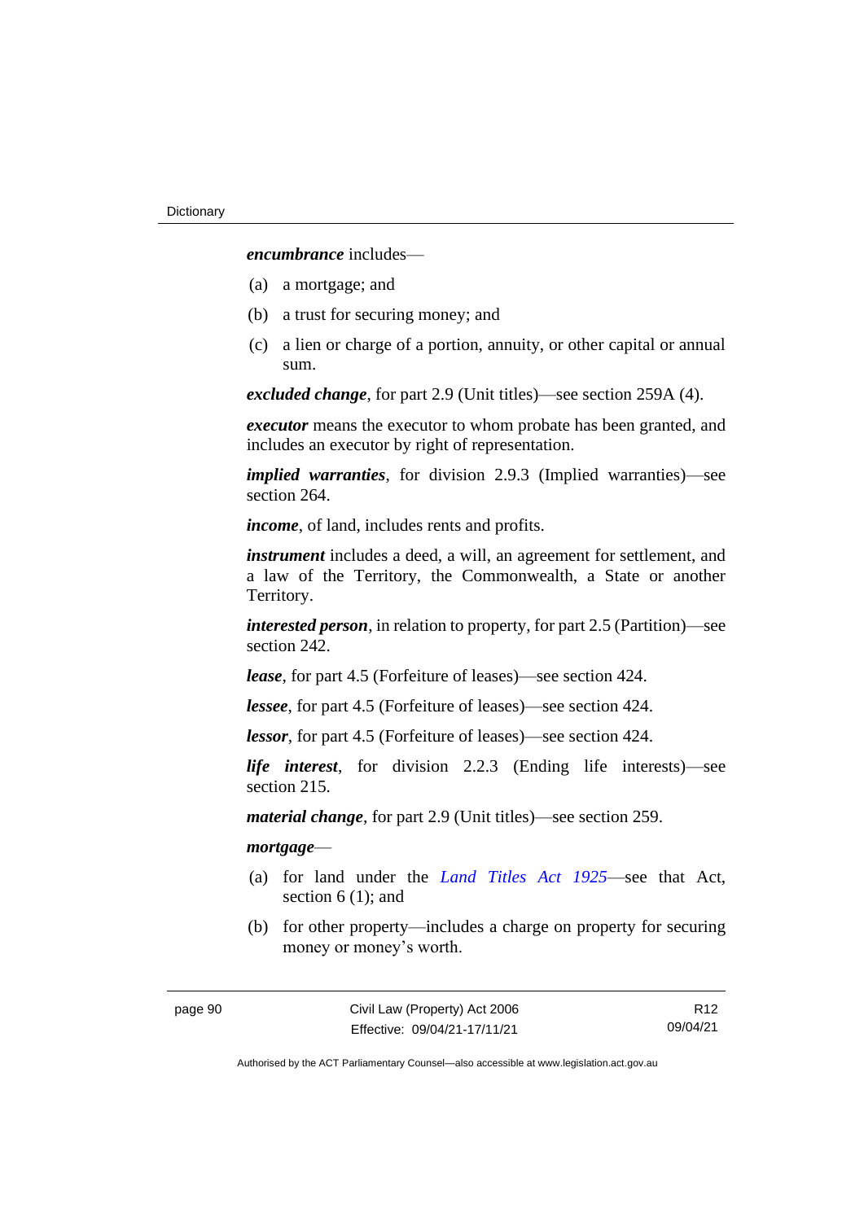***encumbrance*** includes—

(a) a mortgage; and

(b) a trust for securing money; and

(c) a lien or charge of a portion, annuity, or other capital or annual sum.

***excluded change***, for part 2.9 (Unit titles)—see section 259A (4).

***executor*** means the executor to whom probate has been granted, and includes an executor by right of representation.

***implied warranties***, for division 2.9.3 (Implied warranties)—see section 264.

***income***, of land, includes rents and profits.

***instrument*** includes a deed, a will, an agreement for settlement, and a law of the Territory, the Commonwealth, a State or another Territory.

***interested person***, in relation to property, for part 2.5 (Partition)—see section 242.

***lease***, for part 4.5 (Forfeiture of leases)—see section 424.

***lessee***, for part 4.5 (Forfeiture of leases)—see section 424.

***lessor***, for part 4.5 (Forfeiture of leases)—see section 424.

***life interest***, for division 2.2.3 (Ending life interests)—see section 215.

***material change***, for part 2.9 (Unit titles)—see section 259.

***mortgage***—

(a) for land under the *Land Titles Act 1925*—see that Act, section 6 (1); and

(b) for other property—includes a charge on property for securing money or money's worth.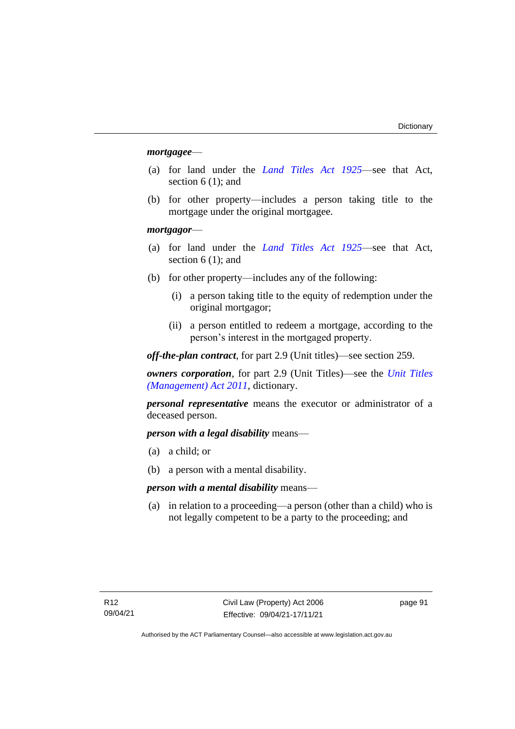***mortgagee***—

(a) for land under the *Land Titles Act 1925*—see that Act, section 6 (1); and

(b) for other property—includes a person taking title to the mortgage under the original mortgagee.

***mortgagor***—

(a) for land under the *Land Titles Act 1925*—see that Act, section 6 (1); and

(b) for other property—includes any of the following:

  (i) a person taking title to the equity of redemption under the original mortgagor;

  (ii) a person entitled to redeem a mortgage, according to the person's interest in the mortgaged property.

***off-the-plan contract***, for part 2.9 (Unit titles)—see section 259.

***owners corporation***, for part 2.9 (Unit Titles)—see the *Unit Titles (Management) Act 2011*, dictionary.

***personal representative*** means the executor or administrator of a deceased person.

***person with a legal disability*** means—

(a) a child; or

(b) a person with a mental disability.

***person with a mental disability*** means—

(a) in relation to a proceeding—a person (other than a child) who is not legally competent to be a party to the proceeding; and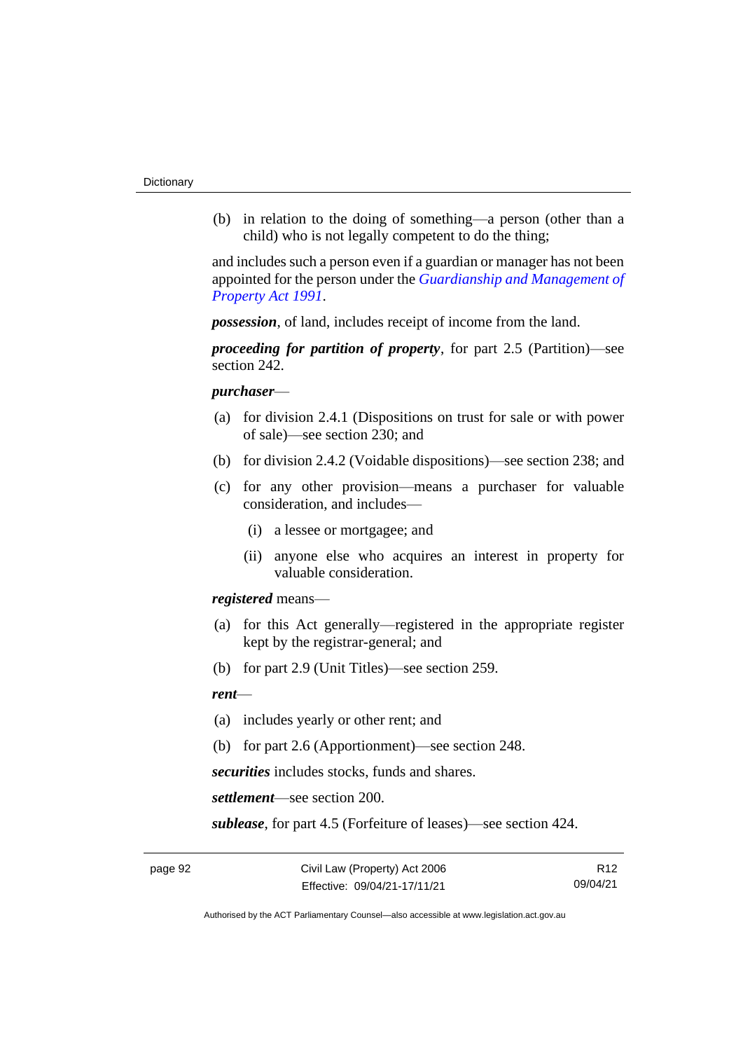(b) in relation to the doing of something—a person (other than a child) who is not legally competent to do the thing;

and includes such a person even if a guardian or manager has not been appointed for the person under the *Guardianship and Management of Property Act 1991*.

***possession***, of land, includes receipt of income from the land.

***proceeding for partition of property***, for part 2.5 (Partition)—see section 242.

***purchaser***—

(a) for division 2.4.1 (Dispositions on trust for sale or with power of sale)—see section 230; and

(b) for division 2.4.2 (Voidable dispositions)—see section 238; and

(c) for any other provision—means a purchaser for valuable consideration, and includes—

  (i) a lessee or mortgagee; and

  (ii) anyone else who acquires an interest in property for valuable consideration.

***registered*** means—

(a) for this Act generally—registered in the appropriate register kept by the registrar-general; and

(b) for part 2.9 (Unit Titles)—see section 259.

***rent***—

(a) includes yearly or other rent; and

(b) for part 2.6 (Apportionment)—see section 248.

***securities*** includes stocks, funds and shares.

***settlement***—see section 200.

***sublease***, for part 4.5 (Forfeiture of leases)—see section 424.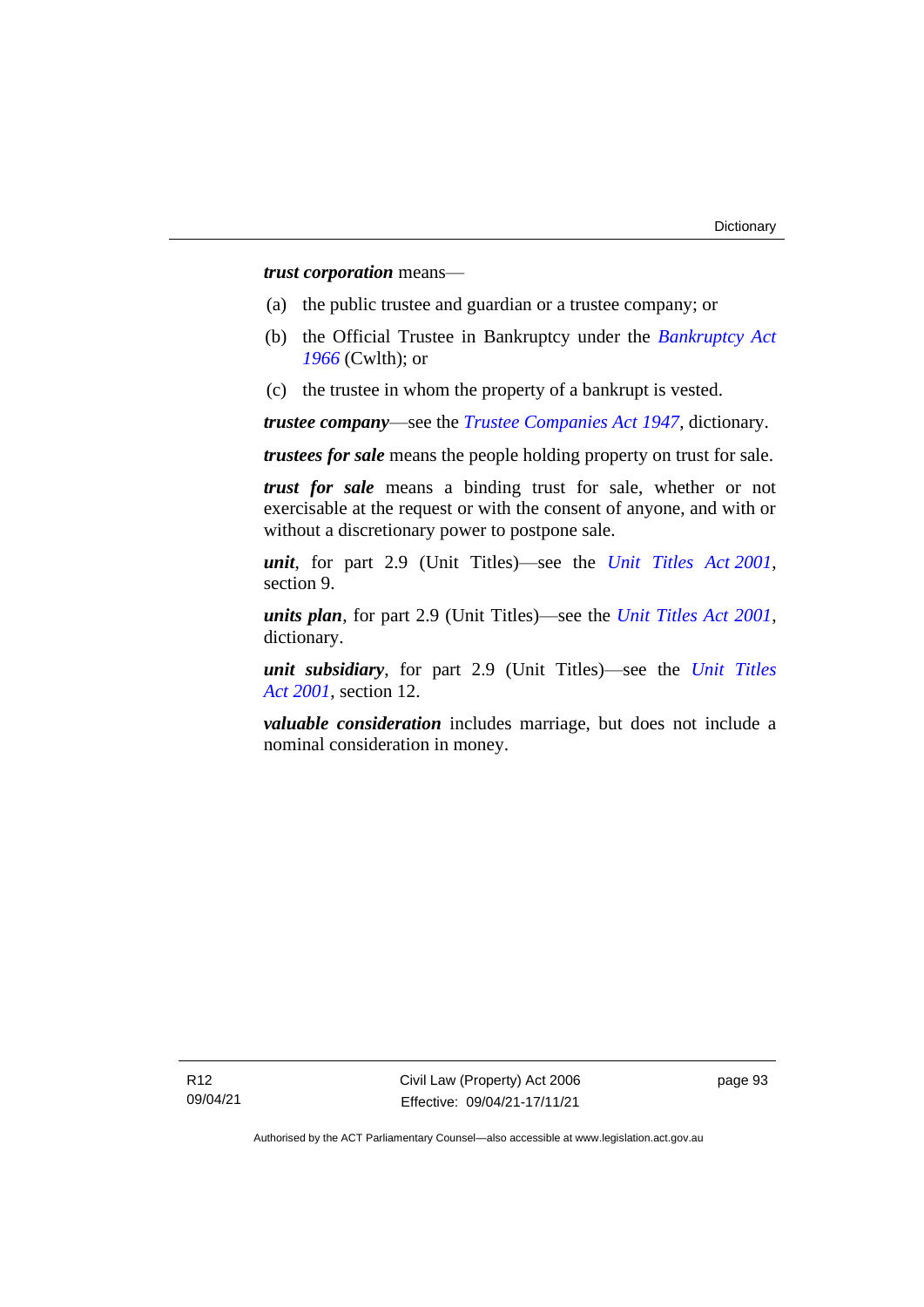***trust corporation*** means—

(a) the public trustee and guardian or a trustee company; or

(b) the Official Trustee in Bankruptcy under the *Bankruptcy Act 1966* (Cwlth); or

(c) the trustee in whom the property of a bankrupt is vested.

***trustee company***—see the *Trustee Companies Act 1947*, dictionary.

***trustees for sale*** means the people holding property on trust for sale.

***trust for sale*** means a binding trust for sale, whether or not exercisable at the request or with the consent of anyone, and with or without a discretionary power to postpone sale.

***unit***, for part 2.9 (Unit Titles)—see the *Unit Titles Act 2001*, section 9.

***units plan***, for part 2.9 (Unit Titles)—see the *Unit Titles Act 2001*, dictionary.

***unit subsidiary***, for part 2.9 (Unit Titles)—see the *Unit Titles Act 2001*, section 12.

***valuable consideration*** includes marriage, but does not include a nominal consideration in money.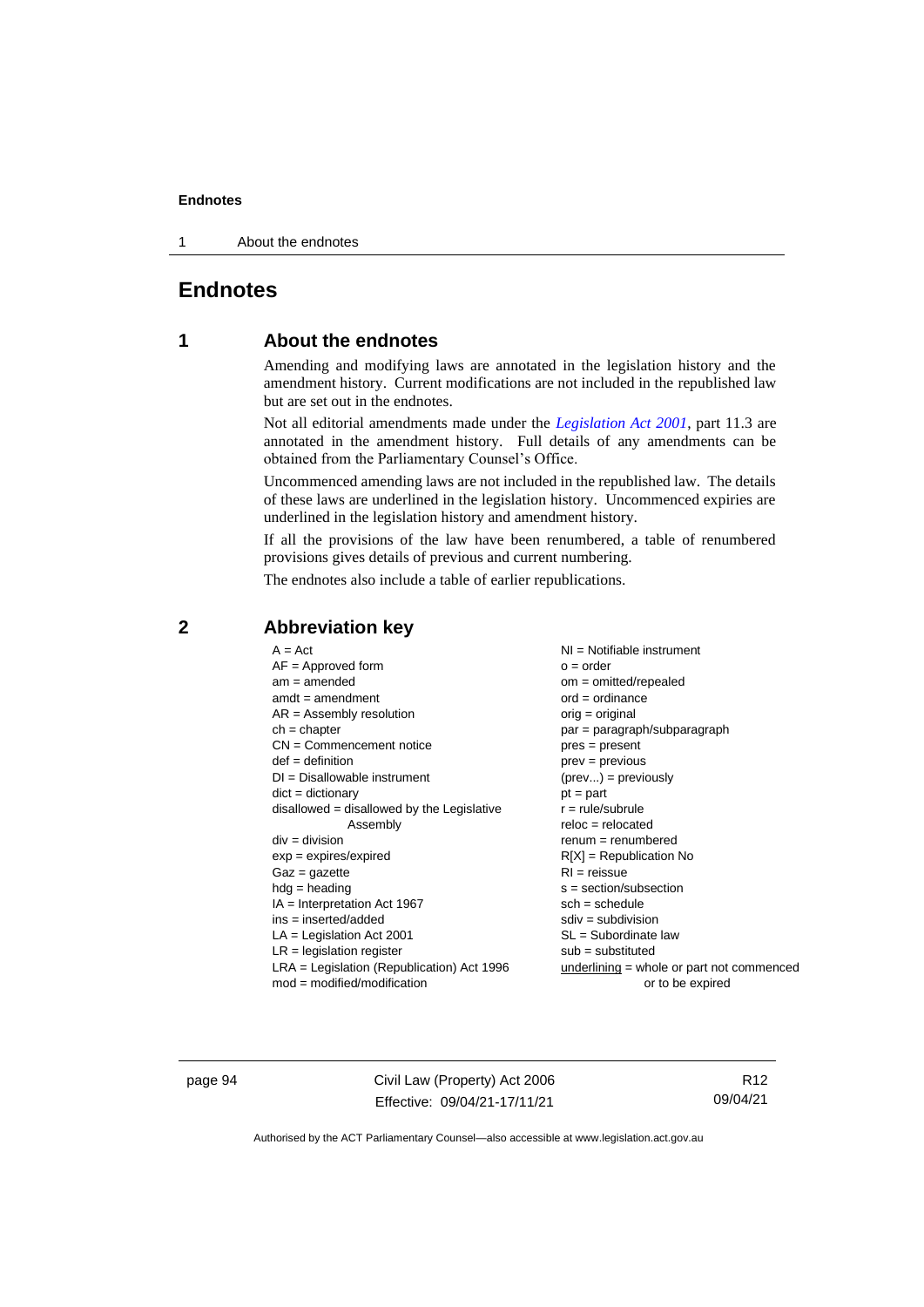# Endnotes

## 1 About the endnotes

Amending and modifying laws are annotated in the legislation history and the amendment history. Current modifications are not included in the republished law but are set out in the endnotes.

Not all editorial amendments made under the *Legislation Act 2001*, part 11.3 are annotated in the amendment history. Full details of any amendments can be obtained from the Parliamentary Counsel's Office.

Uncommenced amending laws are not included in the republished law. The details of these laws are underlined in the legislation history. Uncommenced expiries are underlined in the legislation history and amendment history.

If all the provisions of the law have been renumbered, a table of renumbered provisions gives details of previous and current numbering.

The endnotes also include a table of earlier republications.

## 2 Abbreviation key

A = Act
AF = Approved form
am = amended
amdt = amendment
AR = Assembly resolution
ch = chapter
CN = Commencement notice
def = definition
DI = Disallowable instrument
dict = dictionary
disallowed = disallowed by the Legislative Assembly
div = division
exp = expires/expired
Gaz = gazette
hdg = heading
IA = Interpretation Act 1967
ins = inserted/added
LA = Legislation Act 2001
LR = legislation register
LRA = Legislation (Republication) Act 1996
mod = modified/modification
NI = Notifiable instrument
o = order
om = omitted/repealed
ord = ordinance
orig = original
par = paragraph/subparagraph
pres = present
prev = previous
(prev...) = previously
pt = part
r = rule/subrule
reloc = relocated
renum = renumbered
R[X] = Republication No
RI = reissue
s = section/subsection
sch = schedule
sdiv = subdivision
SL = Subordinate law
sub = substituted
underlining = whole or part not commenced or to be expired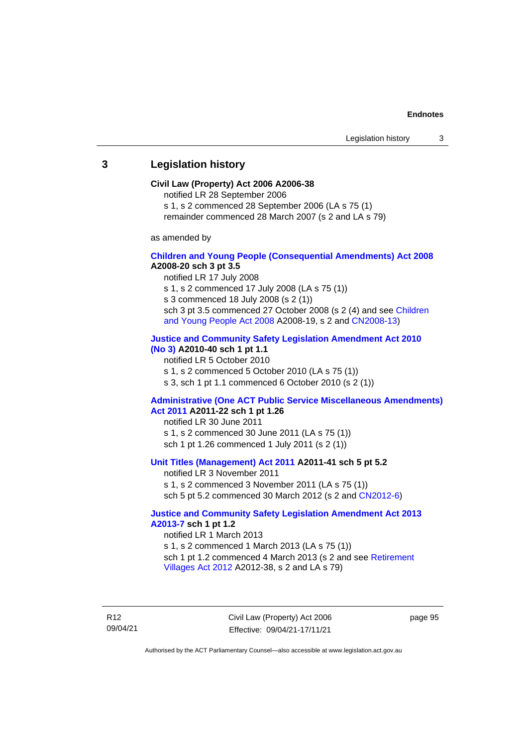## 3 Legislation history

**Civil Law (Property) Act 2006 A2006-38**

notified LR 28 September 2006

s 1, s 2 commenced 28 September 2006 (LA s 75 (1))

remainder commenced 28 March 2007 (s 2 and LA s 79)

as amended by

**Children and Young People (Consequential Amendments) Act 2008 A2008-20 sch 3 pt 3.5**

notified LR 17 July 2008

s 1, s 2 commenced 17 July 2008 (LA s 75 (1))

s 3 commenced 18 July 2008 (s 2 (1))

sch 3 pt 3.5 commenced 27 October 2008 (s 2 (4) and see Children and Young People Act 2008 A2008-19, s 2 and CN2008-13)

**Justice and Community Safety Legislation Amendment Act 2010 (No 3) A2010-40 sch 1 pt 1.1**

notified LR 5 October 2010

s 1, s 2 commenced 5 October 2010 (LA s 75 (1))

s 3, sch 1 pt 1.1 commenced 6 October 2010 (s 2 (1))

**Administrative (One ACT Public Service Miscellaneous Amendments) Act 2011 A2011-22 sch 1 pt 1.26**

notified LR 30 June 2011

s 1, s 2 commenced 30 June 2011 (LA s 75 (1))

sch 1 pt 1.26 commenced 1 July 2011 (s 2 (1))

**Unit Titles (Management) Act 2011 A2011-41 sch 5 pt 5.2**

notified LR 3 November 2011

s 1, s 2 commenced 3 November 2011 (LA s 75 (1))

sch 5 pt 5.2 commenced 30 March 2012 (s 2 and CN2012-6)

**Justice and Community Safety Legislation Amendment Act 2013 A2013-7 sch 1 pt 1.2**

notified LR 1 March 2013

s 1, s 2 commenced 1 March 2013 (LA s 75 (1))

sch 1 pt 1.2 commenced 4 March 2013 (s 2 and see Retirement Villages Act 2012 A2012-38, s 2 and LA s 79)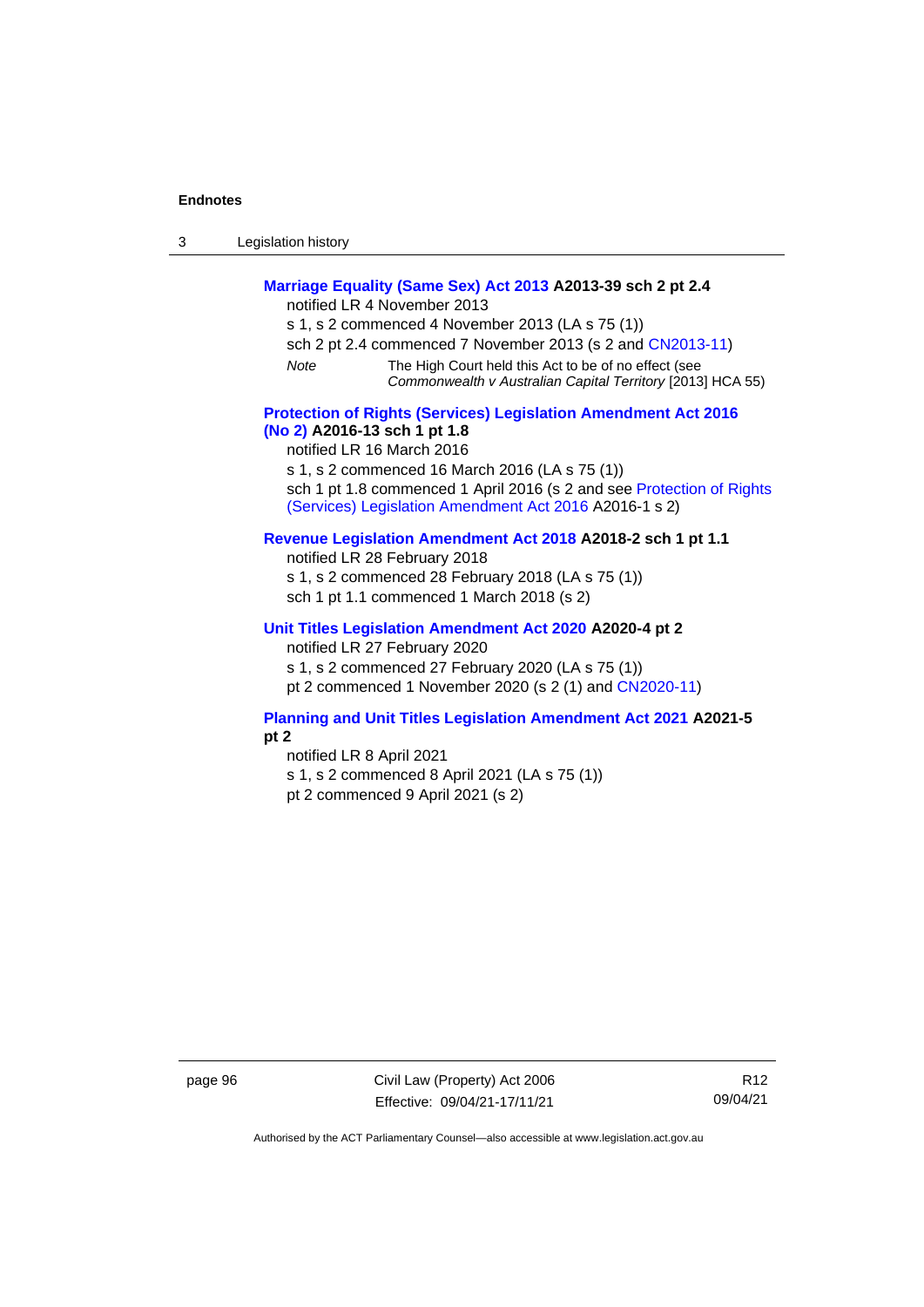**Marriage Equality (Same Sex) Act 2013 A2013-39 sch 2 pt 2.4**

notified LR 4 November 2013

s 1, s 2 commenced 4 November 2013 (LA s 75 (1))

sch 2 pt 2.4 commenced 7 November 2013 (s 2 and CN2013-11)

*Note* The High Court held this Act to be of no effect (see *Commonwealth v Australian Capital Territory* [2013] HCA 55)

**Protection of Rights (Services) Legislation Amendment Act 2016 (No 2) A2016-13 sch 1 pt 1.8**

notified LR 16 March 2016

s 1, s 2 commenced 16 March 2016 (LA s 75 (1))

sch 1 pt 1.8 commenced 1 April 2016 (s 2 and see Protection of Rights (Services) Legislation Amendment Act 2016 A2016-1 s 2)

**Revenue Legislation Amendment Act 2018 A2018-2 sch 1 pt 1.1**

notified LR 28 February 2018

s 1, s 2 commenced 28 February 2018 (LA s 75 (1))

sch 1 pt 1.1 commenced 1 March 2018 (s 2)

**Unit Titles Legislation Amendment Act 2020 A2020-4 pt 2**

notified LR 27 February 2020

s 1, s 2 commenced 27 February 2020 (LA s 75 (1))

pt 2 commenced 1 November 2020 (s 2 (1) and CN2020-11)

**Planning and Unit Titles Legislation Amendment Act 2021 A2021-5 pt 2**

notified LR 8 April 2021

s 1, s 2 commenced 8 April 2021 (LA s 75 (1))

pt 2 commenced 9 April 2021 (s 2)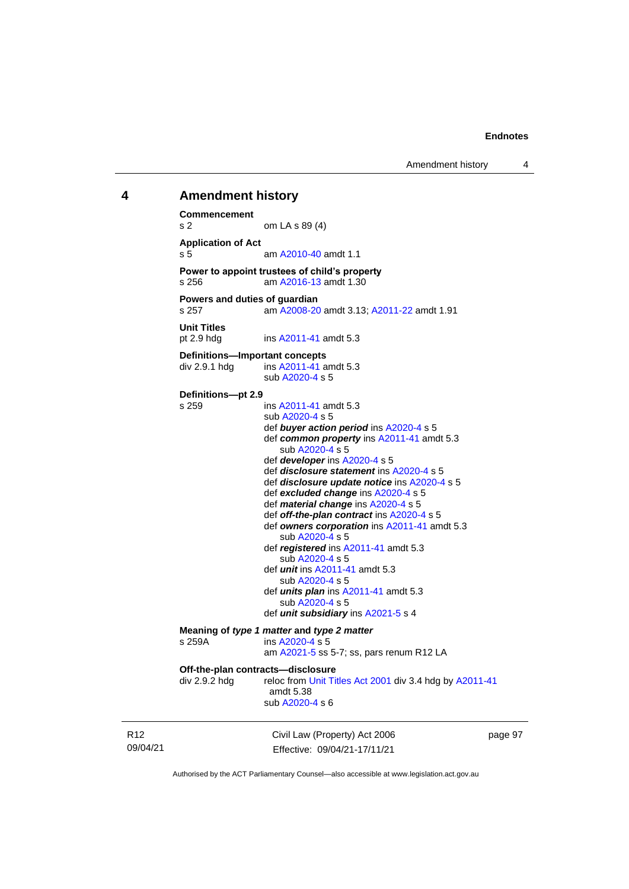## 4 Amendment history

**Commencement**
s 2 om LA s 89 (4)

**Application of Act**
s 5 am A2010-40 amdt 1.1

**Power to appoint trustees of child's property**
s 256 am A2016-13 amdt 1.30

**Powers and duties of guardian**
s 257 am A2008-20 amdt 3.13; A2011-22 amdt 1.91

**Unit Titles**
pt 2.9 hdg ins A2011-41 amdt 5.3

**Definitions—Important concepts**
div 2.9.1 hdg ins A2011-41 amdt 5.3
sub A2020-4 s 5

**Definitions—pt 2.9**
s 259 ins A2011-41 amdt 5.3
sub A2020-4 s 5
def ***buyer action period*** ins A2020-4 s 5
def ***common property*** ins A2011-41 amdt 5.3
sub A2020-4 s 5
def ***developer*** ins A2020-4 s 5
def ***disclosure statement*** ins A2020-4 s 5
def ***disclosure update notice*** ins A2020-4 s 5
def ***excluded change*** ins A2020-4 s 5
def ***material change*** ins A2020-4 s 5
def ***off-the-plan contract*** ins A2020-4 s 5
def ***owners corporation*** ins A2011-41 amdt 5.3
sub A2020-4 s 5
def ***registered*** ins A2011-41 amdt 5.3
sub A2020-4 s 5
def ***unit*** ins A2011-41 amdt 5.3
sub A2020-4 s 5
def ***units plan*** ins A2011-41 amdt 5.3
sub A2020-4 s 5
def ***unit subsidiary*** ins A2021-5 s 4

**Meaning of *type 1 matter* and *type 2 matter***
s 259A ins A2020-4 s 5
am A2021-5 ss 5-7; ss, pars renum R12 LA

**Off-the-plan contracts—disclosure**
div 2.9.2 hdg reloc from Unit Titles Act 2001 div 3.4 hdg by A2011-41 amdt 5.38
sub A2020-4 s 6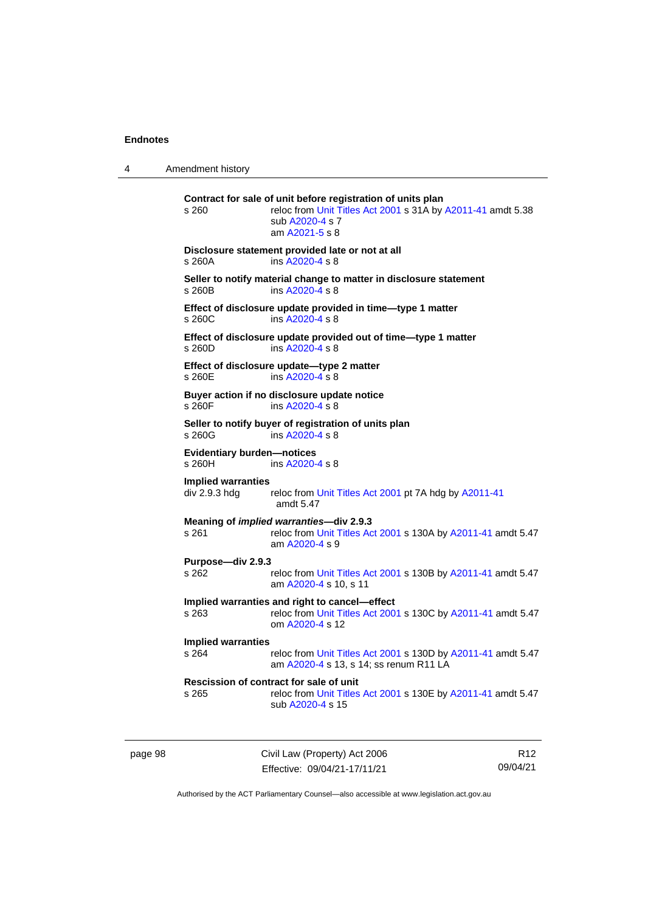**Contract for sale of unit before registration of units plan**
s 260 reloc from Unit Titles Act 2001 s 31A by A2011-41 amdt 5.38
sub A2020-4 s 7
am A2021-5 s 8

**Disclosure statement provided late or not at all**
s 260A ins A2020-4 s 8

**Seller to notify material change to matter in disclosure statement**
s 260B ins A2020-4 s 8

**Effect of disclosure update provided in time—type 1 matter**
s 260C ins A2020-4 s 8

**Effect of disclosure update provided out of time—type 1 matter**
s 260D ins A2020-4 s 8

**Effect of disclosure update—type 2 matter**
s 260E ins A2020-4 s 8

**Buyer action if no disclosure update notice**
s 260F ins A2020-4 s 8

**Seller to notify buyer of registration of units plan**
s 260G ins A2020-4 s 8

**Evidentiary burden—notices**
s 260H ins A2020-4 s 8

**Implied warranties**
div 2.9.3 hdg reloc from Unit Titles Act 2001 pt 7A hdg by A2011-41 amdt 5.47

**Meaning of *implied warranties*—div 2.9.3**
s 261 reloc from Unit Titles Act 2001 s 130A by A2011-41 amdt 5.47
am A2020-4 s 9

**Purpose—div 2.9.3**
s 262 reloc from Unit Titles Act 2001 s 130B by A2011-41 amdt 5.47
am A2020-4 s 10, s 11

**Implied warranties and right to cancel—effect**
s 263 reloc from Unit Titles Act 2001 s 130C by A2011-41 amdt 5.47
om A2020-4 s 12

**Implied warranties**
s 264 reloc from Unit Titles Act 2001 s 130D by A2011-41 amdt 5.47
am A2020-4 s 13, s 14; ss renum R11 LA

**Rescission of contract for sale of unit**
s 265 reloc from Unit Titles Act 2001 s 130E by A2011-41 amdt 5.47
sub A2020-4 s 15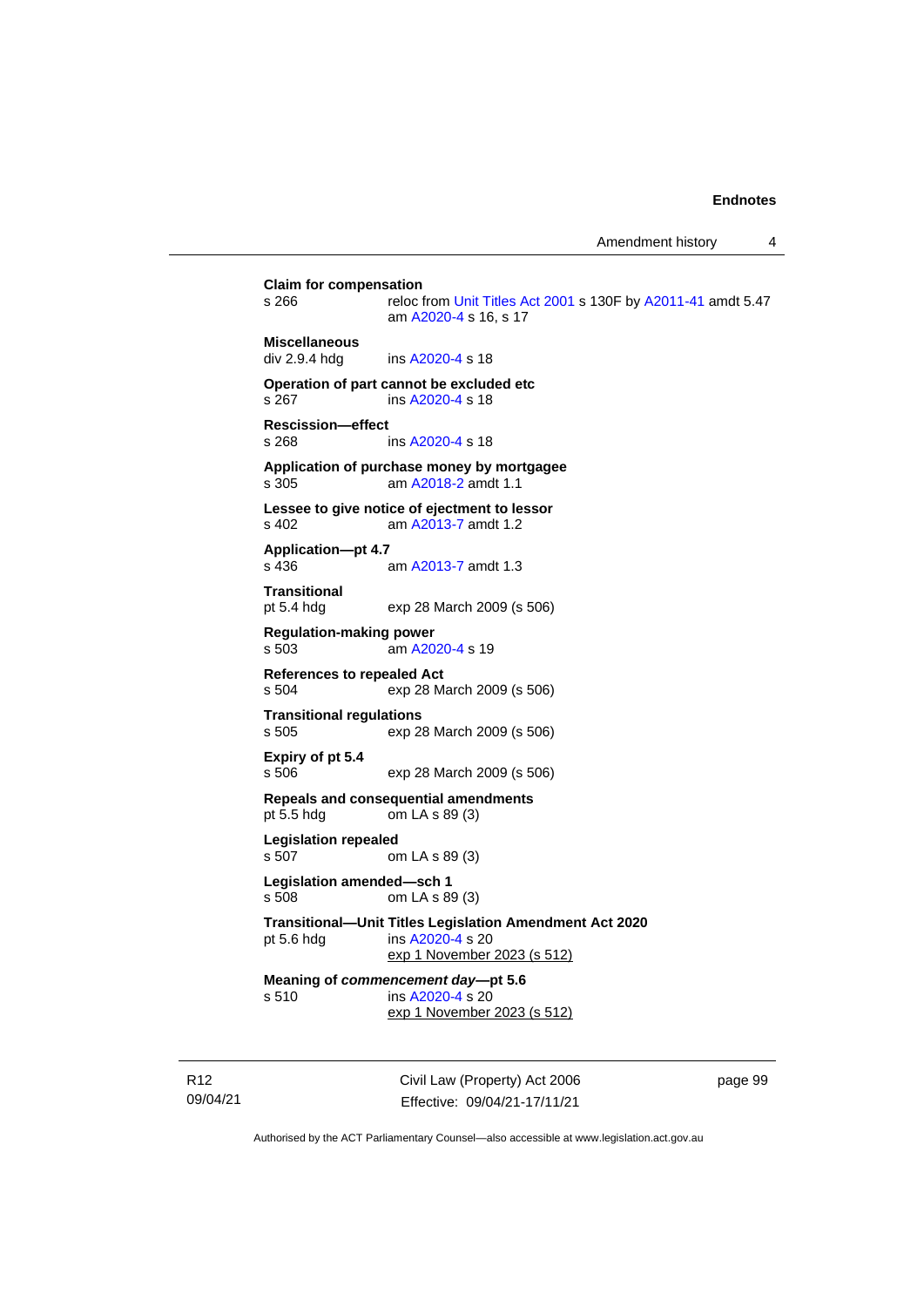**Claim for compensation**
s 266 reloc from Unit Titles Act 2001 s 130F by A2011-41 amdt 5.47
am A2020-4 s 16, s 17

**Miscellaneous**
div 2.9.4 hdg ins A2020-4 s 18

**Operation of part cannot be excluded etc**
s 267 ins A2020-4 s 18

**Rescission—effect**
s 268 ins A2020-4 s 18

**Application of purchase money by mortgagee**
s 305 am A2018-2 amdt 1.1

**Lessee to give notice of ejectment to lessor**
s 402 am A2013-7 amdt 1.2

**Application—pt 4.7**
s 436 am A2013-7 amdt 1.3

**Transitional**
pt 5.4 hdg exp 28 March 2009 (s 506)

**Regulation-making power**
s 503 am A2020-4 s 19

**References to repealed Act**
s 504 exp 28 March 2009 (s 506)

**Transitional regulations**
s 505 exp 28 March 2009 (s 506)

**Expiry of pt 5.4**
s 506 exp 28 March 2009 (s 506)

**Repeals and consequential amendments**
pt 5.5 hdg om LA s 89 (3)

**Legislation repealed**
s 507 om LA s 89 (3)

**Legislation amended—sch 1**
s 508 om LA s 89 (3)

**Transitional—Unit Titles Legislation Amendment Act 2020**
pt 5.6 hdg ins A2020-4 s 20
exp 1 November 2023 (s 512)

**Meaning of *commencement day*—pt 5.6**
s 510 ins A2020-4 s 20
exp 1 November 2023 (s 512)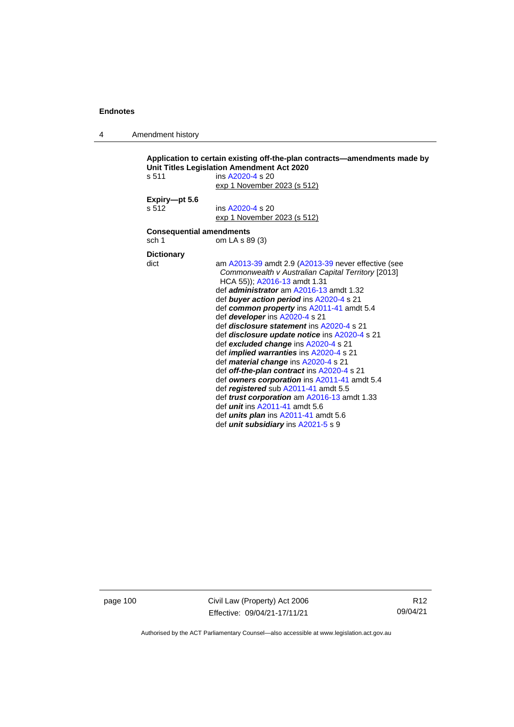**Application to certain existing off-the-plan contracts—amendments made by Unit Titles Legislation Amendment Act 2020**

s 511 — ins A2020-4 s 20
exp 1 November 2023 (s 512)

**Expiry—pt 5.6**

s 512 — ins A2020-4 s 20
exp 1 November 2023 (s 512)

**Consequential amendments**

sch 1 — om LA s 89 (3)

**Dictionary**

dict — am A2013-39 amdt 2.9 (A2013-39 never effective (see *Commonwealth v Australian Capital Territory* [2013] HCA 55)); A2016-13 amdt 1.31
def ***administrator*** am A2016-13 amdt 1.32
def ***buyer action period*** ins A2020-4 s 21
def ***common property*** ins A2011-41 amdt 5.4
def ***developer*** ins A2020-4 s 21
def ***disclosure statement*** ins A2020-4 s 21
def ***disclosure update notice*** ins A2020-4 s 21
def ***excluded change*** ins A2020-4 s 21
def ***implied warranties*** ins A2020-4 s 21
def ***material change*** ins A2020-4 s 21
def ***off-the-plan contract*** ins A2020-4 s 21
def ***owners corporation*** ins A2011-41 amdt 5.4
def ***registered*** sub A2011-41 amdt 5.5
def ***trust corporation*** am A2016-13 amdt 1.33
def ***unit*** ins A2011-41 amdt 5.6
def ***units plan*** ins A2011-41 amdt 5.6
def ***unit subsidiary*** ins A2021-5 s 9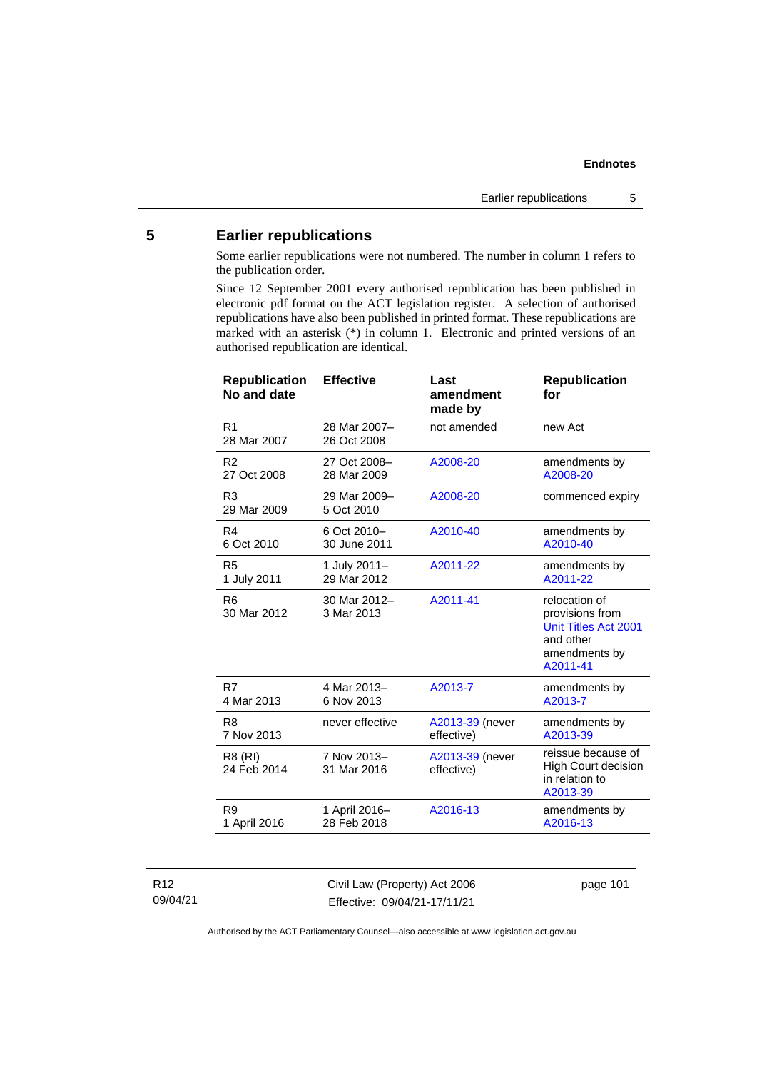## 5 Earlier republications

Some earlier republications were not numbered. The number in column 1 refers to the publication order.

Since 12 September 2001 every authorised republication has been published in electronic pdf format on the ACT legislation register. A selection of authorised republications have also been published in printed format. These republications are marked with an asterisk (*) in column 1. Electronic and printed versions of an authorised republication are identical.

| Republication No and date | Effective | Last amendment made by | Republication for |
|---|---|---|---|
| R1 28 Mar 2007 | 28 Mar 2007–26 Oct 2008 | not amended | new Act |
| R2 27 Oct 2008 | 27 Oct 2008–28 Mar 2009 | A2008-20 | amendments by A2008-20 |
| R3 29 Mar 2009 | 29 Mar 2009–5 Oct 2010 | A2008-20 | commenced expiry |
| R4 6 Oct 2010 | 6 Oct 2010–30 June 2011 | A2010-40 | amendments by A2010-40 |
| R5 1 July 2011 | 1 July 2011–29 Mar 2012 | A2011-22 | amendments by A2011-22 |
| R6 30 Mar 2012 | 30 Mar 2012–3 Mar 2013 | A2011-41 | relocation of provisions from Unit Titles Act 2001 and other amendments by A2011-41 |
| R7 4 Mar 2013 | 4 Mar 2013–6 Nov 2013 | A2013-7 | amendments by A2013-7 |
| R8 7 Nov 2013 | never effective | A2013-39 (never effective) | amendments by A2013-39 |
| R8 (RI) 24 Feb 2014 | 7 Nov 2013–31 Mar 2016 | A2013-39 (never effective) | reissue because of High Court decision in relation to A2013-39 |
| R9 1 April 2016 | 1 April 2016–28 Feb 2018 | A2016-13 | amendments by A2016-13 |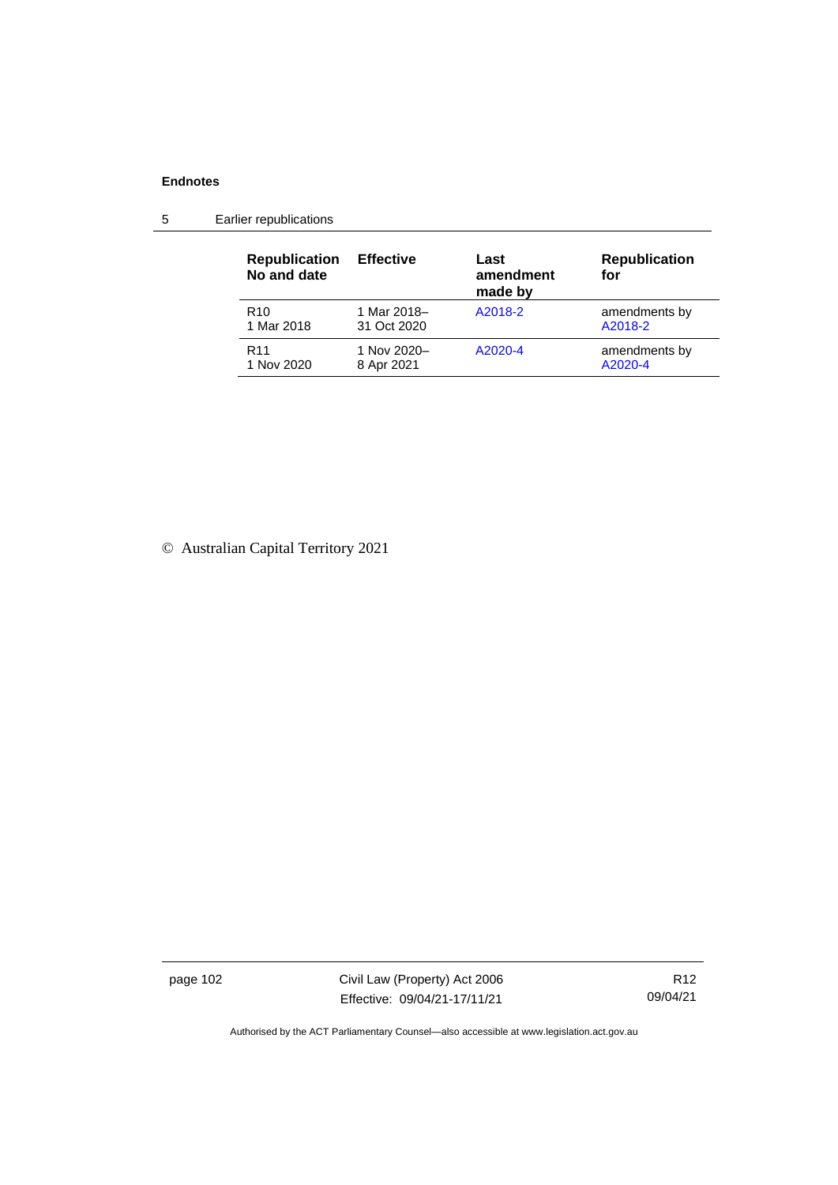## 5 Earlier republications

| Republication No and date | Effective | Last amendment made by | Republication for |
|---|---|---|---|
| R10<br>1 Mar 2018 | 1 Mar 2018–<br>31 Oct 2020 | A2018-2 | amendments by<br>A2018-2 |
| R11<br>1 Nov 2020 | 1 Nov 2020–<br>8 Apr 2021 | A2020-4 | amendments by<br>A2020-4 |

© Australian Capital Territory 2021